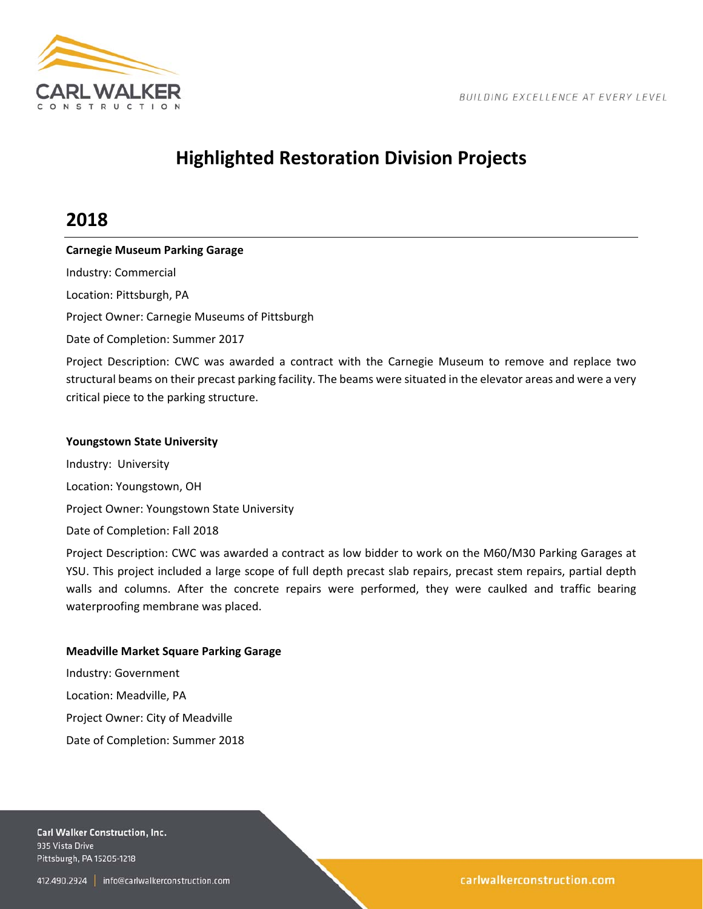# Highlighted Restoration Division Projects

## 2018

**Carnegie Museum Parking Garage**

Industry: Commercial

Location: Pittsburgh, PA

Project Owner: Carnegie Museums of Pittsburgh

Date of Completion: Summer 2017

Project Description: CWC was awarded a contract with the Carnegie Museum to remove and replace two structural beams on their precast parking facility. The beams were situated in the elevator areas and were a very critical piece to the parking structure.

**Youngstown State University**

Industry: University

Location: Youngstown, OH

Project Owner: Youngstown State University

Date of Completion: Fall 2018

Project Description: CWC was awarded a contract as low bidder to work on the M60/M30 Parking Garages at YSU. This project included a large scope of full depth precast slab repairs, precast stem repairs, partial depth walls and columns. After the concrete repairs were performed, they were caulked and traffic bearing waterproofing membrane was placed.

**Meadville Market Square Parking Garage**

Industry: Government

Location: Meadville, PA

Project Owner: City of Meadville

Date of Completion: Summer 2018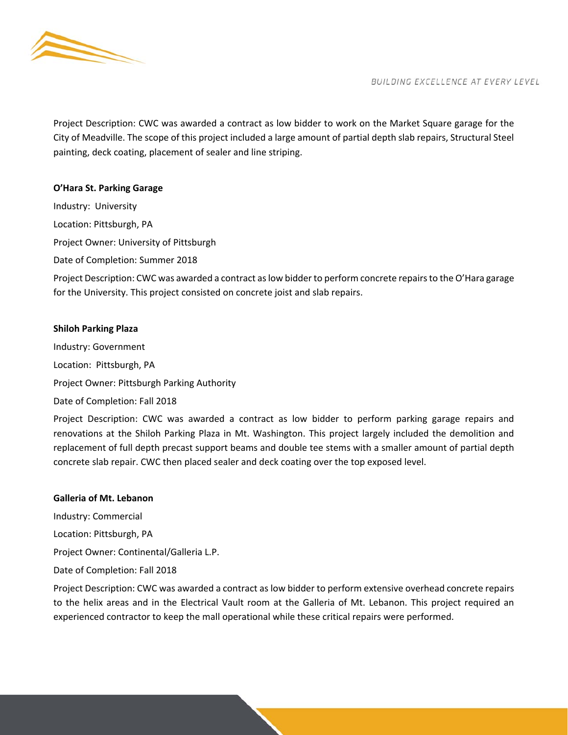Project Description: CWC was awarded a contract as low bidder to work on the Market Square garage for the City of Meadville. The scope of this project included a large amount of partial depth slab repairs, Structural Steel painting, deck coating, placement of sealer and line striping.

**O'Hara St. Parking Garage**

Industry: University

Location: Pittsburgh, PA

Project Owner: University of Pittsburgh

Date of Completion: Summer 2018

Project Description: CWC was awarded a contract as low bidder to perform concrete repairs to the O'Hara garage for the University. This project consisted on concrete joist and slab repairs.

**Shiloh Parking Plaza**

Industry: Government

Location: Pittsburgh, PA

Project Owner: Pittsburgh Parking Authority

Date of Completion: Fall 2018

Project Description: CWC was awarded a contract as low bidder to perform parking garage repairs and renovations at the Shiloh Parking Plaza in Mt. Washington. This project largely included the demolition and replacement of full depth precast support beams and double tee stems with a smaller amount of partial depth concrete slab repair. CWC then placed sealer and deck coating over the top exposed level.

**Galleria of Mt. Lebanon**

Industry: Commercial

Location: Pittsburgh, PA

Project Owner: Continental/Galleria L.P.

Date of Completion: Fall 2018

Project Description: CWC was awarded a contract as low bidder to perform extensive overhead concrete repairs to the helix areas and in the Electrical Vault room at the Galleria of Mt. Lebanon. This project required an experienced contractor to keep the mall operational while these critical repairs were performed.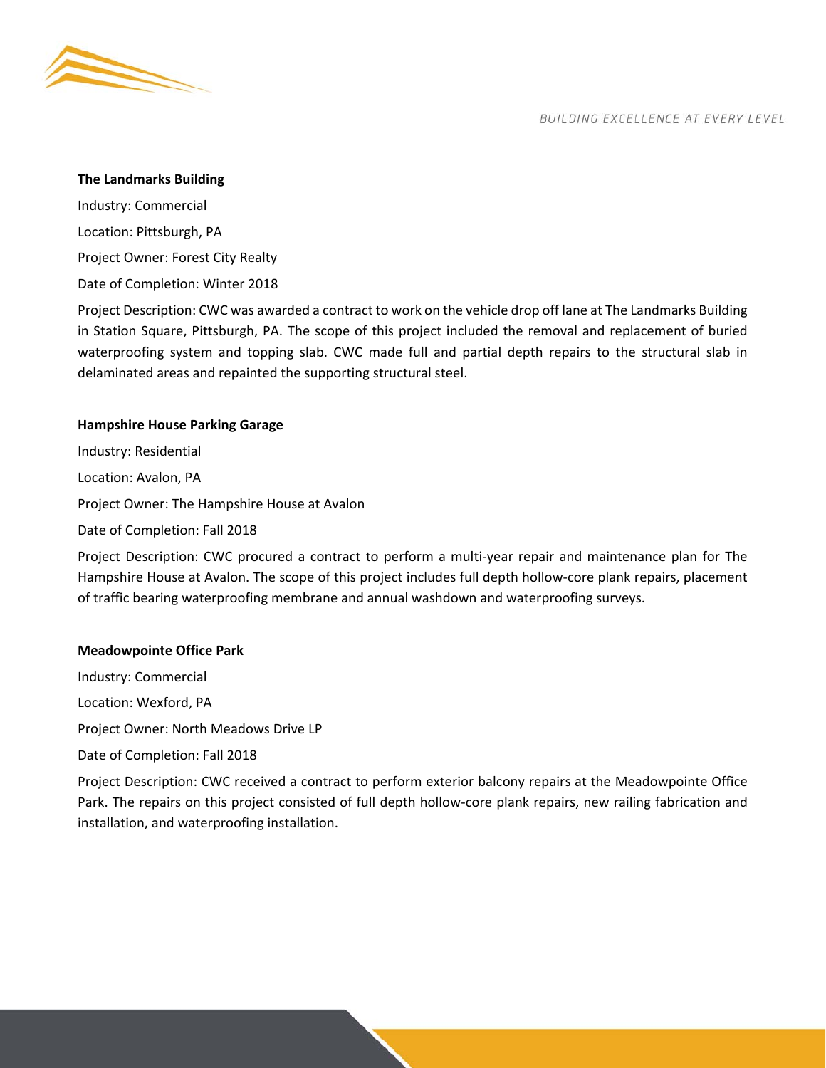**The Landmarks Building**

Industry: Commercial

Location: Pittsburgh, PA

Project Owner: Forest City Realty

Date of Completion: Winter 2018

Project Description: CWC was awarded a contract to work on the vehicle drop off lane at The Landmarks Building in Station Square, Pittsburgh, PA. The scope of this project included the removal and replacement of buried waterproofing system and topping slab. CWC made full and partial depth repairs to the structural slab in delaminated areas and repainted the supporting structural steel.

**Hampshire House Parking Garage**

Industry: Residential

Location: Avalon, PA

Project Owner: The Hampshire House at Avalon

Date of Completion: Fall 2018

Project Description: CWC procured a contract to perform a multi-year repair and maintenance plan for The Hampshire House at Avalon. The scope of this project includes full depth hollow-core plank repairs, placement of traffic bearing waterproofing membrane and annual washdown and waterproofing surveys.

**Meadowpointe Office Park**

Industry: Commercial

Location: Wexford, PA

Project Owner: North Meadows Drive LP

Date of Completion: Fall 2018

Project Description: CWC received a contract to perform exterior balcony repairs at the Meadowpointe Office Park. The repairs on this project consisted of full depth hollow-core plank repairs, new railing fabrication and installation, and waterproofing installation.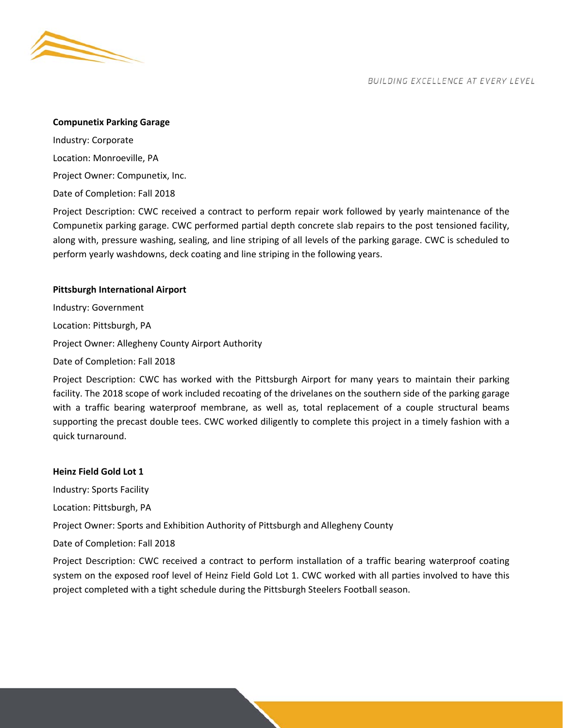**Compunetix Parking Garage**

Industry: Corporate

Location: Monroeville, PA

Project Owner: Compunetix, Inc.

Date of Completion: Fall 2018

Project Description: CWC received a contract to perform repair work followed by yearly maintenance of the Compunetix parking garage. CWC performed partial depth concrete slab repairs to the post tensioned facility, along with, pressure washing, sealing, and line striping of all levels of the parking garage. CWC is scheduled to perform yearly washdowns, deck coating and line striping in the following years.

**Pittsburgh International Airport**

Industry: Government

Location: Pittsburgh, PA

Project Owner: Allegheny County Airport Authority

Date of Completion: Fall 2018

Project Description: CWC has worked with the Pittsburgh Airport for many years to maintain their parking facility. The 2018 scope of work included recoating of the drivelanes on the southern side of the parking garage with a traffic bearing waterproof membrane, as well as, total replacement of a couple structural beams supporting the precast double tees. CWC worked diligently to complete this project in a timely fashion with a quick turnaround.

**Heinz Field Gold Lot 1**

Industry: Sports Facility

Location: Pittsburgh, PA

Project Owner: Sports and Exhibition Authority of Pittsburgh and Allegheny County

Date of Completion: Fall 2018

Project Description: CWC received a contract to perform installation of a traffic bearing waterproof coating system on the exposed roof level of Heinz Field Gold Lot 1. CWC worked with all parties involved to have this project completed with a tight schedule during the Pittsburgh Steelers Football season.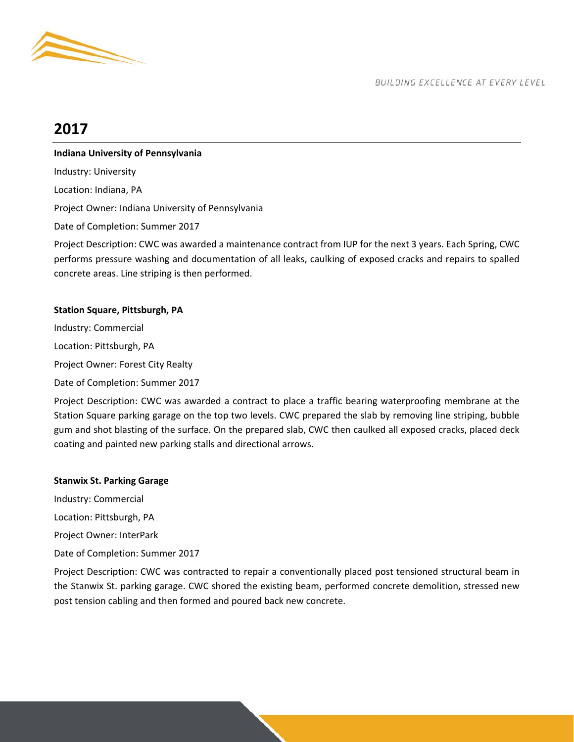## 2017

**Indiana University of Pennsylvania**

Industry: University

Location: Indiana, PA

Project Owner: Indiana University of Pennsylvania

Date of Completion: Summer 2017

Project Description: CWC was awarded a maintenance contract from IUP for the next 3 years. Each Spring, CWC performs pressure washing and documentation of all leaks, caulking of exposed cracks and repairs to spalled concrete areas. Line striping is then performed.

**Station Square, Pittsburgh, PA**

Industry: Commercial

Location: Pittsburgh, PA

Project Owner: Forest City Realty

Date of Completion: Summer 2017

Project Description: CWC was awarded a contract to place a traffic bearing waterproofing membrane at the Station Square parking garage on the top two levels. CWC prepared the slab by removing line striping, bubble gum and shot blasting of the surface. On the prepared slab, CWC then caulked all exposed cracks, placed deck coating and painted new parking stalls and directional arrows.

**Stanwix St. Parking Garage**

Industry: Commercial

Location: Pittsburgh, PA

Project Owner: InterPark

Date of Completion: Summer 2017

Project Description: CWC was contracted to repair a conventionally placed post tensioned structural beam in the Stanwix St. parking garage. CWC shored the existing beam, performed concrete demolition, stressed new post tension cabling and then formed and poured back new concrete.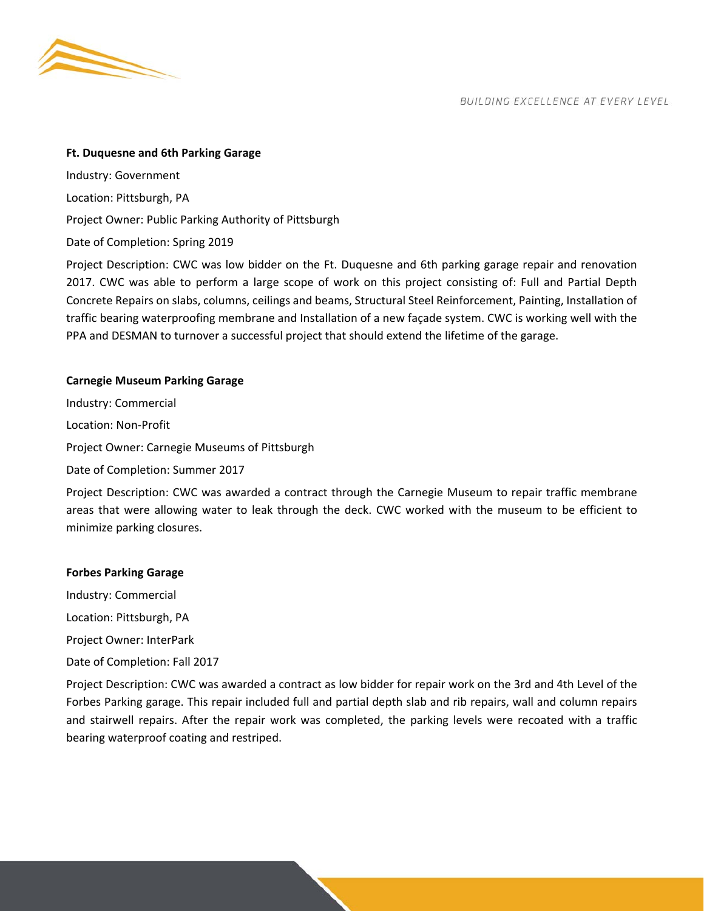**Ft. Duquesne and 6th Parking Garage**

Industry: Government

Location: Pittsburgh, PA

Project Owner: Public Parking Authority of Pittsburgh

Date of Completion: Spring 2019

Project Description: CWC was low bidder on the Ft. Duquesne and 6th parking garage repair and renovation 2017. CWC was able to perform a large scope of work on this project consisting of: Full and Partial Depth Concrete Repairs on slabs, columns, ceilings and beams, Structural Steel Reinforcement, Painting, Installation of traffic bearing waterproofing membrane and Installation of a new façade system. CWC is working well with the PPA and DESMAN to turnover a successful project that should extend the lifetime of the garage.

**Carnegie Museum Parking Garage**

Industry: Commercial

Location: Non-Profit

Project Owner: Carnegie Museums of Pittsburgh

Date of Completion: Summer 2017

Project Description: CWC was awarded a contract through the Carnegie Museum to repair traffic membrane areas that were allowing water to leak through the deck. CWC worked with the museum to be efficient to minimize parking closures.

**Forbes Parking Garage**

Industry: Commercial

Location: Pittsburgh, PA

Project Owner: InterPark

Date of Completion: Fall 2017

Project Description: CWC was awarded a contract as low bidder for repair work on the 3rd and 4th Level of the Forbes Parking garage. This repair included full and partial depth slab and rib repairs, wall and column repairs and stairwell repairs. After the repair work was completed, the parking levels were recoated with a traffic bearing waterproof coating and restriped.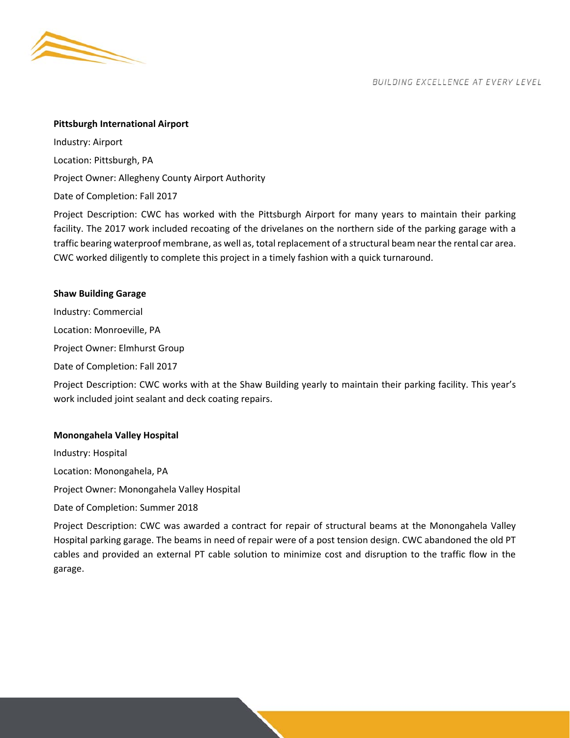**Pittsburgh International Airport**

Industry: Airport

Location: Pittsburgh, PA

Project Owner: Allegheny County Airport Authority

Date of Completion: Fall 2017

Project Description: CWC has worked with the Pittsburgh Airport for many years to maintain their parking facility. The 2017 work included recoating of the drivelanes on the northern side of the parking garage with a traffic bearing waterproof membrane, as well as, total replacement of a structural beam near the rental car area. CWC worked diligently to complete this project in a timely fashion with a quick turnaround.

**Shaw Building Garage**

Industry: Commercial

Location: Monroeville, PA

Project Owner: Elmhurst Group

Date of Completion: Fall 2017

Project Description: CWC works with at the Shaw Building yearly to maintain their parking facility. This year's work included joint sealant and deck coating repairs.

**Monongahela Valley Hospital**

Industry: Hospital

Location: Monongahela, PA

Project Owner: Monongahela Valley Hospital

Date of Completion: Summer 2018

Project Description: CWC was awarded a contract for repair of structural beams at the Monongahela Valley Hospital parking garage. The beams in need of repair were of a post tension design. CWC abandoned the old PT cables and provided an external PT cable solution to minimize cost and disruption to the traffic flow in the garage.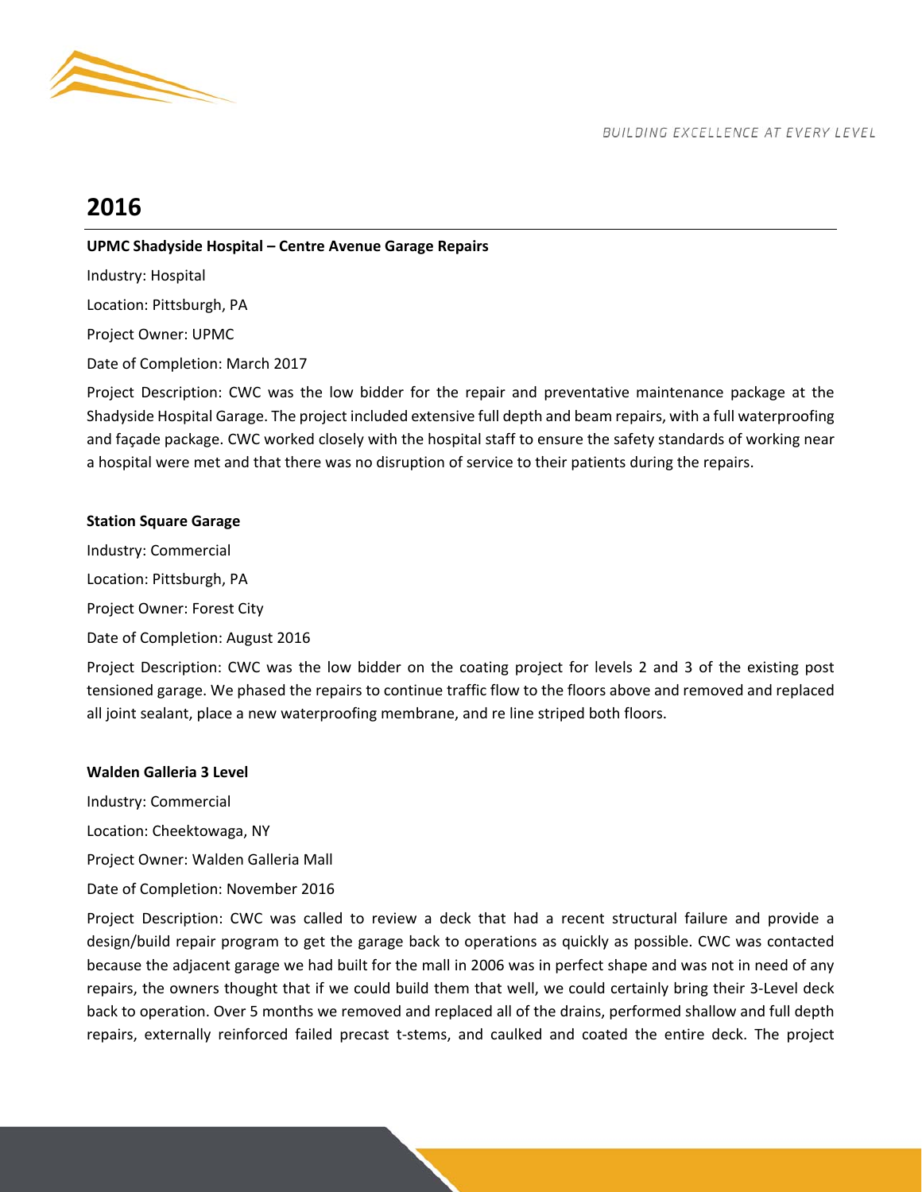# 2016

**UPMC Shadyside Hospital – Centre Avenue Garage Repairs**

Industry: Hospital

Location: Pittsburgh, PA

Project Owner: UPMC

Date of Completion: March 2017

Project Description: CWC was the low bidder for the repair and preventative maintenance package at the Shadyside Hospital Garage. The project included extensive full depth and beam repairs, with a full waterproofing and façade package. CWC worked closely with the hospital staff to ensure the safety standards of working near a hospital were met and that there was no disruption of service to their patients during the repairs.

**Station Square Garage**

Industry: Commercial

Location: Pittsburgh, PA

Project Owner: Forest City

Date of Completion: August 2016

Project Description: CWC was the low bidder on the coating project for levels 2 and 3 of the existing post tensioned garage. We phased the repairs to continue traffic flow to the floors above and removed and replaced all joint sealant, place a new waterproofing membrane, and re line striped both floors.

**Walden Galleria 3 Level**

Industry: Commercial

Location: Cheektowaga, NY

Project Owner: Walden Galleria Mall

Date of Completion: November 2016

Project Description: CWC was called to review a deck that had a recent structural failure and provide a design/build repair program to get the garage back to operations as quickly as possible. CWC was contacted because the adjacent garage we had built for the mall in 2006 was in perfect shape and was not in need of any repairs, the owners thought that if we could build them that well, we could certainly bring their 3-Level deck back to operation. Over 5 months we removed and replaced all of the drains, performed shallow and full depth repairs, externally reinforced failed precast t-stems, and caulked and coated the entire deck. The project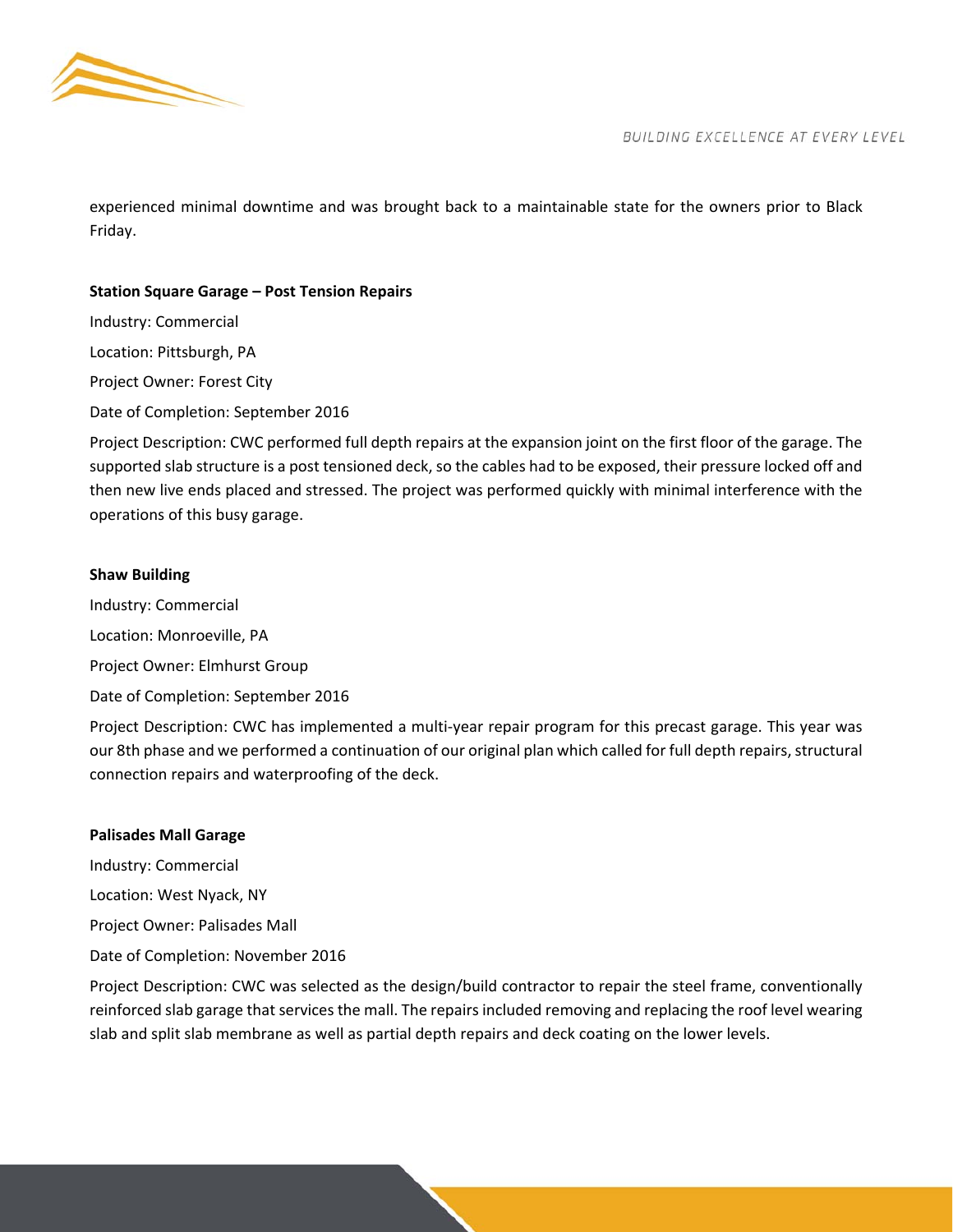experienced minimal downtime and was brought back to a maintainable state for the owners prior to Black Friday.

**Station Square Garage – Post Tension Repairs**

Industry: Commercial

Location: Pittsburgh, PA

Project Owner: Forest City

Date of Completion: September 2016

Project Description: CWC performed full depth repairs at the expansion joint on the first floor of the garage. The supported slab structure is a post tensioned deck, so the cables had to be exposed, their pressure locked off and then new live ends placed and stressed. The project was performed quickly with minimal interference with the operations of this busy garage.

**Shaw Building**

Industry: Commercial

Location: Monroeville, PA

Project Owner: Elmhurst Group

Date of Completion: September 2016

Project Description: CWC has implemented a multi-year repair program for this precast garage. This year was our 8th phase and we performed a continuation of our original plan which called for full depth repairs, structural connection repairs and waterproofing of the deck.

**Palisades Mall Garage**

Industry: Commercial

Location: West Nyack, NY

Project Owner: Palisades Mall

Date of Completion: November 2016

Project Description: CWC was selected as the design/build contractor to repair the steel frame, conventionally reinforced slab garage that services the mall. The repairs included removing and replacing the roof level wearing slab and split slab membrane as well as partial depth repairs and deck coating on the lower levels.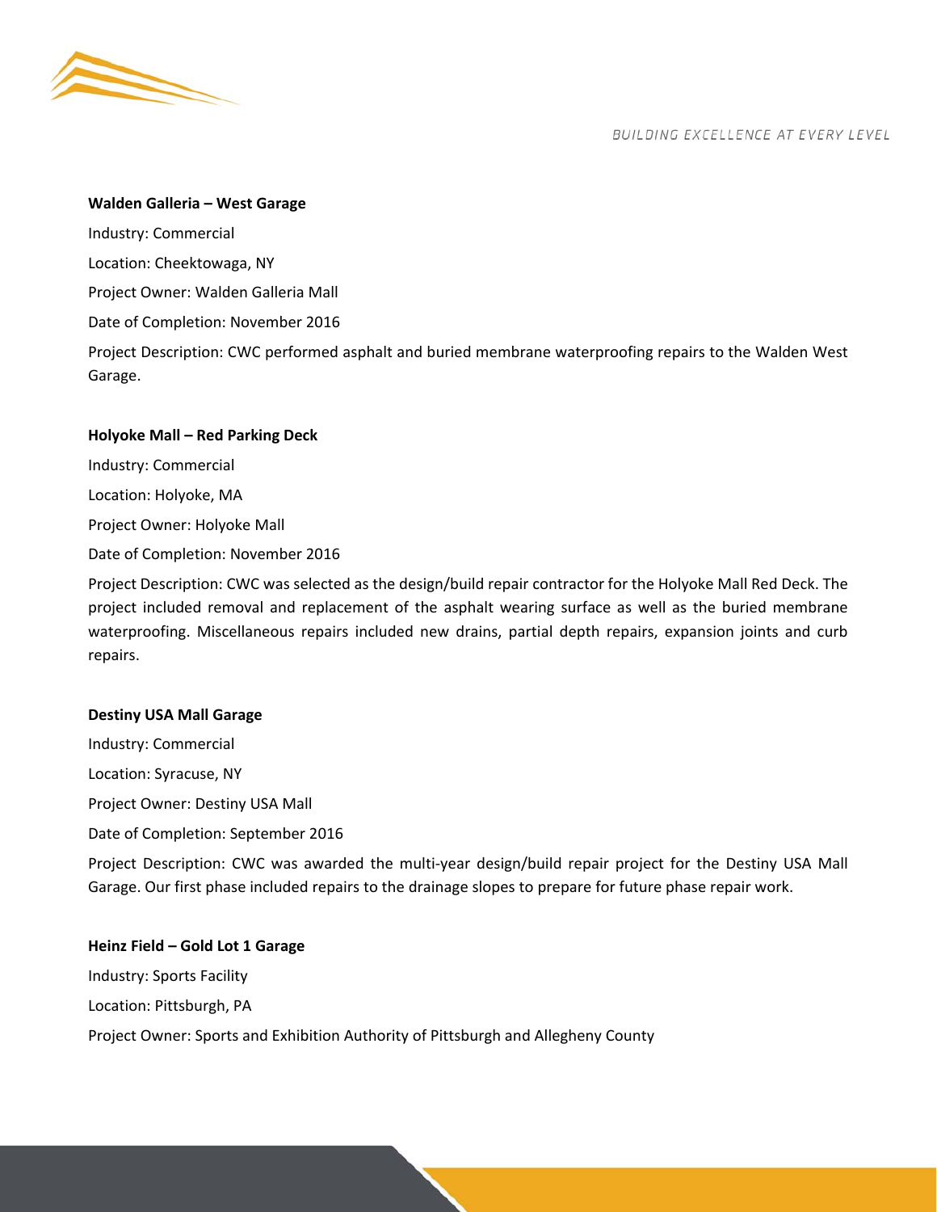**Walden Galleria – West Garage**

Industry: Commercial

Location: Cheektowaga, NY

Project Owner: Walden Galleria Mall

Date of Completion: November 2016

Project Description: CWC performed asphalt and buried membrane waterproofing repairs to the Walden West Garage.

**Holyoke Mall – Red Parking Deck**

Industry: Commercial

Location: Holyoke, MA

Project Owner: Holyoke Mall

Date of Completion: November 2016

Project Description: CWC was selected as the design/build repair contractor for the Holyoke Mall Red Deck. The project included removal and replacement of the asphalt wearing surface as well as the buried membrane waterproofing. Miscellaneous repairs included new drains, partial depth repairs, expansion joints and curb repairs.

**Destiny USA Mall Garage**

Industry: Commercial

Location: Syracuse, NY

Project Owner: Destiny USA Mall

Date of Completion: September 2016

Project Description: CWC was awarded the multi-year design/build repair project for the Destiny USA Mall Garage. Our first phase included repairs to the drainage slopes to prepare for future phase repair work.

**Heinz Field – Gold Lot 1 Garage**

Industry: Sports Facility

Location: Pittsburgh, PA

Project Owner: Sports and Exhibition Authority of Pittsburgh and Allegheny County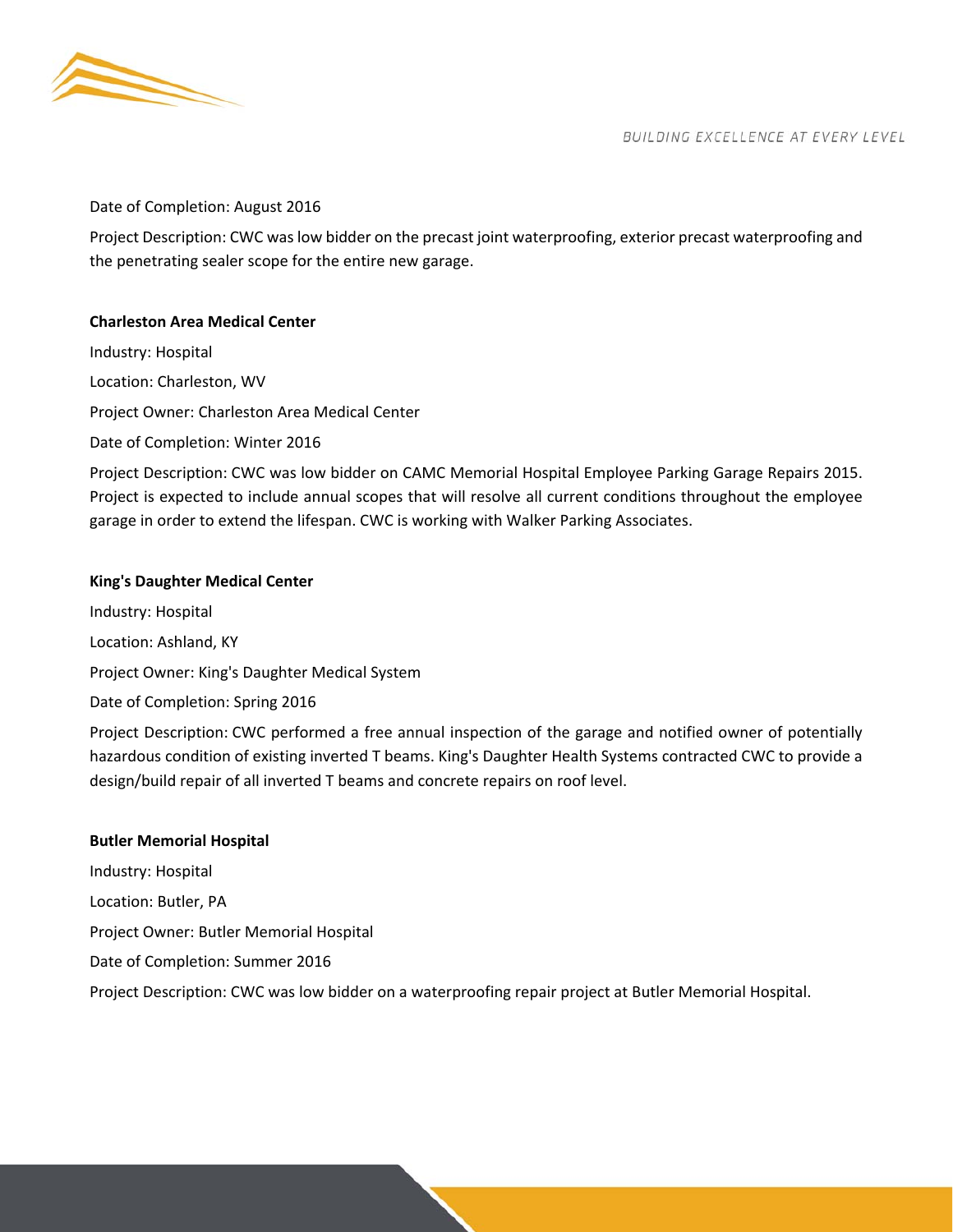Date of Completion: August 2016

Project Description: CWC was low bidder on the precast joint waterproofing, exterior precast waterproofing and the penetrating sealer scope for the entire new garage.

**Charleston Area Medical Center**

Industry: Hospital

Location: Charleston, WV

Project Owner: Charleston Area Medical Center

Date of Completion: Winter 2016

Project Description: CWC was low bidder on CAMC Memorial Hospital Employee Parking Garage Repairs 2015. Project is expected to include annual scopes that will resolve all current conditions throughout the employee garage in order to extend the lifespan. CWC is working with Walker Parking Associates.

**King's Daughter Medical Center**

Industry: Hospital

Location: Ashland, KY

Project Owner: King's Daughter Medical System

Date of Completion: Spring 2016

Project Description: CWC performed a free annual inspection of the garage and notified owner of potentially hazardous condition of existing inverted T beams. King's Daughter Health Systems contracted CWC to provide a design/build repair of all inverted T beams and concrete repairs on roof level.

**Butler Memorial Hospital**

Industry: Hospital

Location: Butler, PA

Project Owner: Butler Memorial Hospital

Date of Completion: Summer 2016

Project Description: CWC was low bidder on a waterproofing repair project at Butler Memorial Hospital.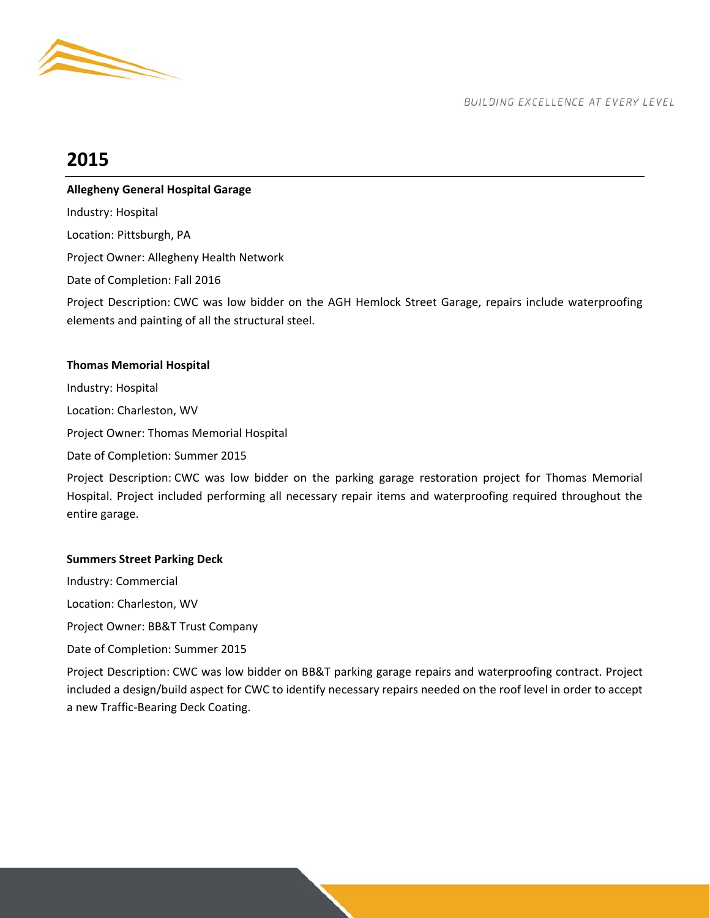## 2015

**Allegheny General Hospital Garage**

Industry: Hospital

Location: Pittsburgh, PA

Project Owner: Allegheny Health Network

Date of Completion: Fall 2016

Project Description: CWC was low bidder on the AGH Hemlock Street Garage, repairs include waterproofing elements and painting of all the structural steel.

**Thomas Memorial Hospital**

Industry: Hospital

Location: Charleston, WV

Project Owner: Thomas Memorial Hospital

Date of Completion: Summer 2015

Project Description: CWC was low bidder on the parking garage restoration project for Thomas Memorial Hospital. Project included performing all necessary repair items and waterproofing required throughout the entire garage.

**Summers Street Parking Deck**

Industry: Commercial

Location: Charleston, WV

Project Owner: BB&T Trust Company

Date of Completion: Summer 2015

Project Description: CWC was low bidder on BB&T parking garage repairs and waterproofing contract. Project included a design/build aspect for CWC to identify necessary repairs needed on the roof level in order to accept a new Traffic-Bearing Deck Coating.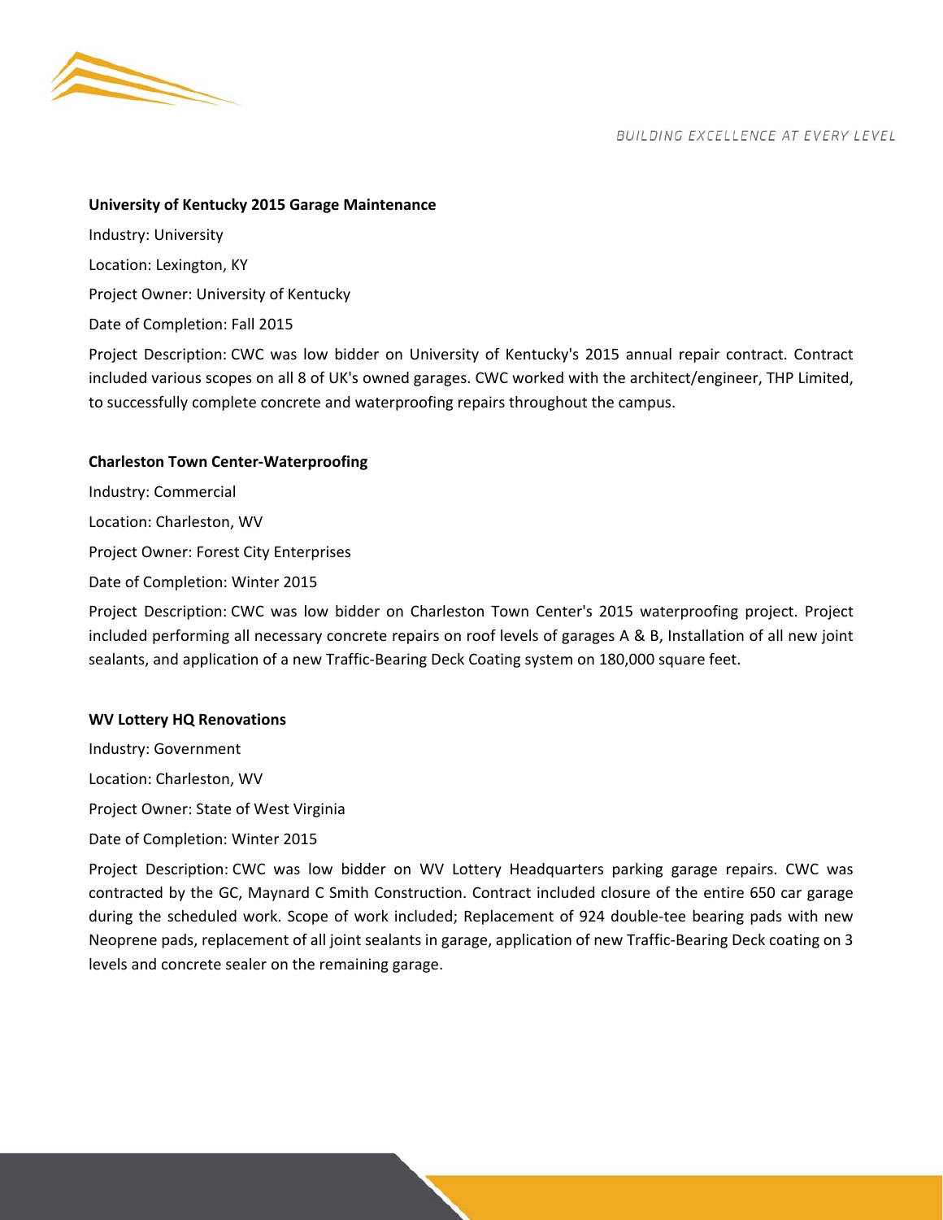**University of Kentucky 2015 Garage Maintenance**

Industry: University

Location: Lexington, KY

Project Owner: University of Kentucky

Date of Completion: Fall 2015

Project Description: CWC was low bidder on University of Kentucky's 2015 annual repair contract. Contract included various scopes on all 8 of UK's owned garages. CWC worked with the architect/engineer, THP Limited, to successfully complete concrete and waterproofing repairs throughout the campus.

**Charleston Town Center-Waterproofing**

Industry: Commercial

Location: Charleston, WV

Project Owner: Forest City Enterprises

Date of Completion: Winter 2015

Project Description: CWC was low bidder on Charleston Town Center's 2015 waterproofing project. Project included performing all necessary concrete repairs on roof levels of garages A & B, Installation of all new joint sealants, and application of a new Traffic-Bearing Deck Coating system on 180,000 square feet.

**WV Lottery HQ Renovations**

Industry: Government

Location: Charleston, WV

Project Owner: State of West Virginia

Date of Completion: Winter 2015

Project Description: CWC was low bidder on WV Lottery Headquarters parking garage repairs. CWC was contracted by the GC, Maynard C Smith Construction. Contract included closure of the entire 650 car garage during the scheduled work. Scope of work included; Replacement of 924 double-tee bearing pads with new Neoprene pads, replacement of all joint sealants in garage, application of new Traffic-Bearing Deck coating on 3 levels and concrete sealer on the remaining garage.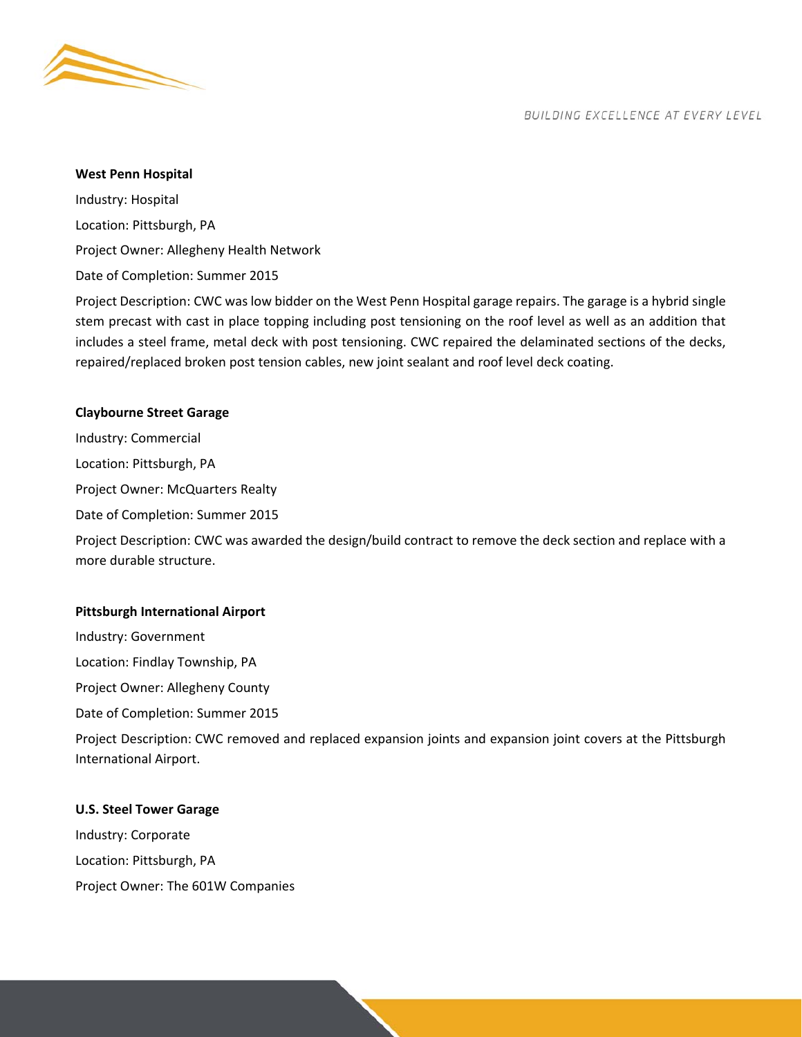**West Penn Hospital**

Industry: Hospital

Location: Pittsburgh, PA

Project Owner: Allegheny Health Network

Date of Completion: Summer 2015

Project Description: CWC was low bidder on the West Penn Hospital garage repairs. The garage is a hybrid single stem precast with cast in place topping including post tensioning on the roof level as well as an addition that includes a steel frame, metal deck with post tensioning. CWC repaired the delaminated sections of the decks, repaired/replaced broken post tension cables, new joint sealant and roof level deck coating.

**Claybourne Street Garage**

Industry: Commercial

Location: Pittsburgh, PA

Project Owner: McQuarters Realty

Date of Completion: Summer 2015

Project Description: CWC was awarded the design/build contract to remove the deck section and replace with a more durable structure.

**Pittsburgh International Airport**

Industry: Government

Location: Findlay Township, PA

Project Owner: Allegheny County

Date of Completion: Summer 2015

Project Description: CWC removed and replaced expansion joints and expansion joint covers at the Pittsburgh International Airport.

**U.S. Steel Tower Garage**

Industry: Corporate

Location: Pittsburgh, PA

Project Owner: The 601W Companies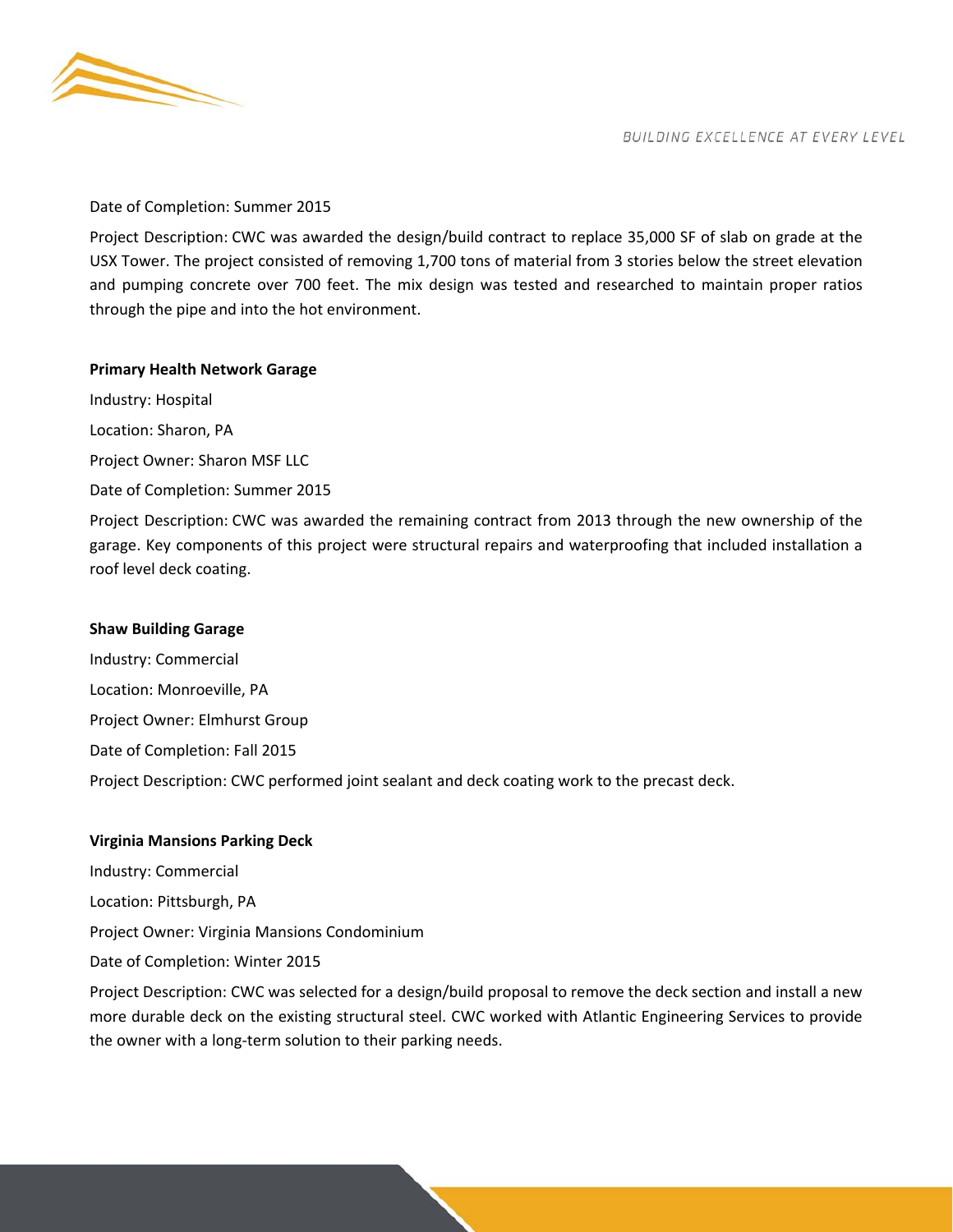Date of Completion: Summer 2015

Project Description: CWC was awarded the design/build contract to replace 35,000 SF of slab on grade at the USX Tower. The project consisted of removing 1,700 tons of material from 3 stories below the street elevation and pumping concrete over 700 feet. The mix design was tested and researched to maintain proper ratios through the pipe and into the hot environment.

**Primary Health Network Garage**

Industry: Hospital

Location: Sharon, PA

Project Owner: Sharon MSF LLC

Date of Completion: Summer 2015

Project Description: CWC was awarded the remaining contract from 2013 through the new ownership of the garage. Key components of this project were structural repairs and waterproofing that included installation a roof level deck coating.

**Shaw Building Garage**

Industry: Commercial

Location: Monroeville, PA

Project Owner: Elmhurst Group

Date of Completion: Fall 2015

Project Description: CWC performed joint sealant and deck coating work to the precast deck.

**Virginia Mansions Parking Deck**

Industry: Commercial

Location: Pittsburgh, PA

Project Owner: Virginia Mansions Condominium

Date of Completion: Winter 2015

Project Description: CWC was selected for a design/build proposal to remove the deck section and install a new more durable deck on the existing structural steel. CWC worked with Atlantic Engineering Services to provide the owner with a long-term solution to their parking needs.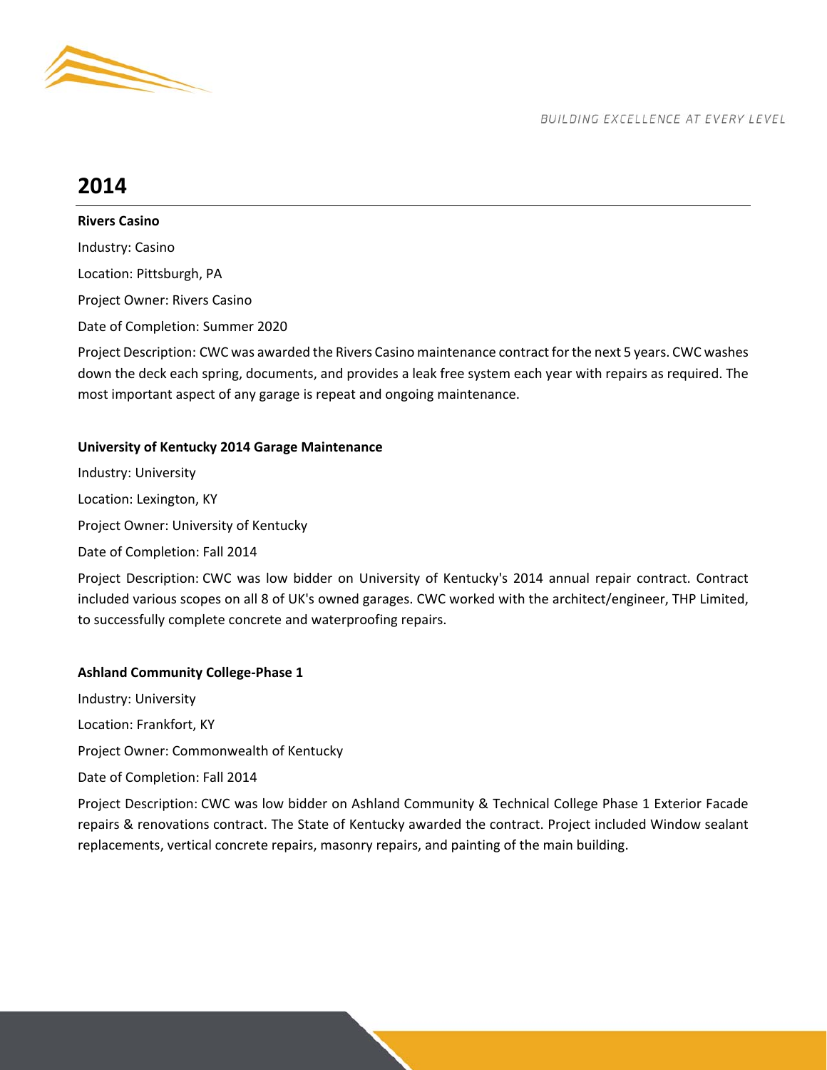## 2014

**Rivers Casino**

Industry: Casino

Location: Pittsburgh, PA

Project Owner: Rivers Casino

Date of Completion: Summer 2020

Project Description: CWC was awarded the Rivers Casino maintenance contract for the next 5 years. CWC washes down the deck each spring, documents, and provides a leak free system each year with repairs as required. The most important aspect of any garage is repeat and ongoing maintenance.

**University of Kentucky 2014 Garage Maintenance**

Industry: University

Location: Lexington, KY

Project Owner: University of Kentucky

Date of Completion: Fall 2014

Project Description: CWC was low bidder on University of Kentucky's 2014 annual repair contract. Contract included various scopes on all 8 of UK's owned garages. CWC worked with the architect/engineer, THP Limited, to successfully complete concrete and waterproofing repairs.

**Ashland Community College-Phase 1**

Industry: University

Location: Frankfort, KY

Project Owner: Commonwealth of Kentucky

Date of Completion: Fall 2014

Project Description: CWC was low bidder on Ashland Community & Technical College Phase 1 Exterior Facade repairs & renovations contract. The State of Kentucky awarded the contract. Project included Window sealant replacements, vertical concrete repairs, masonry repairs, and painting of the main building.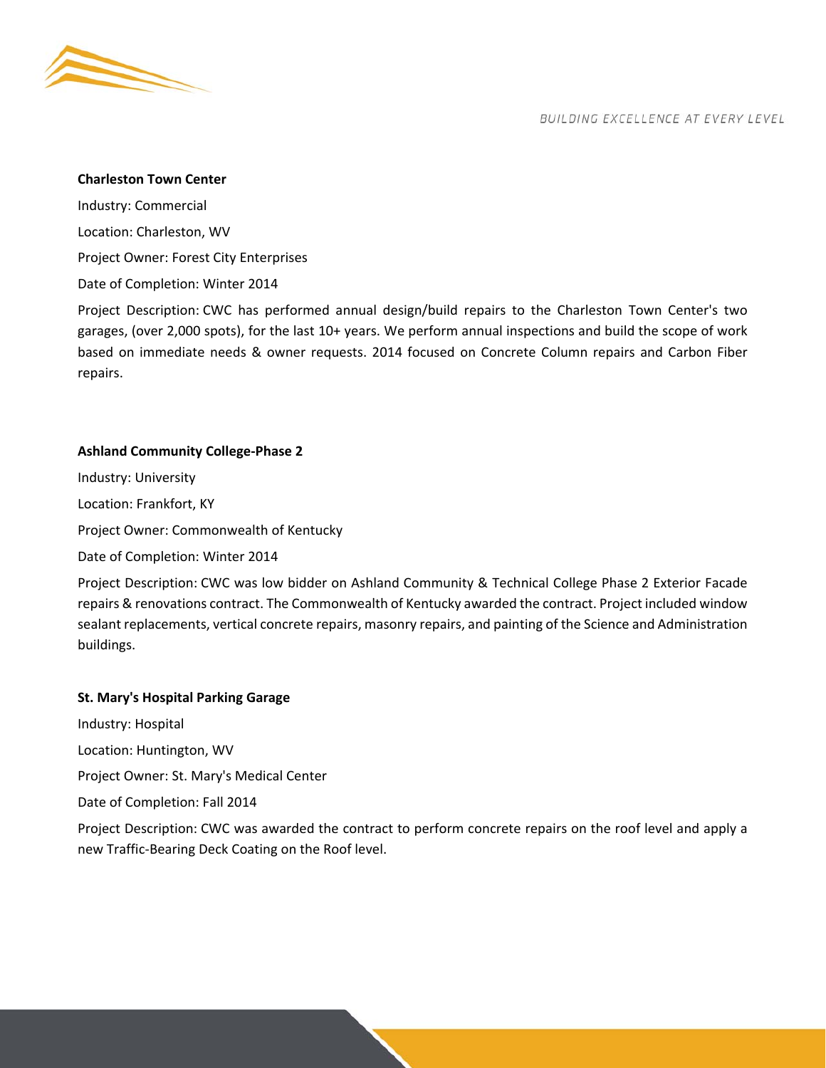**Charleston Town Center**

Industry: Commercial

Location: Charleston, WV

Project Owner: Forest City Enterprises

Date of Completion: Winter 2014

Project Description: CWC has performed annual design/build repairs to the Charleston Town Center's two garages, (over 2,000 spots), for the last 10+ years. We perform annual inspections and build the scope of work based on immediate needs & owner requests. 2014 focused on Concrete Column repairs and Carbon Fiber repairs.

**Ashland Community College-Phase 2**

Industry: University

Location: Frankfort, KY

Project Owner: Commonwealth of Kentucky

Date of Completion: Winter 2014

Project Description: CWC was low bidder on Ashland Community & Technical College Phase 2 Exterior Facade repairs & renovations contract. The Commonwealth of Kentucky awarded the contract. Project included window sealant replacements, vertical concrete repairs, masonry repairs, and painting of the Science and Administration buildings.

**St. Mary's Hospital Parking Garage**

Industry: Hospital

Location: Huntington, WV

Project Owner: St. Mary's Medical Center

Date of Completion: Fall 2014

Project Description: CWC was awarded the contract to perform concrete repairs on the roof level and apply a new Traffic-Bearing Deck Coating on the Roof level.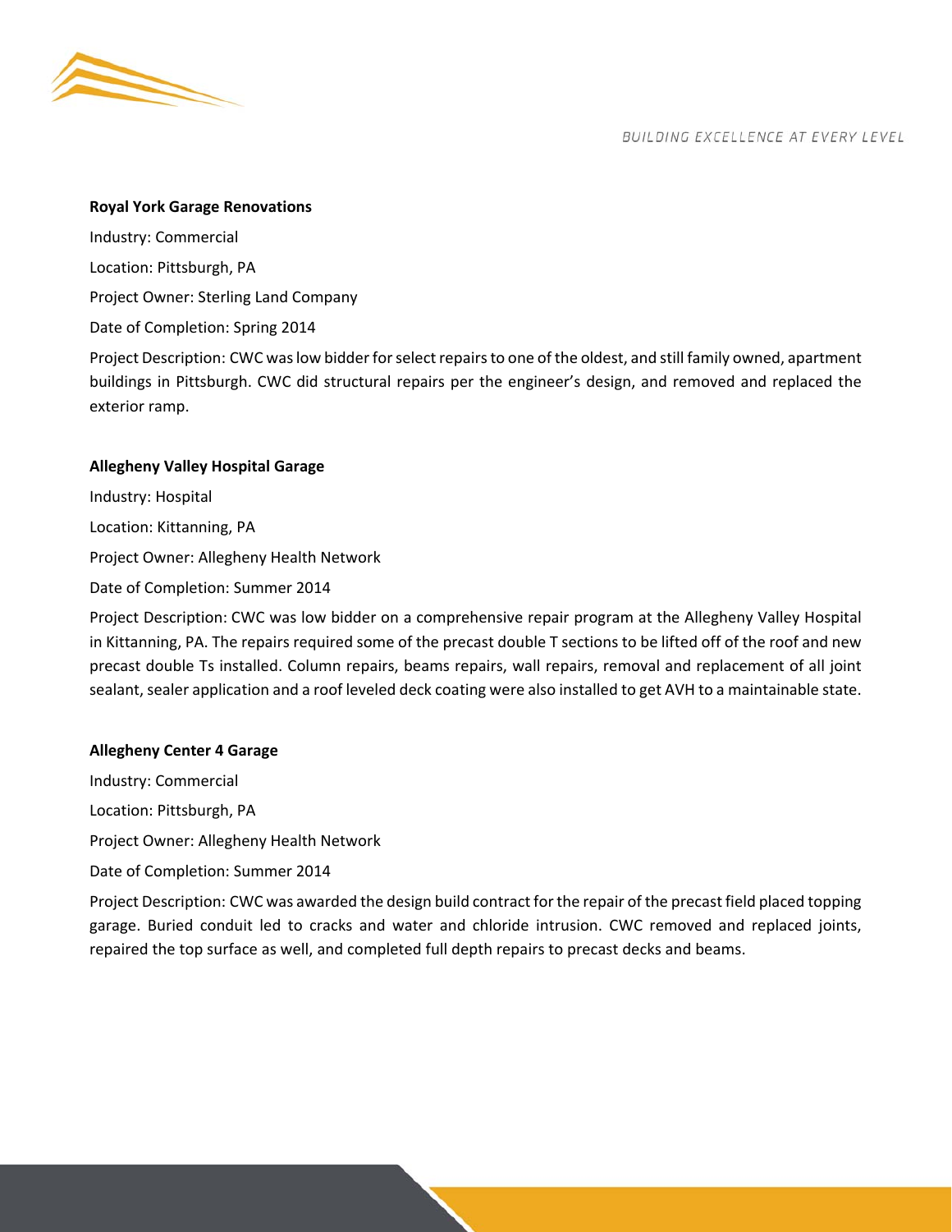**Royal York Garage Renovations**

Industry: Commercial

Location: Pittsburgh, PA

Project Owner: Sterling Land Company

Date of Completion: Spring 2014

Project Description: CWC was low bidder for select repairs to one of the oldest, and still family owned, apartment buildings in Pittsburgh. CWC did structural repairs per the engineer's design, and removed and replaced the exterior ramp.

**Allegheny Valley Hospital Garage**

Industry: Hospital

Location: Kittanning, PA

Project Owner: Allegheny Health Network

Date of Completion: Summer 2014

Project Description: CWC was low bidder on a comprehensive repair program at the Allegheny Valley Hospital in Kittanning, PA. The repairs required some of the precast double T sections to be lifted off of the roof and new precast double Ts installed. Column repairs, beams repairs, wall repairs, removal and replacement of all joint sealant, sealer application and a roof leveled deck coating were also installed to get AVH to a maintainable state.

**Allegheny Center 4 Garage**

Industry: Commercial

Location: Pittsburgh, PA

Project Owner: Allegheny Health Network

Date of Completion: Summer 2014

Project Description: CWC was awarded the design build contract for the repair of the precast field placed topping garage. Buried conduit led to cracks and water and chloride intrusion. CWC removed and replaced joints, repaired the top surface as well, and completed full depth repairs to precast decks and beams.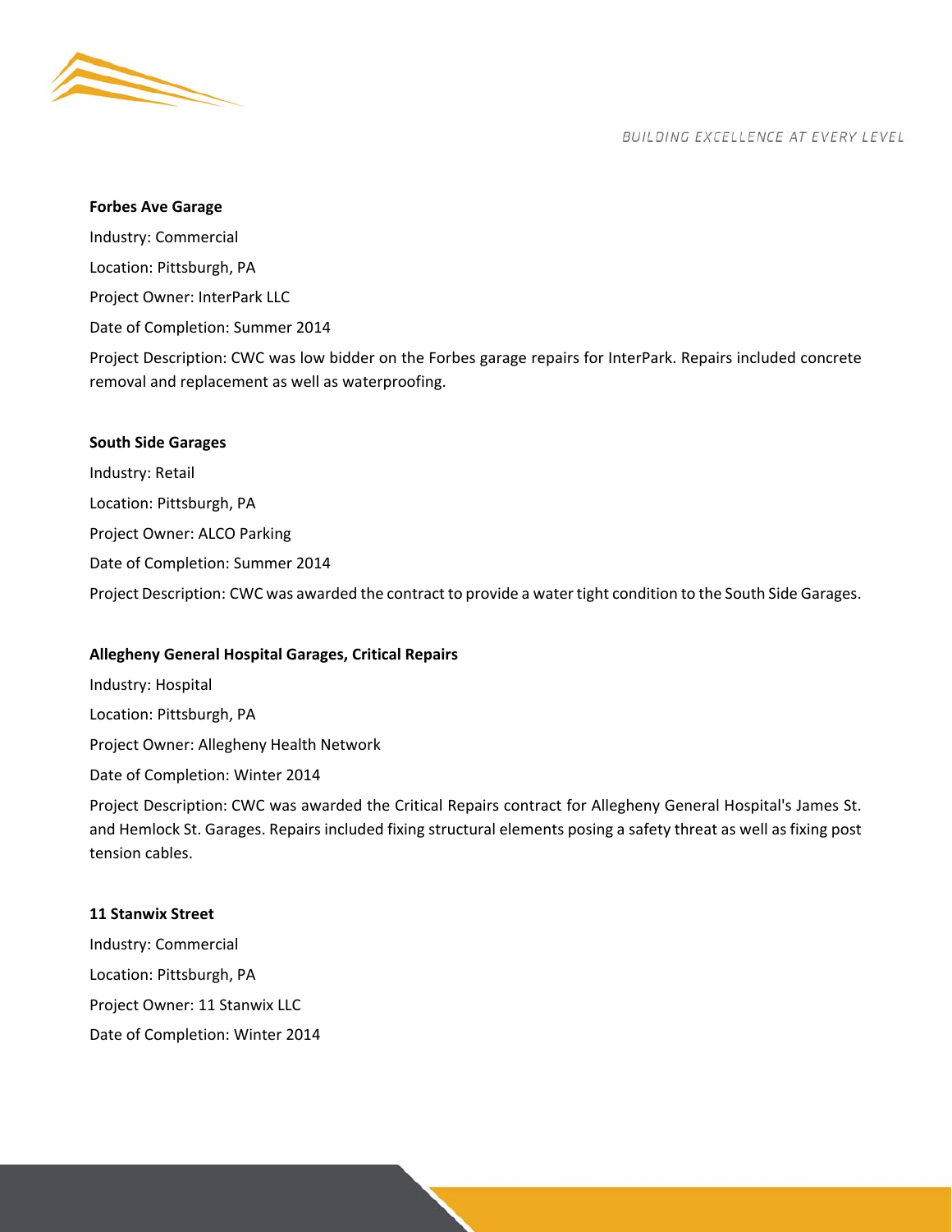**Forbes Ave Garage**

Industry: Commercial

Location: Pittsburgh, PA

Project Owner: InterPark LLC

Date of Completion: Summer 2014

Project Description: CWC was low bidder on the Forbes garage repairs for InterPark. Repairs included concrete removal and replacement as well as waterproofing.

**South Side Garages**

Industry: Retail

Location: Pittsburgh, PA

Project Owner: ALCO Parking

Date of Completion: Summer 2014

Project Description: CWC was awarded the contract to provide a water tight condition to the South Side Garages.

**Allegheny General Hospital Garages, Critical Repairs**

Industry: Hospital

Location: Pittsburgh, PA

Project Owner: Allegheny Health Network

Date of Completion: Winter 2014

Project Description: CWC was awarded the Critical Repairs contract for Allegheny General Hospital's James St. and Hemlock St. Garages. Repairs included fixing structural elements posing a safety threat as well as fixing post tension cables.

**11 Stanwix Street**

Industry: Commercial

Location: Pittsburgh, PA

Project Owner: 11 Stanwix LLC

Date of Completion: Winter 2014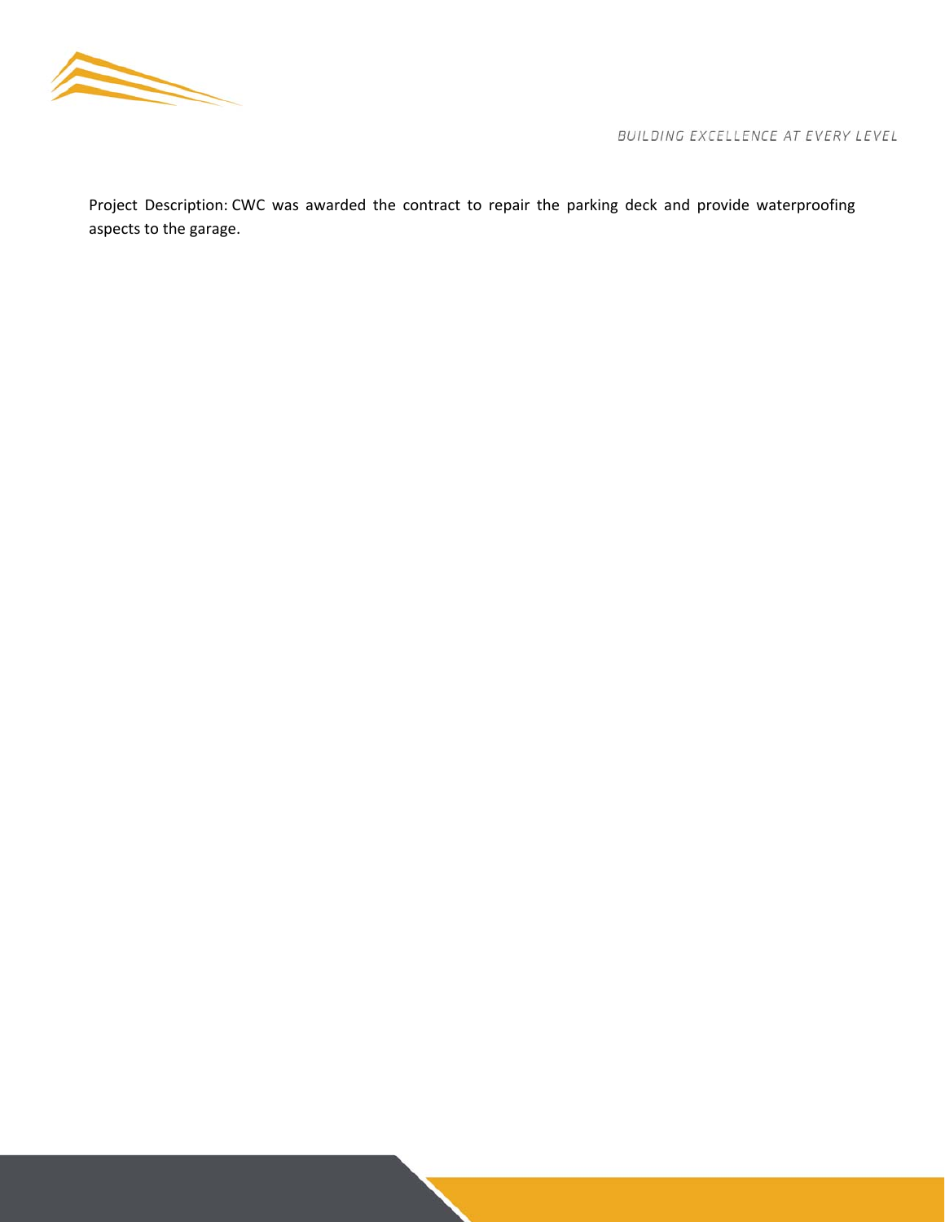Project Description: CWC was awarded the contract to repair the parking deck and provide waterproofing aspects to the garage.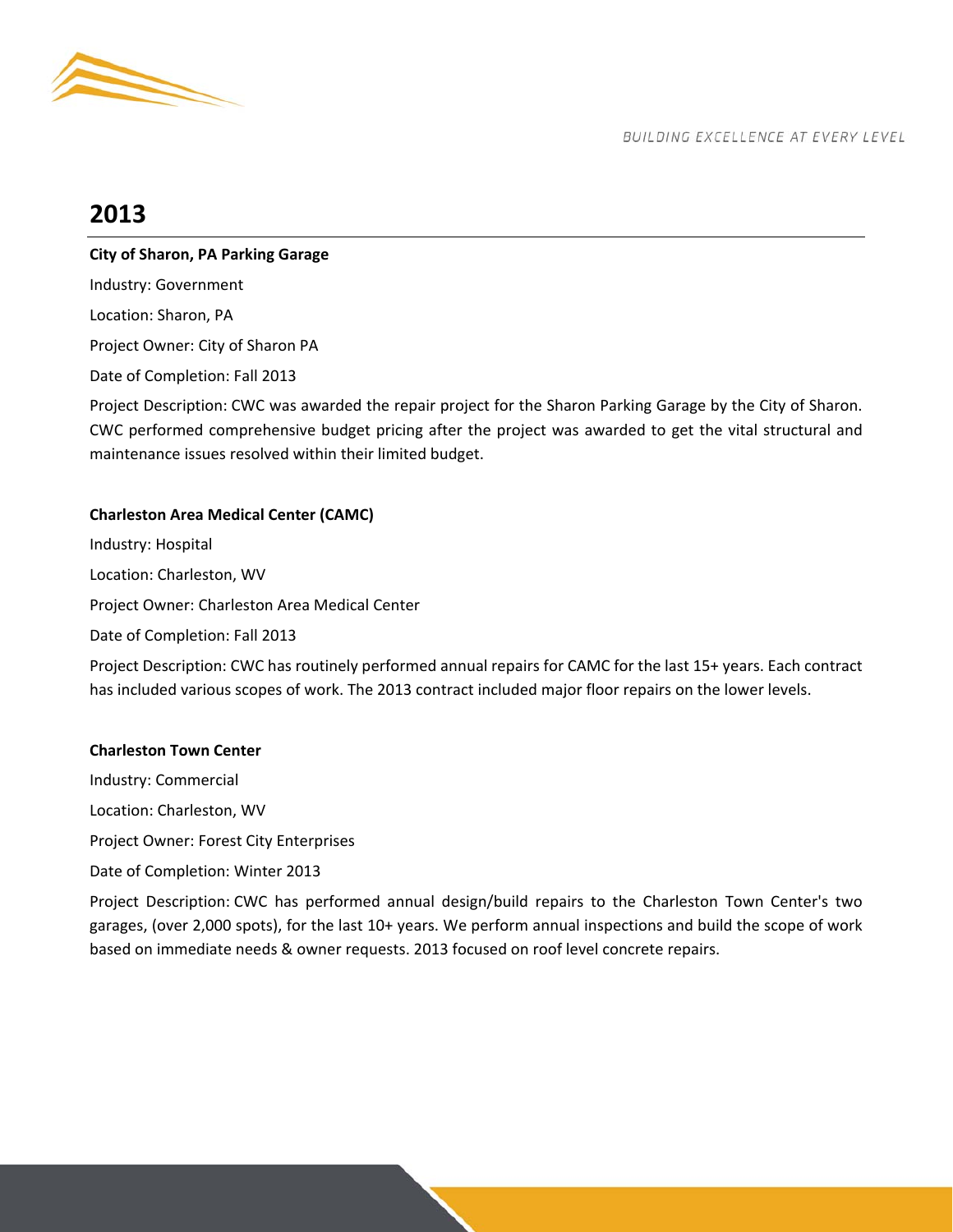## 2013

**City of Sharon, PA Parking Garage**

Industry: Government

Location: Sharon, PA

Project Owner: City of Sharon PA

Date of Completion: Fall 2013

Project Description: CWC was awarded the repair project for the Sharon Parking Garage by the City of Sharon. CWC performed comprehensive budget pricing after the project was awarded to get the vital structural and maintenance issues resolved within their limited budget.

**Charleston Area Medical Center (CAMC)**

Industry: Hospital

Location: Charleston, WV

Project Owner: Charleston Area Medical Center

Date of Completion: Fall 2013

Project Description: CWC has routinely performed annual repairs for CAMC for the last 15+ years. Each contract has included various scopes of work. The 2013 contract included major floor repairs on the lower levels.

**Charleston Town Center**

Industry: Commercial

Location: Charleston, WV

Project Owner: Forest City Enterprises

Date of Completion: Winter 2013

Project Description: CWC has performed annual design/build repairs to the Charleston Town Center's two garages, (over 2,000 spots), for the last 10+ years. We perform annual inspections and build the scope of work based on immediate needs & owner requests. 2013 focused on roof level concrete repairs.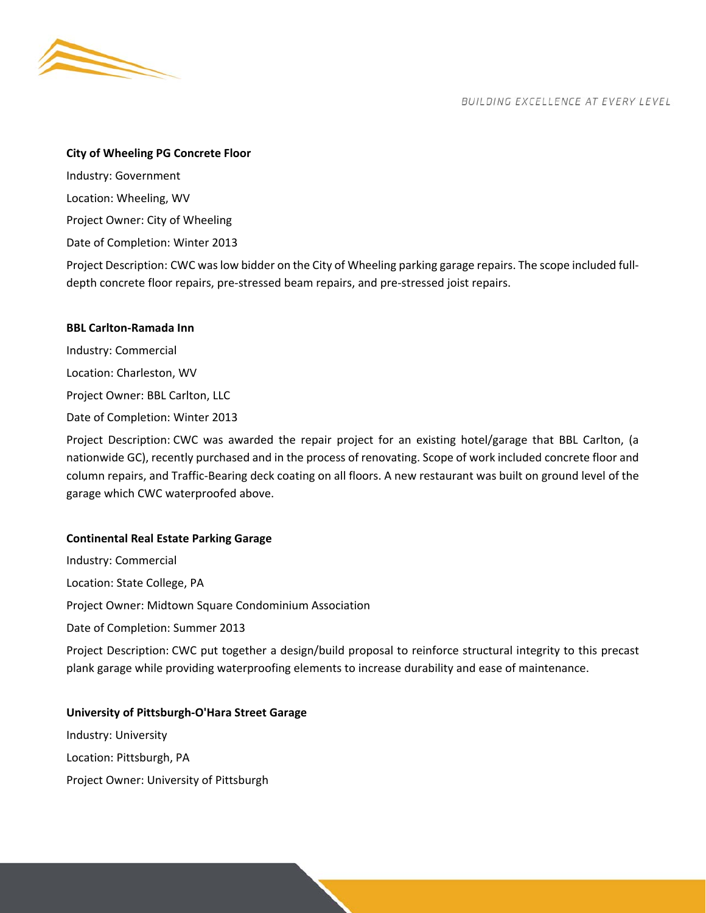**City of Wheeling PG Concrete Floor**

Industry: Government

Location: Wheeling, WV

Project Owner: City of Wheeling

Date of Completion: Winter 2013

Project Description: CWC was low bidder on the City of Wheeling parking garage repairs. The scope included full-depth concrete floor repairs, pre-stressed beam repairs, and pre-stressed joist repairs.

**BBL Carlton-Ramada Inn**

Industry: Commercial

Location: Charleston, WV

Project Owner: BBL Carlton, LLC

Date of Completion: Winter 2013

Project Description: CWC was awarded the repair project for an existing hotel/garage that BBL Carlton, (a nationwide GC), recently purchased and in the process of renovating. Scope of work included concrete floor and column repairs, and Traffic-Bearing deck coating on all floors. A new restaurant was built on ground level of the garage which CWC waterproofed above.

**Continental Real Estate Parking Garage**

Industry: Commercial

Location: State College, PA

Project Owner: Midtown Square Condominium Association

Date of Completion: Summer 2013

Project Description: CWC put together a design/build proposal to reinforce structural integrity to this precast plank garage while providing waterproofing elements to increase durability and ease of maintenance.

**University of Pittsburgh-O'Hara Street Garage**

Industry: University

Location: Pittsburgh, PA

Project Owner: University of Pittsburgh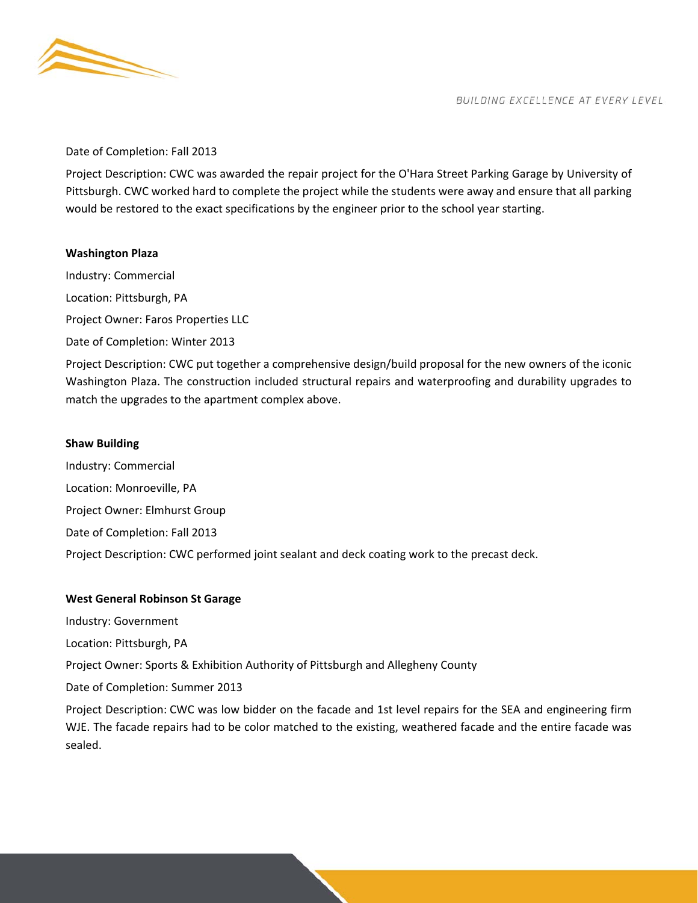Date of Completion: Fall 2013

Project Description: CWC was awarded the repair project for the O'Hara Street Parking Garage by University of Pittsburgh. CWC worked hard to complete the project while the students were away and ensure that all parking would be restored to the exact specifications by the engineer prior to the school year starting.

**Washington Plaza**

Industry: Commercial

Location: Pittsburgh, PA

Project Owner: Faros Properties LLC

Date of Completion: Winter 2013

Project Description: CWC put together a comprehensive design/build proposal for the new owners of the iconic Washington Plaza. The construction included structural repairs and waterproofing and durability upgrades to match the upgrades to the apartment complex above.

**Shaw Building**

Industry: Commercial

Location: Monroeville, PA

Project Owner: Elmhurst Group

Date of Completion: Fall 2013

Project Description: CWC performed joint sealant and deck coating work to the precast deck.

**West General Robinson St Garage**

Industry: Government

Location: Pittsburgh, PA

Project Owner: Sports & Exhibition Authority of Pittsburgh and Allegheny County

Date of Completion: Summer 2013

Project Description: CWC was low bidder on the facade and 1st level repairs for the SEA and engineering firm WJE. The facade repairs had to be color matched to the existing, weathered facade and the entire facade was sealed.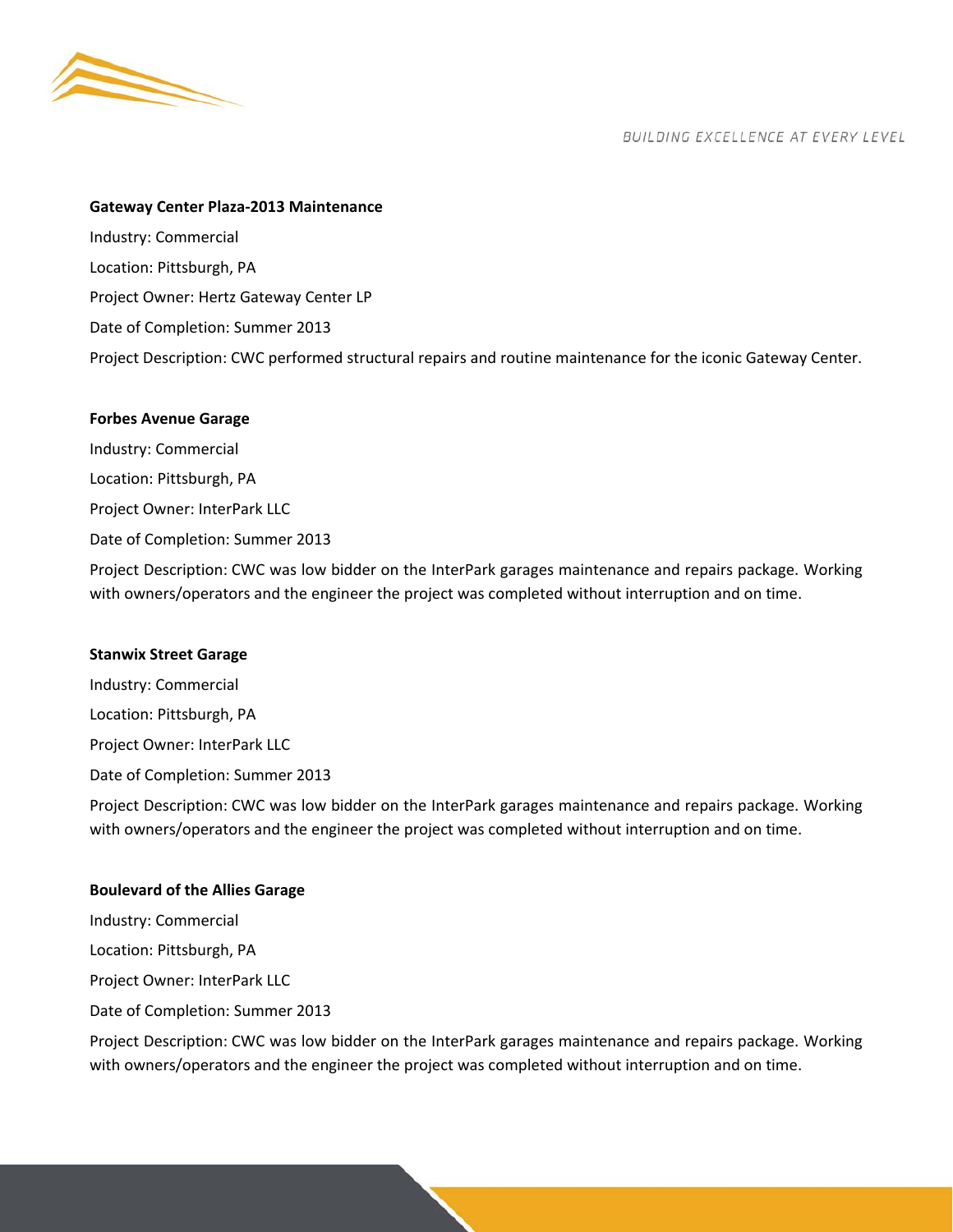**Gateway Center Plaza-2013 Maintenance**

Industry: Commercial

Location: Pittsburgh, PA

Project Owner: Hertz Gateway Center LP

Date of Completion: Summer 2013

Project Description: CWC performed structural repairs and routine maintenance for the iconic Gateway Center.

**Forbes Avenue Garage**

Industry: Commercial

Location: Pittsburgh, PA

Project Owner: InterPark LLC

Date of Completion: Summer 2013

Project Description: CWC was low bidder on the InterPark garages maintenance and repairs package. Working with owners/operators and the engineer the project was completed without interruption and on time.

**Stanwix Street Garage**

Industry: Commercial

Location: Pittsburgh, PA

Project Owner: InterPark LLC

Date of Completion: Summer 2013

Project Description: CWC was low bidder on the InterPark garages maintenance and repairs package. Working with owners/operators and the engineer the project was completed without interruption and on time.

**Boulevard of the Allies Garage**

Industry: Commercial

Location: Pittsburgh, PA

Project Owner: InterPark LLC

Date of Completion: Summer 2013

Project Description: CWC was low bidder on the InterPark garages maintenance and repairs package. Working with owners/operators and the engineer the project was completed without interruption and on time.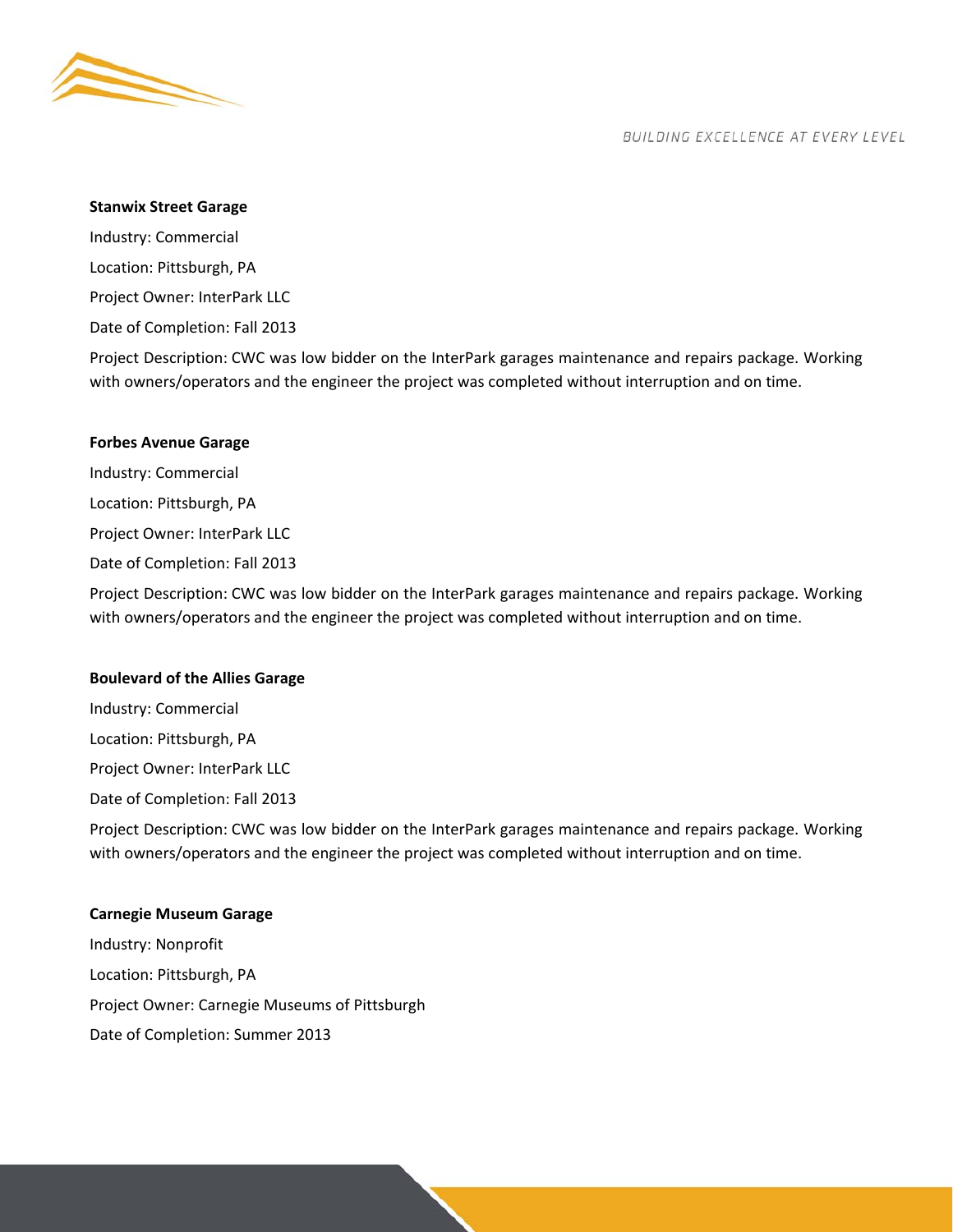**Stanwix Street Garage**

Industry: Commercial

Location: Pittsburgh, PA

Project Owner: InterPark LLC

Date of Completion: Fall 2013

Project Description: CWC was low bidder on the InterPark garages maintenance and repairs package. Working with owners/operators and the engineer the project was completed without interruption and on time.

**Forbes Avenue Garage**

Industry: Commercial

Location: Pittsburgh, PA

Project Owner: InterPark LLC

Date of Completion: Fall 2013

Project Description: CWC was low bidder on the InterPark garages maintenance and repairs package. Working with owners/operators and the engineer the project was completed without interruption and on time.

**Boulevard of the Allies Garage**

Industry: Commercial

Location: Pittsburgh, PA

Project Owner: InterPark LLC

Date of Completion: Fall 2013

Project Description: CWC was low bidder on the InterPark garages maintenance and repairs package. Working with owners/operators and the engineer the project was completed without interruption and on time.

**Carnegie Museum Garage**

Industry: Nonprofit

Location: Pittsburgh, PA

Project Owner: Carnegie Museums of Pittsburgh

Date of Completion: Summer 2013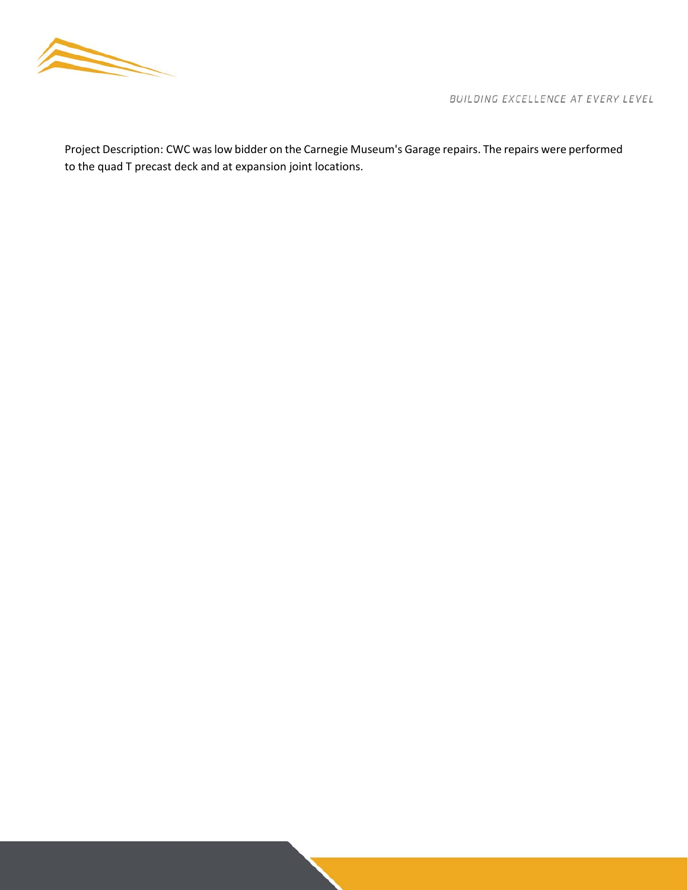Project Description: CWC was low bidder on the Carnegie Museum's Garage repairs. The repairs were performed to the quad T precast deck and at expansion joint locations.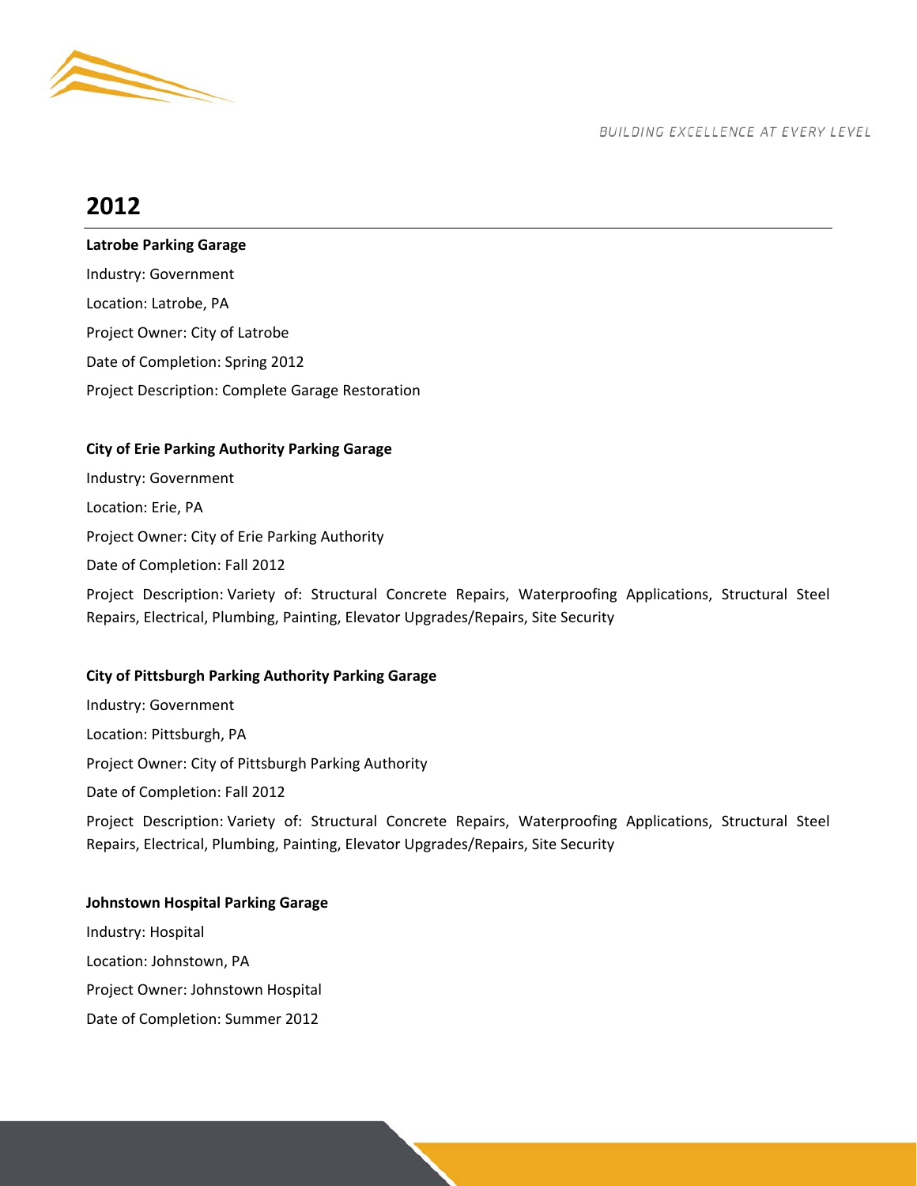## 2012

**Latrobe Parking Garage**

Industry: Government

Location: Latrobe, PA

Project Owner: City of Latrobe

Date of Completion: Spring 2012

Project Description: Complete Garage Restoration

**City of Erie Parking Authority Parking Garage**

Industry: Government

Location: Erie, PA

Project Owner: City of Erie Parking Authority

Date of Completion: Fall 2012

Project Description: Variety of: Structural Concrete Repairs, Waterproofing Applications, Structural Steel Repairs, Electrical, Plumbing, Painting, Elevator Upgrades/Repairs, Site Security

**City of Pittsburgh Parking Authority Parking Garage**

Industry: Government

Location: Pittsburgh, PA

Project Owner: City of Pittsburgh Parking Authority

Date of Completion: Fall 2012

Project Description: Variety of: Structural Concrete Repairs, Waterproofing Applications, Structural Steel Repairs, Electrical, Plumbing, Painting, Elevator Upgrades/Repairs, Site Security

**Johnstown Hospital Parking Garage**

Industry: Hospital

Location: Johnstown, PA

Project Owner: Johnstown Hospital

Date of Completion: Summer 2012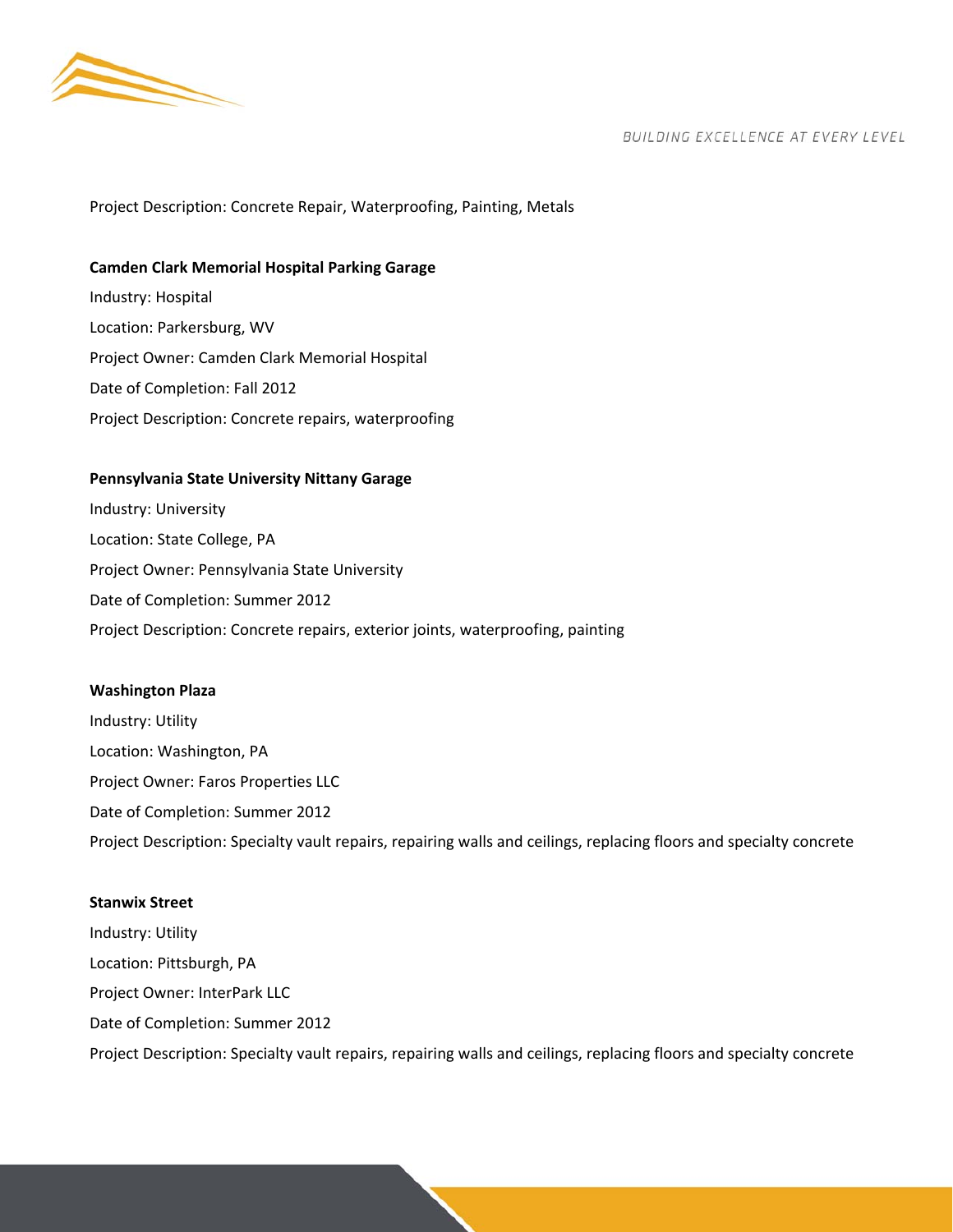Project Description: Concrete Repair, Waterproofing, Painting, Metals

**Camden Clark Memorial Hospital Parking Garage**

Industry: Hospital

Location: Parkersburg, WV

Project Owner: Camden Clark Memorial Hospital

Date of Completion: Fall 2012

Project Description: Concrete repairs, waterproofing

**Pennsylvania State University Nittany Garage**

Industry: University

Location: State College, PA

Project Owner: Pennsylvania State University

Date of Completion: Summer 2012

Project Description: Concrete repairs, exterior joints, waterproofing, painting

**Washington Plaza**

Industry: Utility

Location: Washington, PA

Project Owner: Faros Properties LLC

Date of Completion: Summer 2012

Project Description: Specialty vault repairs, repairing walls and ceilings, replacing floors and specialty concrete

**Stanwix Street**

Industry: Utility

Location: Pittsburgh, PA

Project Owner: InterPark LLC

Date of Completion: Summer 2012

Project Description: Specialty vault repairs, repairing walls and ceilings, replacing floors and specialty concrete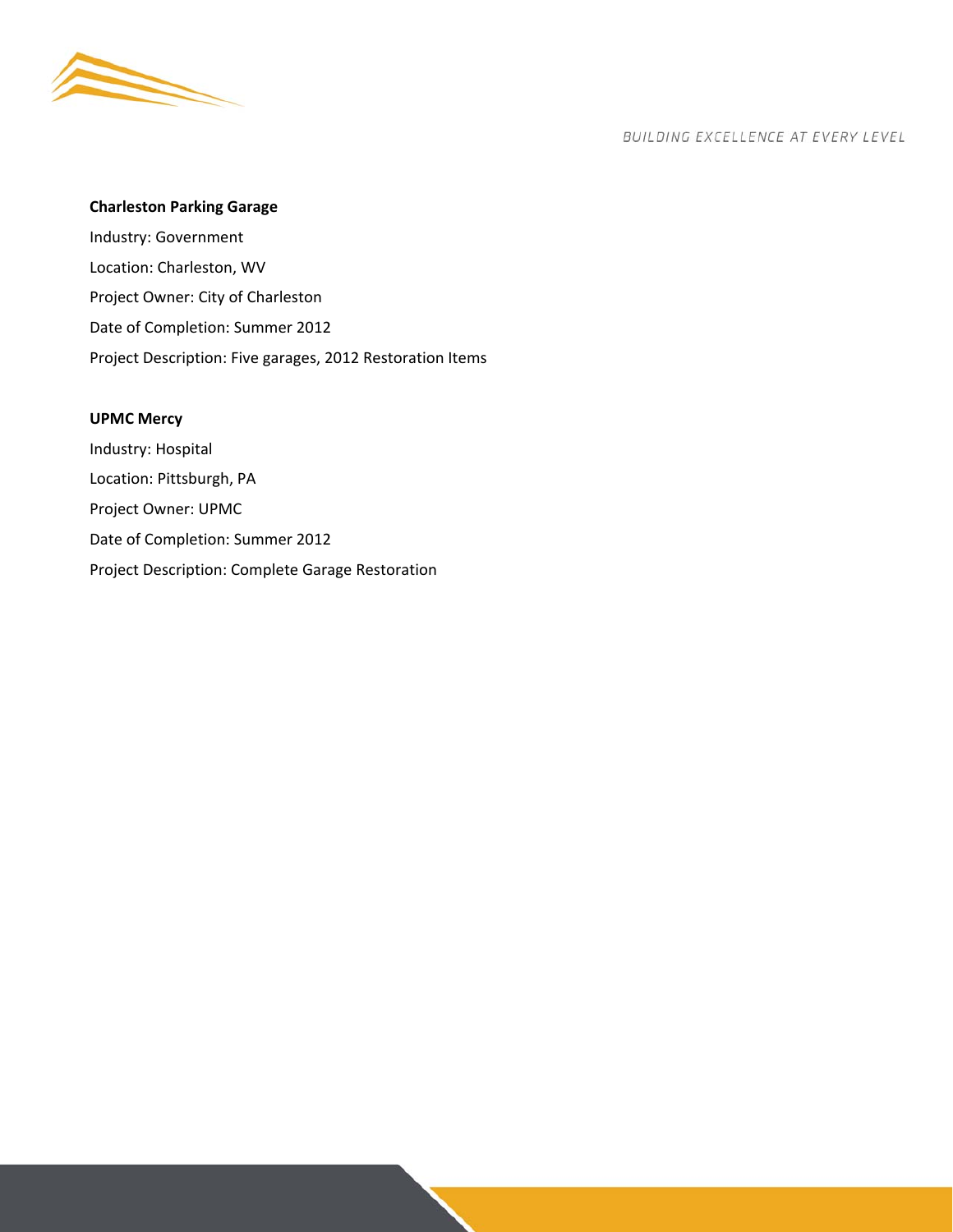**Charleston Parking Garage**

Industry: Government

Location: Charleston, WV

Project Owner: City of Charleston

Date of Completion: Summer 2012

Project Description: Five garages, 2012 Restoration Items

**UPMC Mercy**

Industry: Hospital

Location: Pittsburgh, PA

Project Owner: UPMC

Date of Completion: Summer 2012

Project Description: Complete Garage Restoration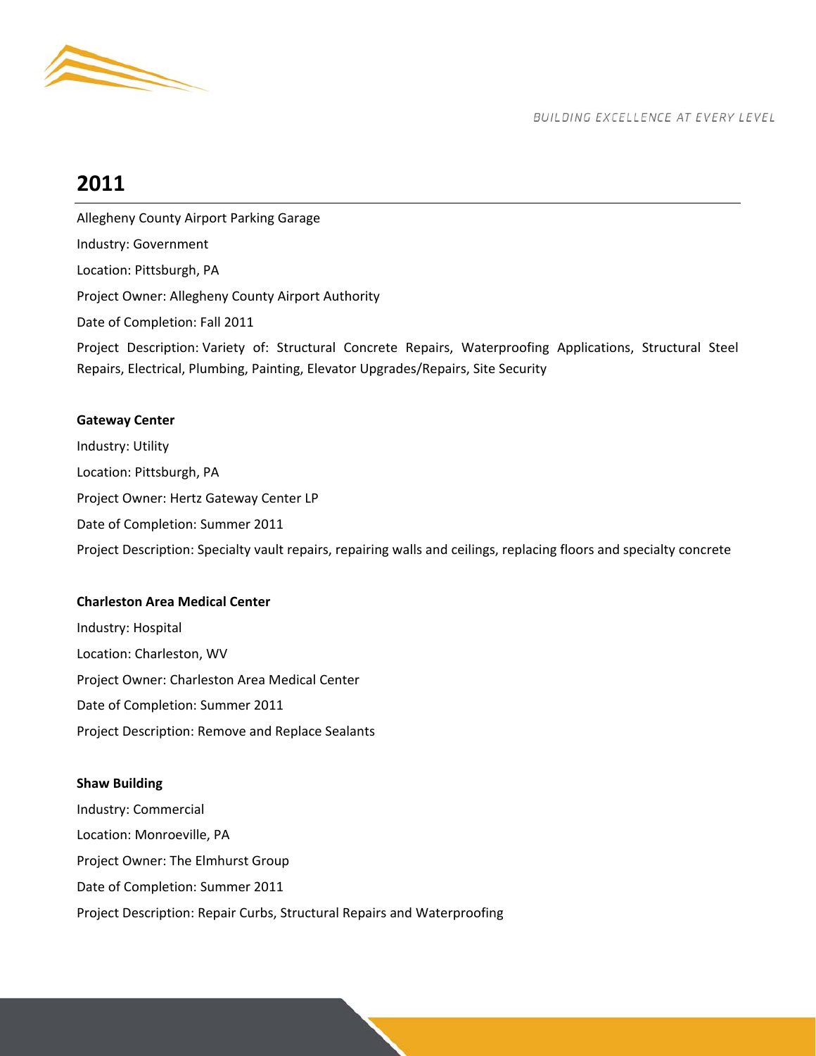## 2011

Allegheny County Airport Parking Garage

Industry: Government

Location: Pittsburgh, PA

Project Owner: Allegheny County Airport Authority

Date of Completion: Fall 2011

Project Description: Variety of: Structural Concrete Repairs, Waterproofing Applications, Structural Steel Repairs, Electrical, Plumbing, Painting, Elevator Upgrades/Repairs, Site Security

**Gateway Center**

Industry: Utility

Location: Pittsburgh, PA

Project Owner: Hertz Gateway Center LP

Date of Completion: Summer 2011

Project Description: Specialty vault repairs, repairing walls and ceilings, replacing floors and specialty concrete

**Charleston Area Medical Center**

Industry: Hospital

Location: Charleston, WV

Project Owner: Charleston Area Medical Center

Date of Completion: Summer 2011

Project Description: Remove and Replace Sealants

**Shaw Building**

Industry: Commercial

Location: Monroeville, PA

Project Owner: The Elmhurst Group

Date of Completion: Summer 2011

Project Description: Repair Curbs, Structural Repairs and Waterproofing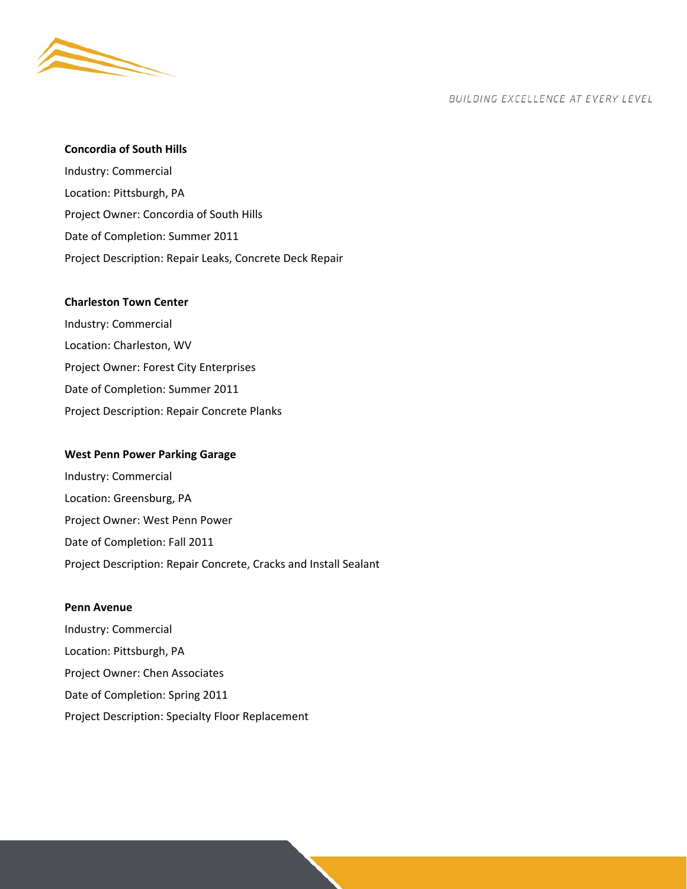**Concordia of South Hills**

Industry: Commercial

Location: Pittsburgh, PA

Project Owner: Concordia of South Hills

Date of Completion: Summer 2011

Project Description: Repair Leaks, Concrete Deck Repair

**Charleston Town Center**

Industry: Commercial

Location: Charleston, WV

Project Owner: Forest City Enterprises

Date of Completion: Summer 2011

Project Description: Repair Concrete Planks

**West Penn Power Parking Garage**

Industry: Commercial

Location: Greensburg, PA

Project Owner: West Penn Power

Date of Completion: Fall 2011

Project Description: Repair Concrete, Cracks and Install Sealant

**Penn Avenue**

Industry: Commercial

Location: Pittsburgh, PA

Project Owner: Chen Associates

Date of Completion: Spring 2011

Project Description: Specialty Floor Replacement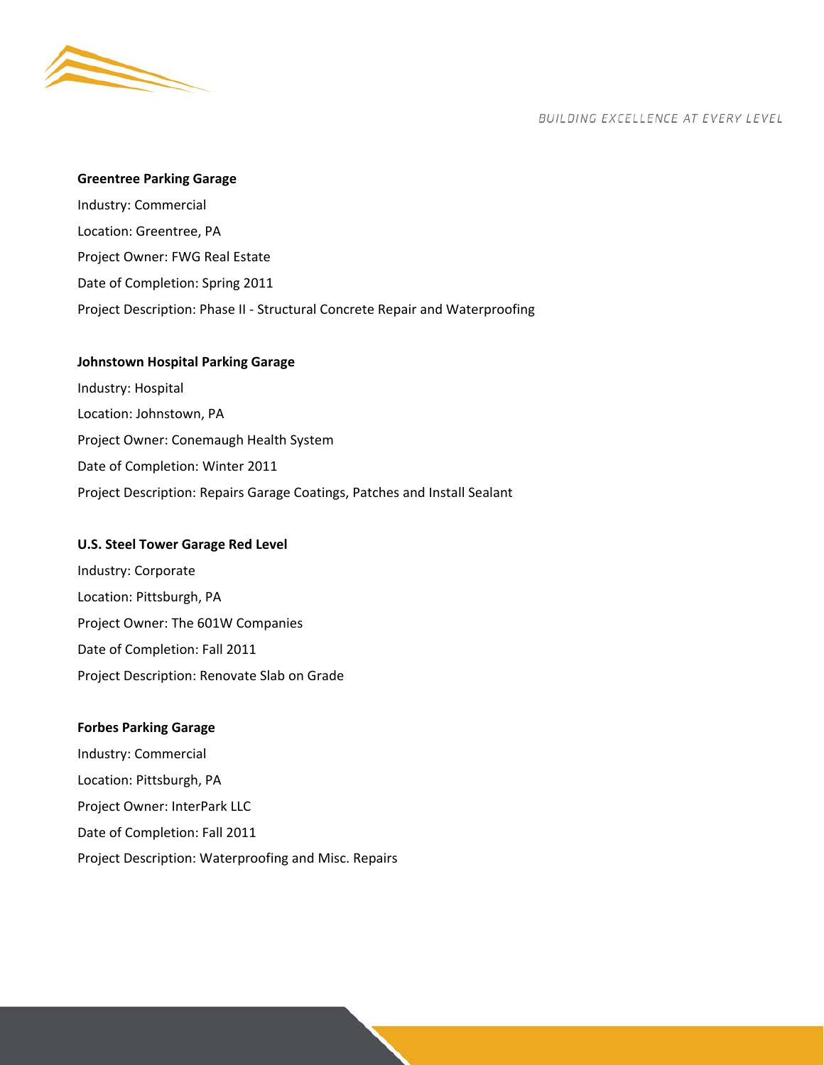**Greentree Parking Garage**

Industry: Commercial

Location: Greentree, PA

Project Owner: FWG Real Estate

Date of Completion: Spring 2011

Project Description: Phase II - Structural Concrete Repair and Waterproofing

**Johnstown Hospital Parking Garage**

Industry: Hospital

Location: Johnstown, PA

Project Owner: Conemaugh Health System

Date of Completion: Winter 2011

Project Description: Repairs Garage Coatings, Patches and Install Sealant

**U.S. Steel Tower Garage Red Level**

Industry: Corporate

Location: Pittsburgh, PA

Project Owner: The 601W Companies

Date of Completion: Fall 2011

Project Description: Renovate Slab on Grade

**Forbes Parking Garage**

Industry: Commercial

Location: Pittsburgh, PA

Project Owner: InterPark LLC

Date of Completion: Fall 2011

Project Description: Waterproofing and Misc. Repairs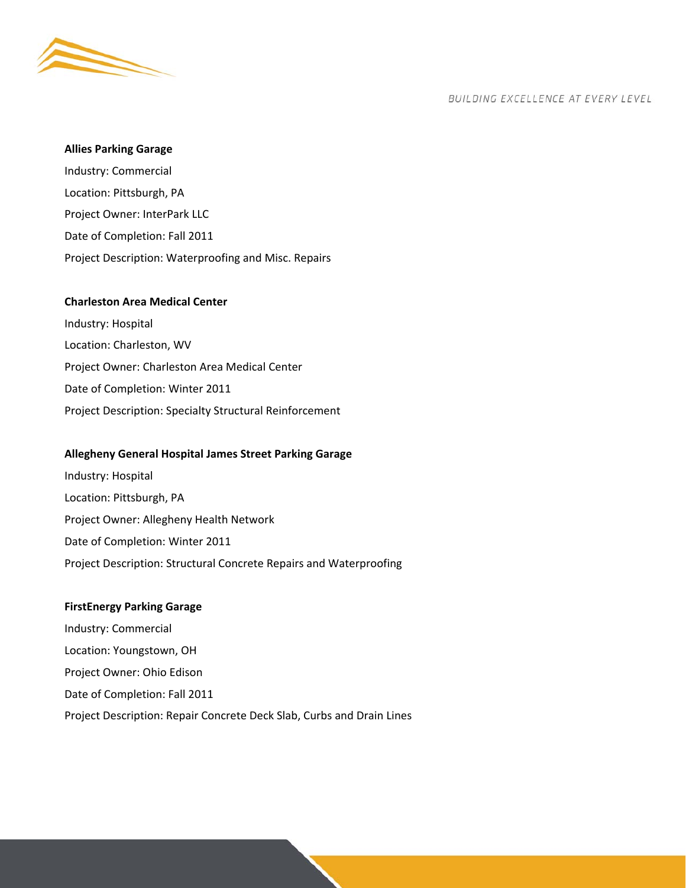**Allies Parking Garage**

Industry: Commercial

Location: Pittsburgh, PA

Project Owner: InterPark LLC

Date of Completion: Fall 2011

Project Description: Waterproofing and Misc. Repairs

**Charleston Area Medical Center**

Industry: Hospital

Location: Charleston, WV

Project Owner: Charleston Area Medical Center

Date of Completion: Winter 2011

Project Description: Specialty Structural Reinforcement

**Allegheny General Hospital James Street Parking Garage**

Industry: Hospital

Location: Pittsburgh, PA

Project Owner: Allegheny Health Network

Date of Completion: Winter 2011

Project Description: Structural Concrete Repairs and Waterproofing

**FirstEnergy Parking Garage**

Industry: Commercial

Location: Youngstown, OH

Project Owner: Ohio Edison

Date of Completion: Fall 2011

Project Description: Repair Concrete Deck Slab, Curbs and Drain Lines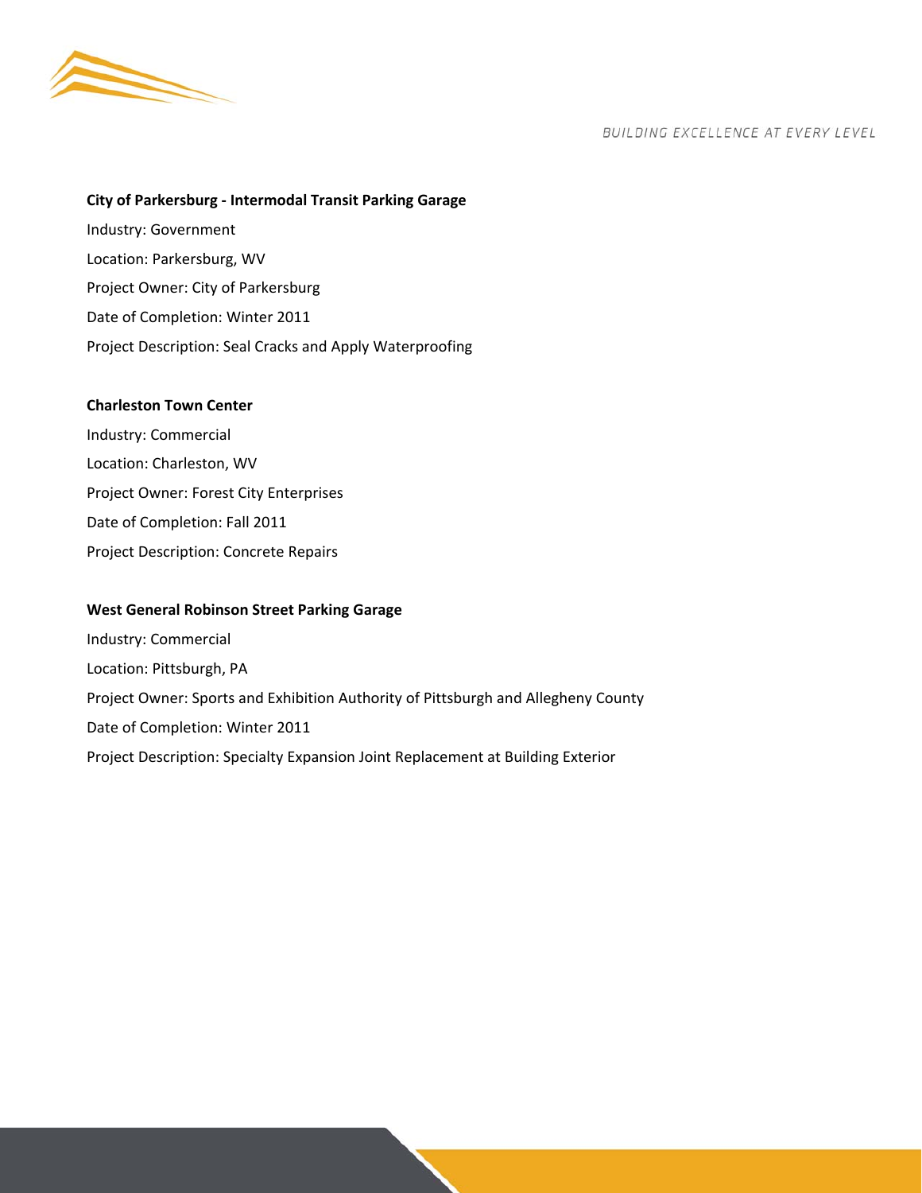**City of Parkersburg - Intermodal Transit Parking Garage**

Industry: Government

Location: Parkersburg, WV

Project Owner: City of Parkersburg

Date of Completion: Winter 2011

Project Description: Seal Cracks and Apply Waterproofing

**Charleston Town Center**

Industry: Commercial

Location: Charleston, WV

Project Owner: Forest City Enterprises

Date of Completion: Fall 2011

Project Description: Concrete Repairs

**West General Robinson Street Parking Garage**

Industry: Commercial

Location: Pittsburgh, PA

Project Owner: Sports and Exhibition Authority of Pittsburgh and Allegheny County

Date of Completion: Winter 2011

Project Description: Specialty Expansion Joint Replacement at Building Exterior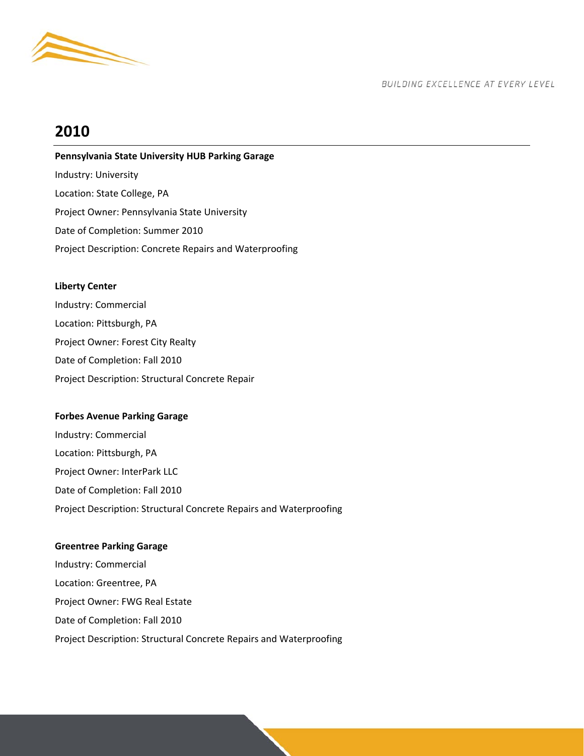# 2010

**Pennsylvania State University HUB Parking Garage**

Industry: University

Location: State College, PA

Project Owner: Pennsylvania State University

Date of Completion: Summer 2010

Project Description: Concrete Repairs and Waterproofing

**Liberty Center**

Industry: Commercial

Location: Pittsburgh, PA

Project Owner: Forest City Realty

Date of Completion: Fall 2010

Project Description: Structural Concrete Repair

**Forbes Avenue Parking Garage**

Industry: Commercial

Location: Pittsburgh, PA

Project Owner: InterPark LLC

Date of Completion: Fall 2010

Project Description: Structural Concrete Repairs and Waterproofing

**Greentree Parking Garage**

Industry: Commercial

Location: Greentree, PA

Project Owner: FWG Real Estate

Date of Completion: Fall 2010

Project Description: Structural Concrete Repairs and Waterproofing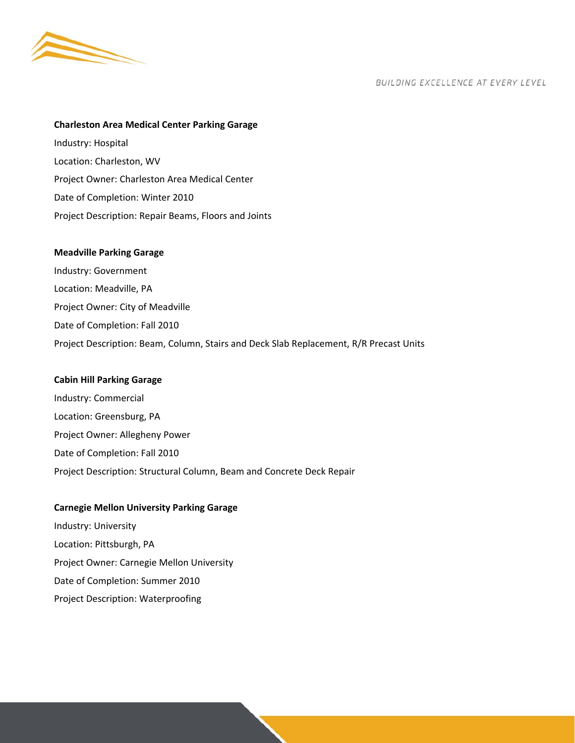**Charleston Area Medical Center Parking Garage**

Industry: Hospital

Location: Charleston, WV

Project Owner: Charleston Area Medical Center

Date of Completion: Winter 2010

Project Description: Repair Beams, Floors and Joints

**Meadville Parking Garage**

Industry: Government

Location: Meadville, PA

Project Owner: City of Meadville

Date of Completion: Fall 2010

Project Description: Beam, Column, Stairs and Deck Slab Replacement, R/R Precast Units

**Cabin Hill Parking Garage**

Industry: Commercial

Location: Greensburg, PA

Project Owner: Allegheny Power

Date of Completion: Fall 2010

Project Description: Structural Column, Beam and Concrete Deck Repair

**Carnegie Mellon University Parking Garage**

Industry: University

Location: Pittsburgh, PA

Project Owner: Carnegie Mellon University

Date of Completion: Summer 2010

Project Description: Waterproofing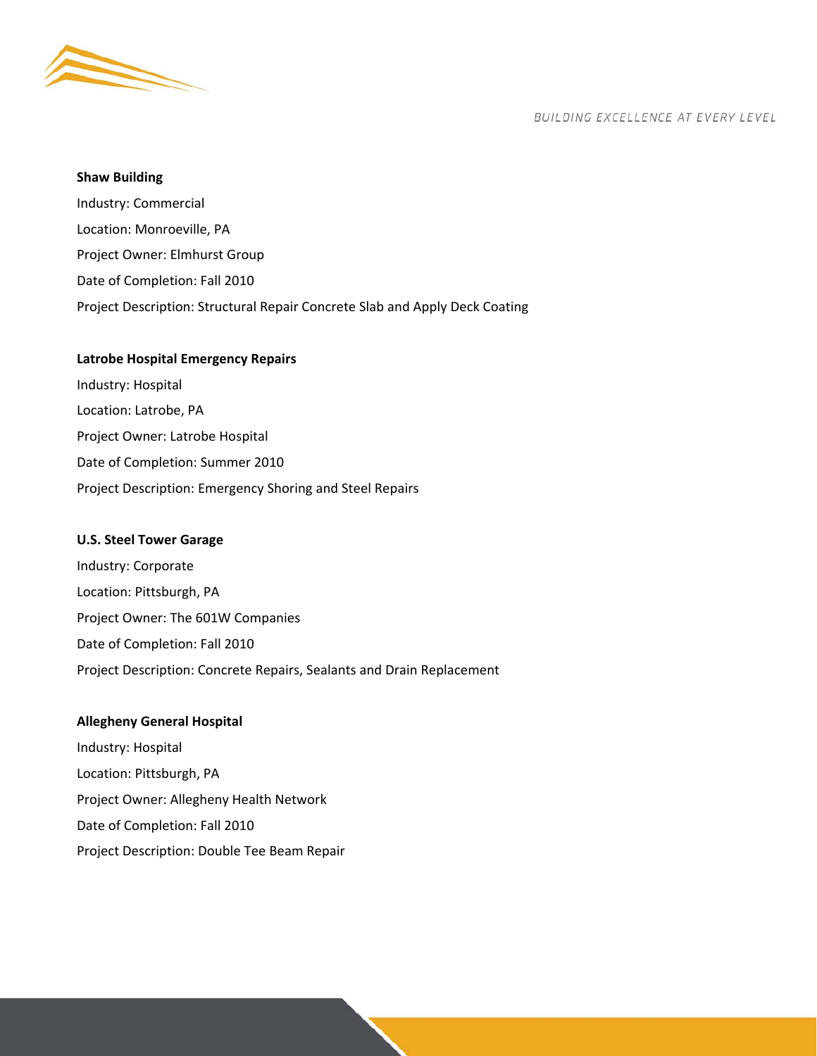**Shaw Building**

Industry: Commercial

Location: Monroeville, PA

Project Owner: Elmhurst Group

Date of Completion: Fall 2010

Project Description: Structural Repair Concrete Slab and Apply Deck Coating

**Latrobe Hospital Emergency Repairs**

Industry: Hospital

Location: Latrobe, PA

Project Owner: Latrobe Hospital

Date of Completion: Summer 2010

Project Description: Emergency Shoring and Steel Repairs

**U.S. Steel Tower Garage**

Industry: Corporate

Location: Pittsburgh, PA

Project Owner: The 601W Companies

Date of Completion: Fall 2010

Project Description: Concrete Repairs, Sealants and Drain Replacement

**Allegheny General Hospital**

Industry: Hospital

Location: Pittsburgh, PA

Project Owner: Allegheny Health Network

Date of Completion: Fall 2010

Project Description: Double Tee Beam Repair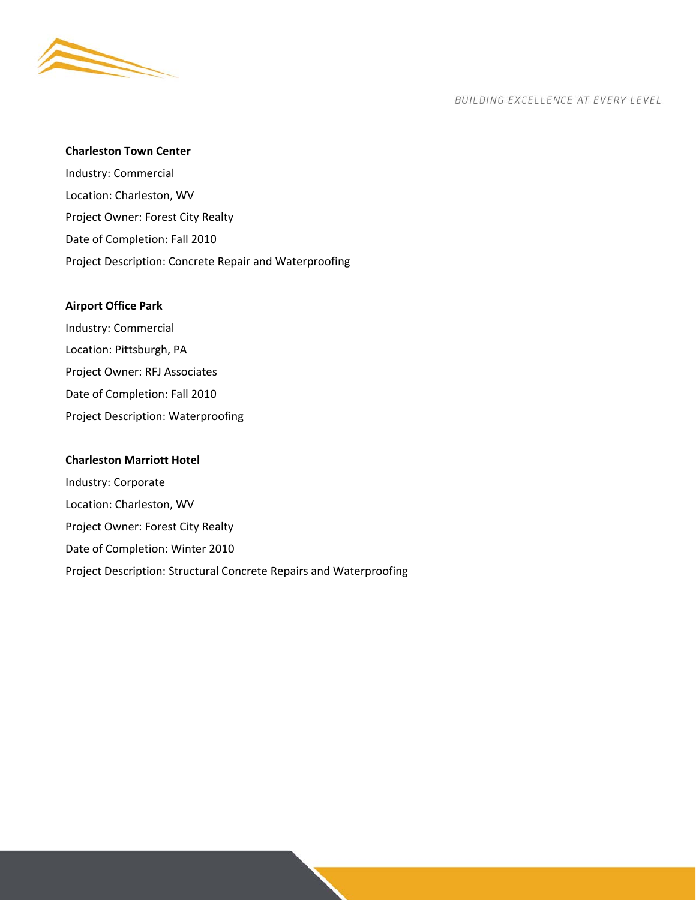**Charleston Town Center**

Industry: Commercial

Location: Charleston, WV

Project Owner: Forest City Realty

Date of Completion: Fall 2010

Project Description: Concrete Repair and Waterproofing

**Airport Office Park**

Industry: Commercial

Location: Pittsburgh, PA

Project Owner: RFJ Associates

Date of Completion: Fall 2010

Project Description: Waterproofing

**Charleston Marriott Hotel**

Industry: Corporate

Location: Charleston, WV

Project Owner: Forest City Realty

Date of Completion: Winter 2010

Project Description: Structural Concrete Repairs and Waterproofing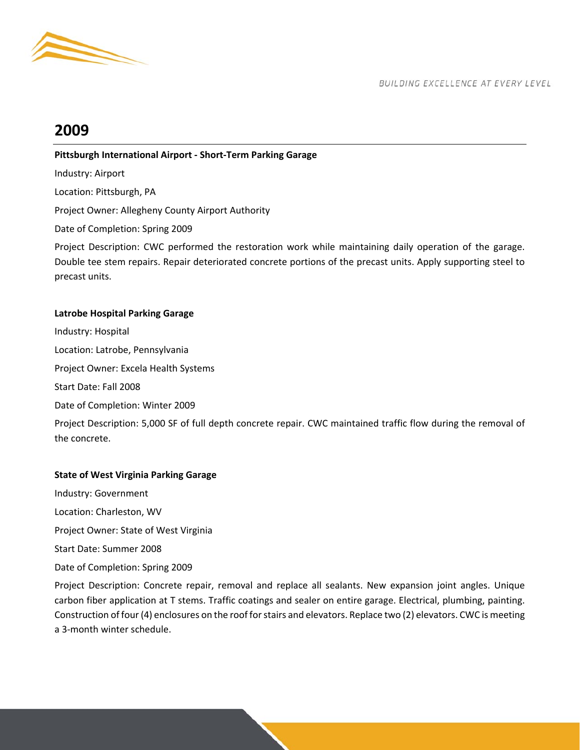# 2009

**Pittsburgh International Airport - Short-Term Parking Garage**

Industry: Airport

Location: Pittsburgh, PA

Project Owner: Allegheny County Airport Authority

Date of Completion: Spring 2009

Project Description: CWC performed the restoration work while maintaining daily operation of the garage. Double tee stem repairs. Repair deteriorated concrete portions of the precast units. Apply supporting steel to precast units.

**Latrobe Hospital Parking Garage**

Industry: Hospital

Location: Latrobe, Pennsylvania

Project Owner: Excela Health Systems

Start Date: Fall 2008

Date of Completion: Winter 2009

Project Description: 5,000 SF of full depth concrete repair. CWC maintained traffic flow during the removal of the concrete.

**State of West Virginia Parking Garage**

Industry: Government

Location: Charleston, WV

Project Owner: State of West Virginia

Start Date: Summer 2008

Date of Completion: Spring 2009

Project Description: Concrete repair, removal and replace all sealants. New expansion joint angles. Unique carbon fiber application at T stems. Traffic coatings and sealer on entire garage. Electrical, plumbing, painting. Construction of four (4) enclosures on the roof for stairs and elevators. Replace two (2) elevators. CWC is meeting a 3-month winter schedule.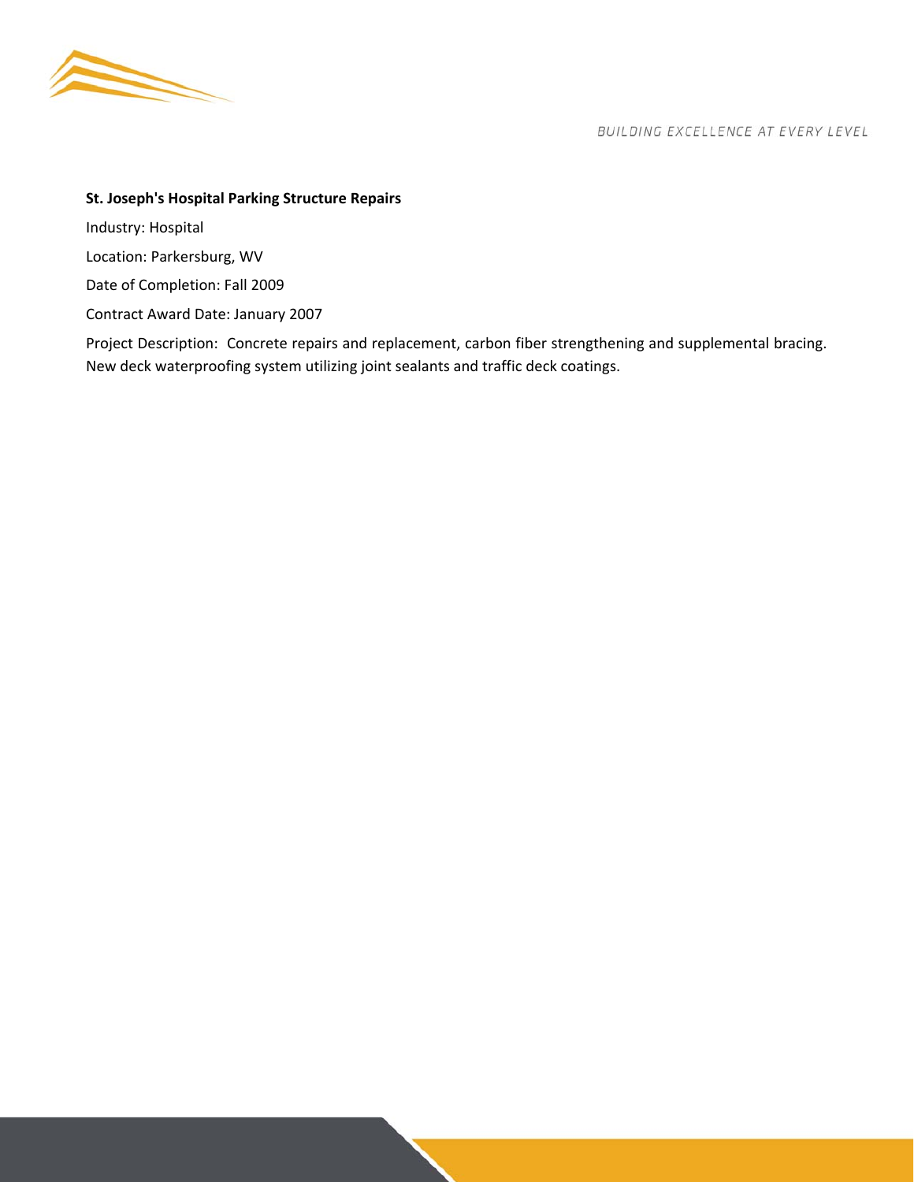**St. Joseph's Hospital Parking Structure Repairs**

Industry: Hospital

Location: Parkersburg, WV

Date of Completion: Fall 2009

Contract Award Date: January 2007

Project Description: Concrete repairs and replacement, carbon fiber strengthening and supplemental bracing. New deck waterproofing system utilizing joint sealants and traffic deck coatings.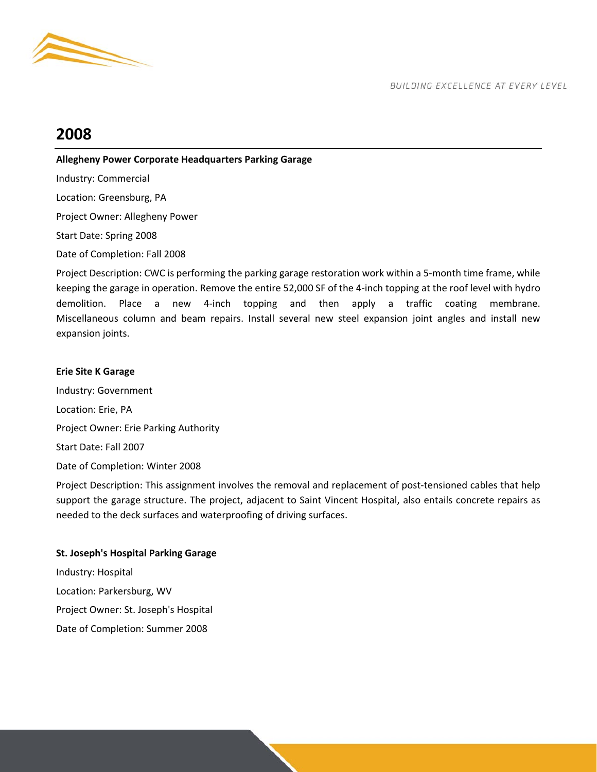# 2008

**Allegheny Power Corporate Headquarters Parking Garage**

Industry: Commercial

Location: Greensburg, PA

Project Owner: Allegheny Power

Start Date: Spring 2008

Date of Completion: Fall 2008

Project Description: CWC is performing the parking garage restoration work within a 5-month time frame, while keeping the garage in operation. Remove the entire 52,000 SF of the 4-inch topping at the roof level with hydro demolition. Place a new 4-inch topping and then apply a traffic coating membrane. Miscellaneous column and beam repairs. Install several new steel expansion joint angles and install new expansion joints.

**Erie Site K Garage**

Industry: Government

Location: Erie, PA

Project Owner: Erie Parking Authority

Start Date: Fall 2007

Date of Completion: Winter 2008

Project Description: This assignment involves the removal and replacement of post-tensioned cables that help support the garage structure. The project, adjacent to Saint Vincent Hospital, also entails concrete repairs as needed to the deck surfaces and waterproofing of driving surfaces.

**St. Joseph's Hospital Parking Garage**

Industry: Hospital

Location: Parkersburg, WV

Project Owner: St. Joseph's Hospital

Date of Completion: Summer 2008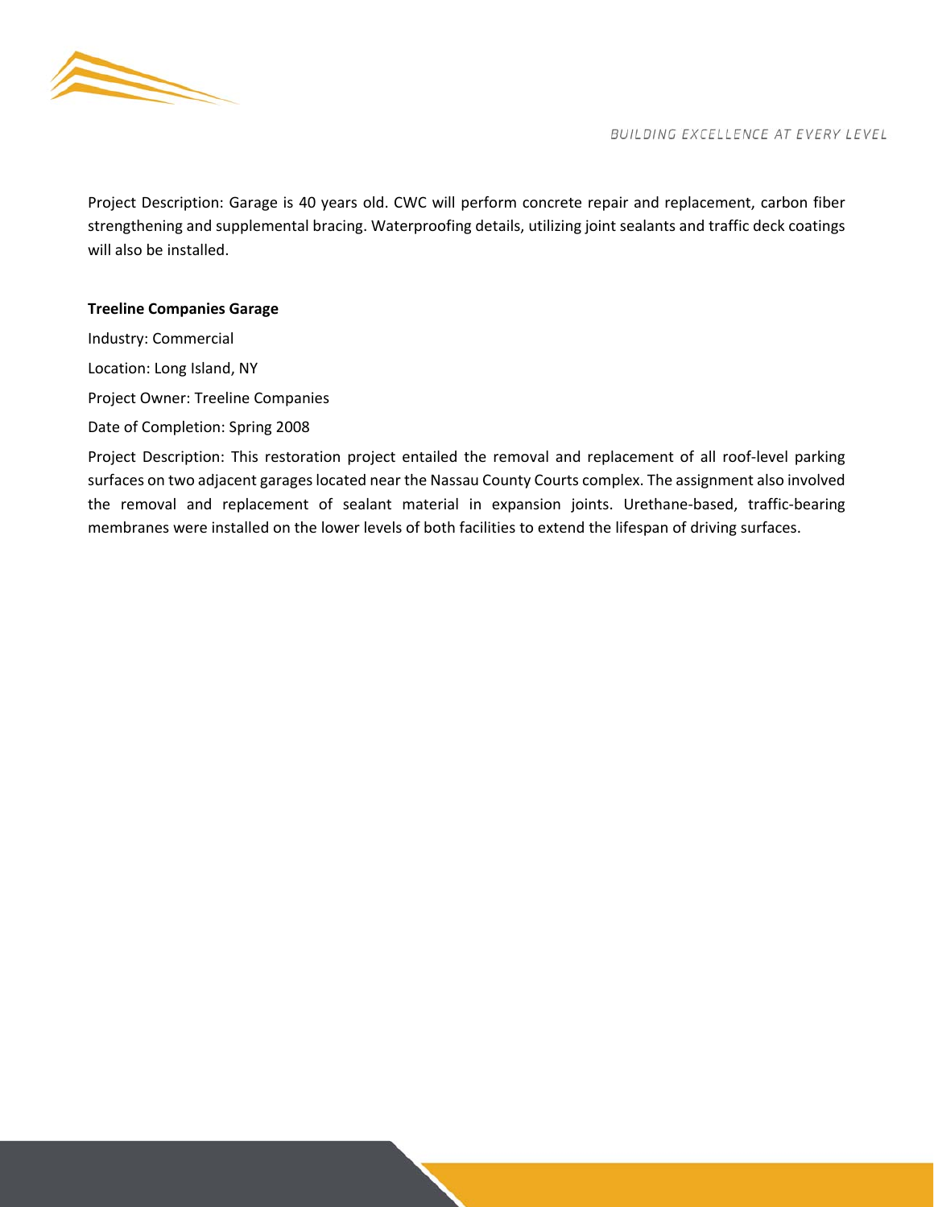Project Description: Garage is 40 years old. CWC will perform concrete repair and replacement, carbon fiber strengthening and supplemental bracing. Waterproofing details, utilizing joint sealants and traffic deck coatings will also be installed.

**Treeline Companies Garage**

Industry: Commercial

Location: Long Island, NY

Project Owner: Treeline Companies

Date of Completion: Spring 2008

Project Description: This restoration project entailed the removal and replacement of all roof-level parking surfaces on two adjacent garages located near the Nassau County Courts complex. The assignment also involved the removal and replacement of sealant material in expansion joints. Urethane-based, traffic-bearing membranes were installed on the lower levels of both facilities to extend the lifespan of driving surfaces.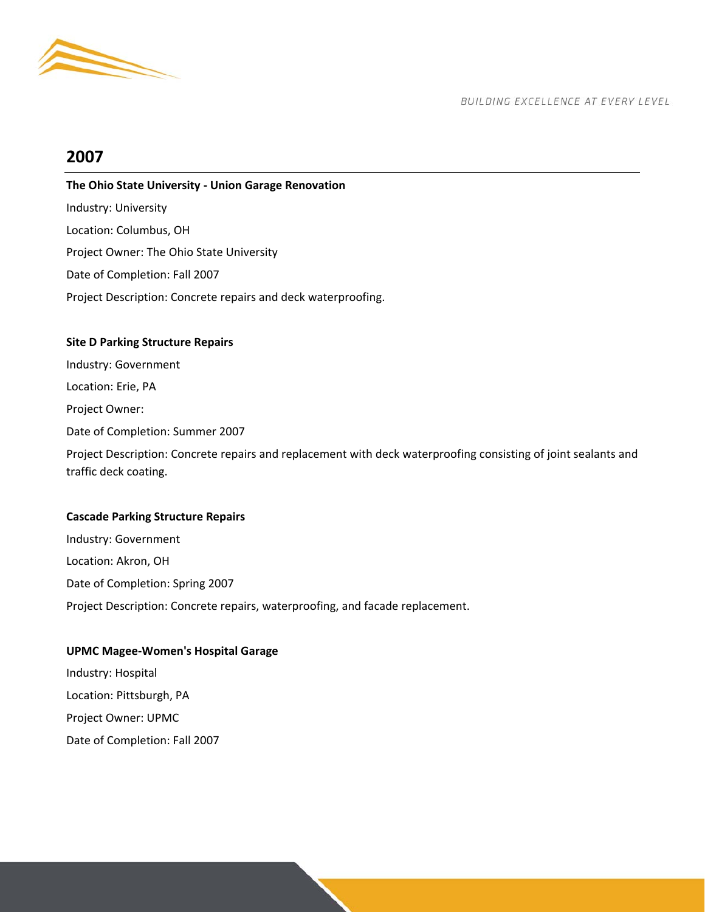## 2007

**The Ohio State University - Union Garage Renovation**

Industry: University

Location: Columbus, OH

Project Owner: The Ohio State University

Date of Completion: Fall 2007

Project Description: Concrete repairs and deck waterproofing.

**Site D Parking Structure Repairs**

Industry: Government

Location: Erie, PA

Project Owner:

Date of Completion: Summer 2007

Project Description: Concrete repairs and replacement with deck waterproofing consisting of joint sealants and traffic deck coating.

**Cascade Parking Structure Repairs**

Industry: Government

Location: Akron, OH

Date of Completion: Spring 2007

Project Description: Concrete repairs, waterproofing, and facade replacement.

**UPMC Magee-Women's Hospital Garage**

Industry: Hospital

Location: Pittsburgh, PA

Project Owner: UPMC

Date of Completion: Fall 2007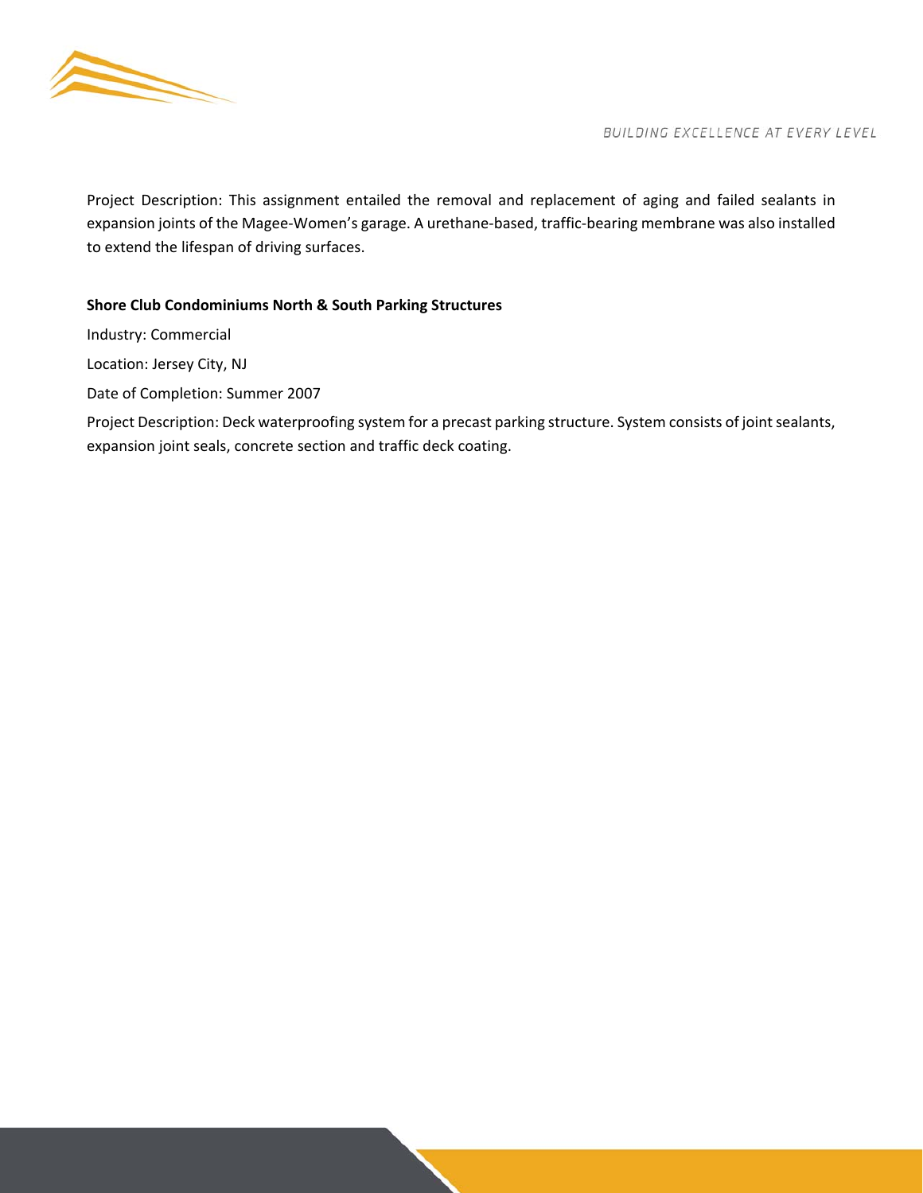Project Description: This assignment entailed the removal and replacement of aging and failed sealants in expansion joints of the Magee-Women's garage. A urethane-based, traffic-bearing membrane was also installed to extend the lifespan of driving surfaces.

**Shore Club Condominiums North & South Parking Structures**

Industry: Commercial

Location: Jersey City, NJ

Date of Completion: Summer 2007

Project Description: Deck waterproofing system for a precast parking structure. System consists of joint sealants, expansion joint seals, concrete section and traffic deck coating.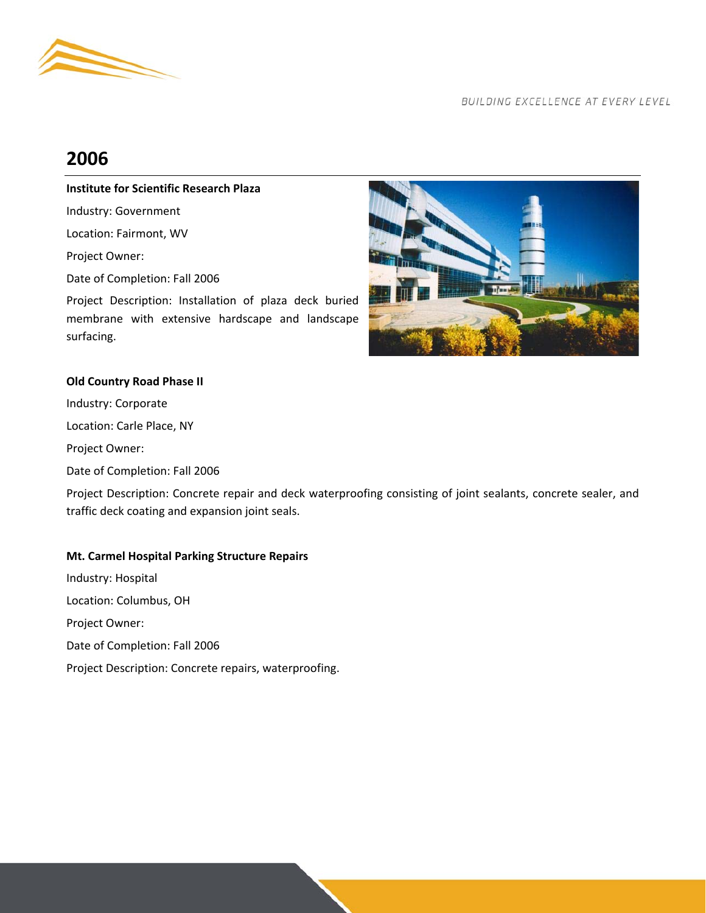## 2006

**Institute for Scientific Research Plaza**

Industry: Government

Location: Fairmont, WV

Project Owner:

Date of Completion: Fall 2006

Project Description: Installation of plaza deck buried membrane with extensive hardscape and landscape surfacing.

**Old Country Road Phase II**

Industry: Corporate

Location: Carle Place, NY

Project Owner:

Date of Completion: Fall 2006

Project Description: Concrete repair and deck waterproofing consisting of joint sealants, concrete sealer, and traffic deck coating and expansion joint seals.

**Mt. Carmel Hospital Parking Structure Repairs**

Industry: Hospital

Location: Columbus, OH

Project Owner:

Date of Completion: Fall 2006

Project Description: Concrete repairs, waterproofing.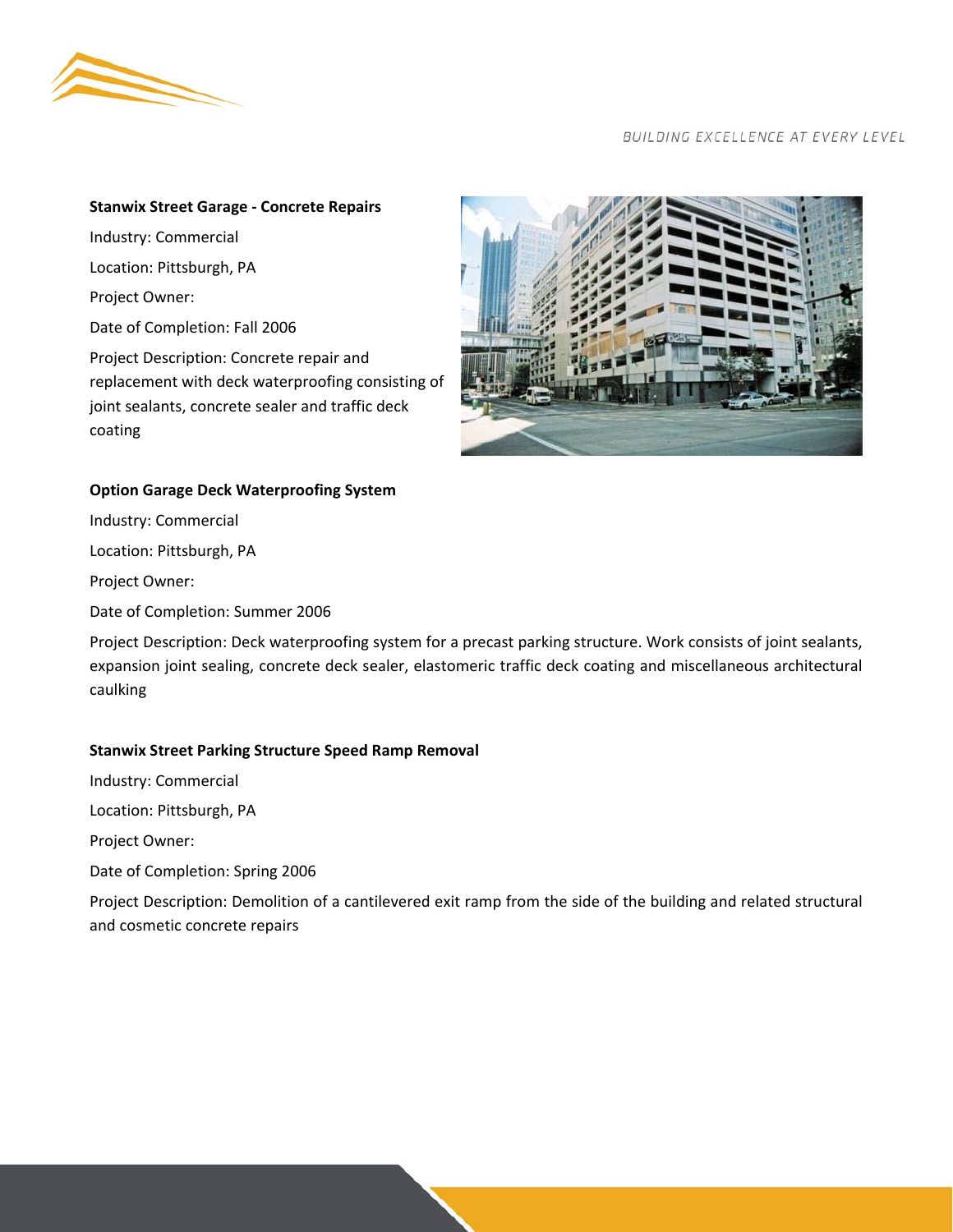**Stanwix Street Garage - Concrete Repairs**

Industry: Commercial

Location: Pittsburgh, PA

Project Owner:

Date of Completion: Fall 2006

Project Description: Concrete repair and replacement with deck waterproofing consisting of joint sealants, concrete sealer and traffic deck coating

**Option Garage Deck Waterproofing System**

Industry: Commercial

Location: Pittsburgh, PA

Project Owner:

Date of Completion: Summer 2006

Project Description: Deck waterproofing system for a precast parking structure. Work consists of joint sealants, expansion joint sealing, concrete deck sealer, elastomeric traffic deck coating and miscellaneous architectural caulking

**Stanwix Street Parking Structure Speed Ramp Removal**

Industry: Commercial

Location: Pittsburgh, PA

Project Owner:

Date of Completion: Spring 2006

Project Description: Demolition of a cantilevered exit ramp from the side of the building and related structural and cosmetic concrete repairs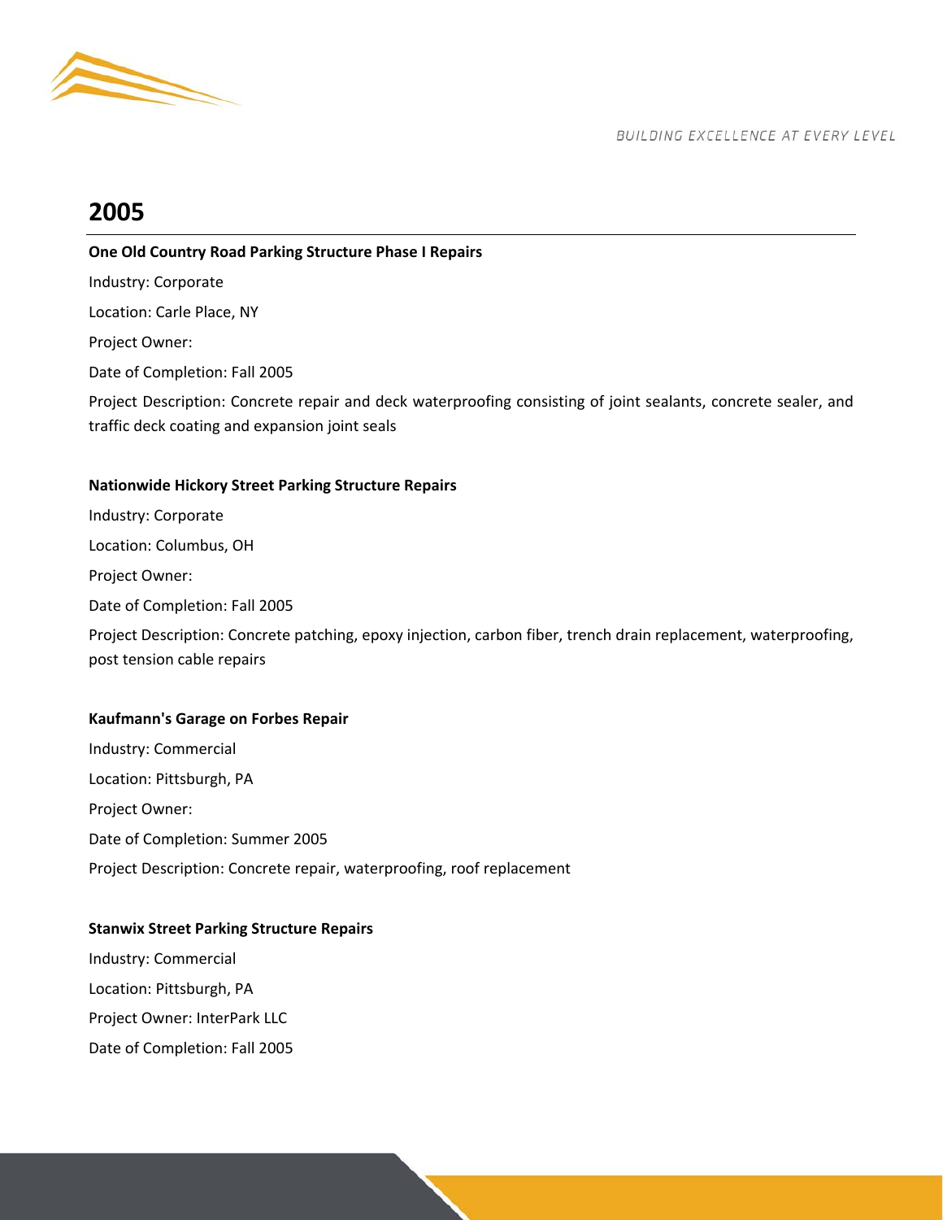## 2005

**One Old Country Road Parking Structure Phase I Repairs**

Industry: Corporate

Location: Carle Place, NY

Project Owner:

Date of Completion: Fall 2005

Project Description: Concrete repair and deck waterproofing consisting of joint sealants, concrete sealer, and traffic deck coating and expansion joint seals

**Nationwide Hickory Street Parking Structure Repairs**

Industry: Corporate

Location: Columbus, OH

Project Owner:

Date of Completion: Fall 2005

Project Description: Concrete patching, epoxy injection, carbon fiber, trench drain replacement, waterproofing, post tension cable repairs

**Kaufmann's Garage on Forbes Repair**

Industry: Commercial

Location: Pittsburgh, PA

Project Owner:

Date of Completion: Summer 2005

Project Description: Concrete repair, waterproofing, roof replacement

**Stanwix Street Parking Structure Repairs**

Industry: Commercial

Location: Pittsburgh, PA

Project Owner: InterPark LLC

Date of Completion: Fall 2005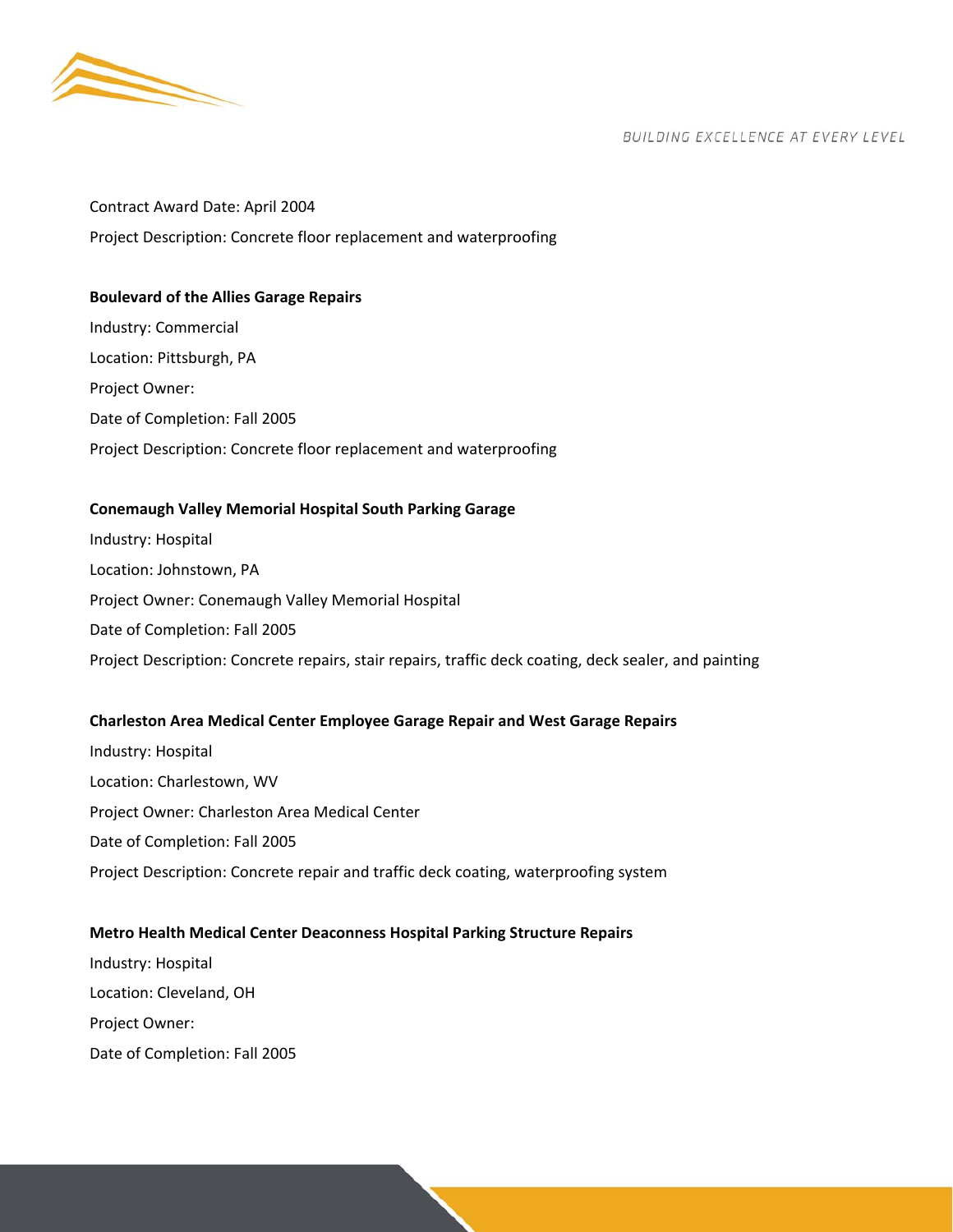Contract Award Date: April 2004

Project Description: Concrete floor replacement and waterproofing

**Boulevard of the Allies Garage Repairs**

Industry: Commercial

Location: Pittsburgh, PA

Project Owner:

Date of Completion: Fall 2005

Project Description: Concrete floor replacement and waterproofing

**Conemaugh Valley Memorial Hospital South Parking Garage**

Industry: Hospital

Location: Johnstown, PA

Project Owner: Conemaugh Valley Memorial Hospital

Date of Completion: Fall 2005

Project Description: Concrete repairs, stair repairs, traffic deck coating, deck sealer, and painting

**Charleston Area Medical Center Employee Garage Repair and West Garage Repairs**

Industry: Hospital

Location: Charlestown, WV

Project Owner: Charleston Area Medical Center

Date of Completion: Fall 2005

Project Description: Concrete repair and traffic deck coating, waterproofing system

**Metro Health Medical Center Deaconness Hospital Parking Structure Repairs**

Industry: Hospital

Location: Cleveland, OH

Project Owner:

Date of Completion: Fall 2005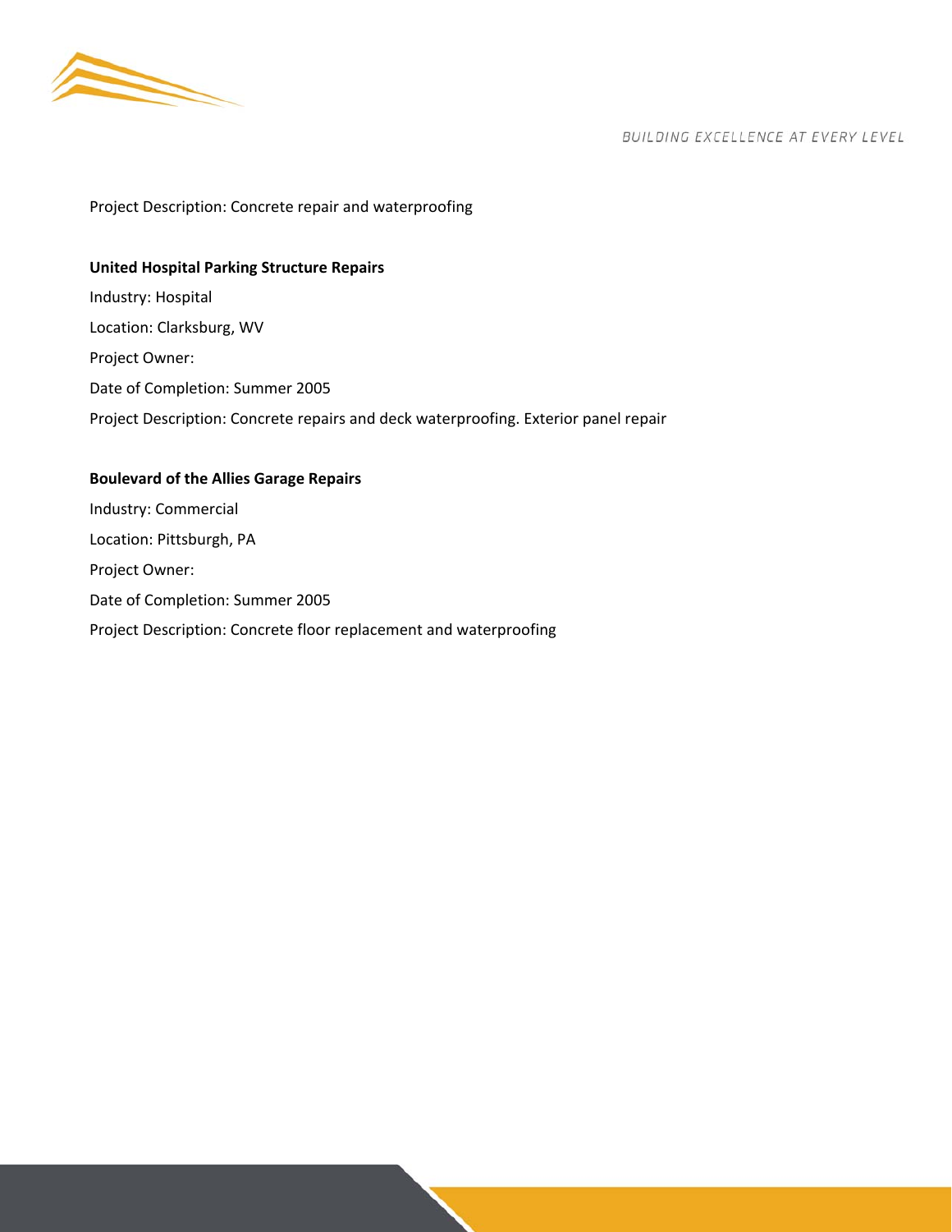Project Description: Concrete repair and waterproofing

**United Hospital Parking Structure Repairs**

Industry: Hospital

Location: Clarksburg, WV

Project Owner:

Date of Completion: Summer 2005

Project Description: Concrete repairs and deck waterproofing. Exterior panel repair

**Boulevard of the Allies Garage Repairs**

Industry: Commercial

Location: Pittsburgh, PA

Project Owner:

Date of Completion: Summer 2005

Project Description: Concrete floor replacement and waterproofing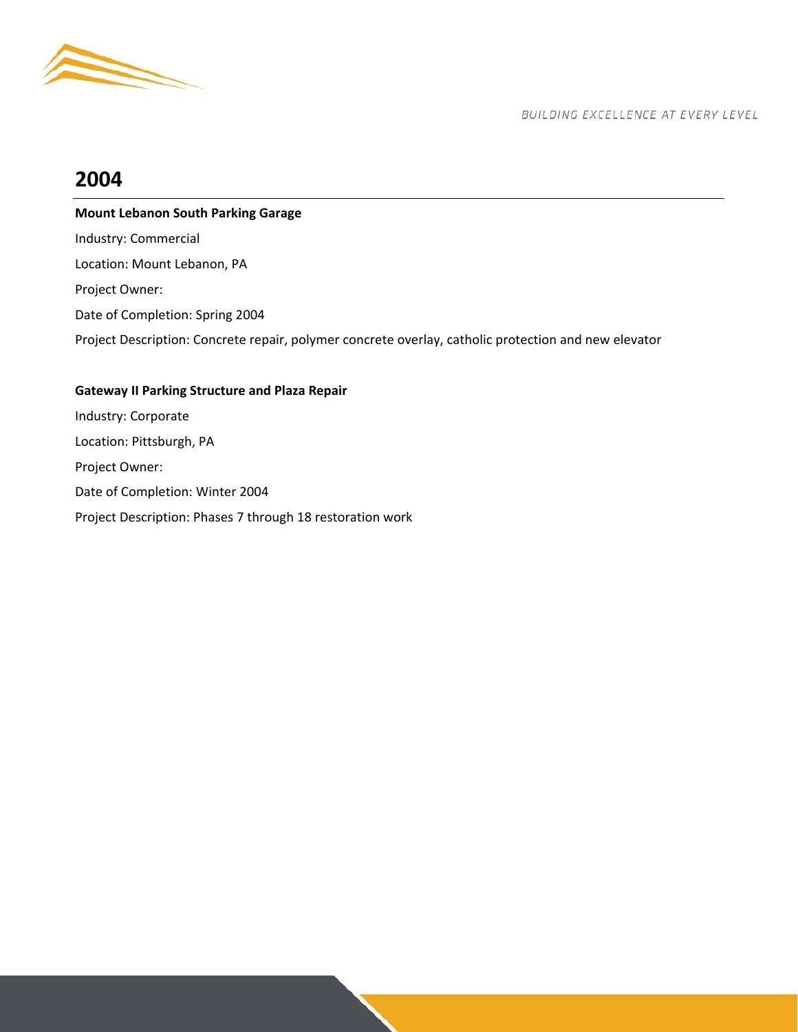## 2004

**Mount Lebanon South Parking Garage**

Industry: Commercial

Location: Mount Lebanon, PA

Project Owner:

Date of Completion: Spring 2004

Project Description: Concrete repair, polymer concrete overlay, catholic protection and new elevator

**Gateway II Parking Structure and Plaza Repair**

Industry: Corporate

Location: Pittsburgh, PA

Project Owner:

Date of Completion: Winter 2004

Project Description: Phases 7 through 18 restoration work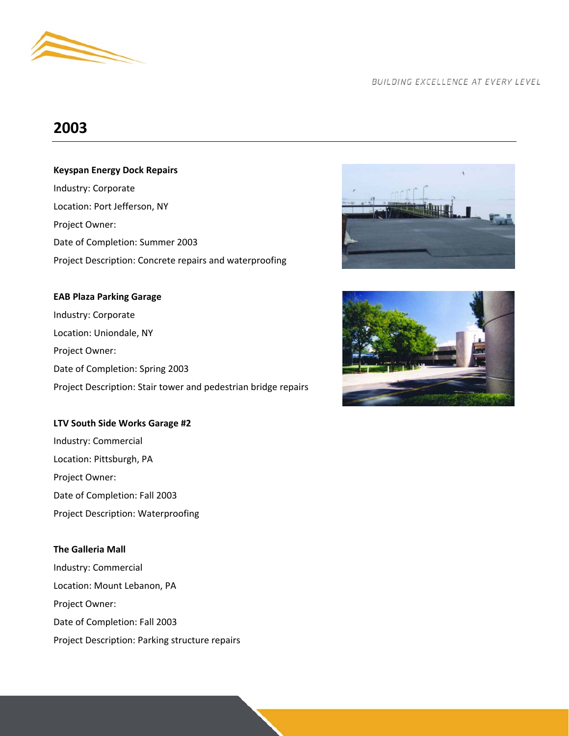## 2003

**Keyspan Energy Dock Repairs**

Industry: Corporate

Location: Port Jefferson, NY

Project Owner:

Date of Completion: Summer 2003

Project Description: Concrete repairs and waterproofing

**EAB Plaza Parking Garage**

Industry: Corporate

Location: Uniondale, NY

Project Owner:

Date of Completion: Spring 2003

Project Description: Stair tower and pedestrian bridge repairs

**LTV South Side Works Garage #2**

Industry: Commercial

Location: Pittsburgh, PA

Project Owner:

Date of Completion: Fall 2003

Project Description: Waterproofing

**The Galleria Mall**

Industry: Commercial

Location: Mount Lebanon, PA

Project Owner:

Date of Completion: Fall 2003

Project Description: Parking structure repairs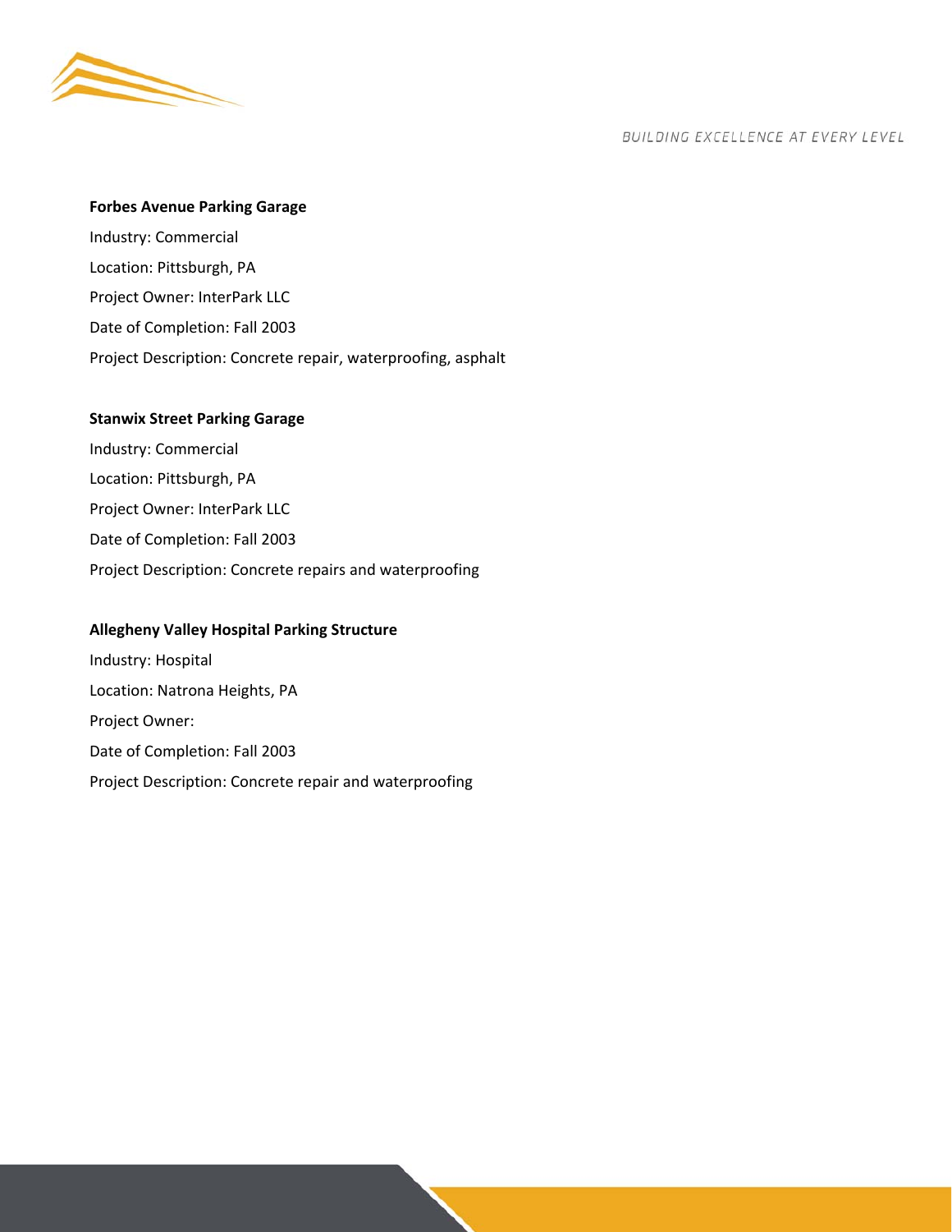**Forbes Avenue Parking Garage**

Industry: Commercial

Location: Pittsburgh, PA

Project Owner: InterPark LLC

Date of Completion: Fall 2003

Project Description: Concrete repair, waterproofing, asphalt

**Stanwix Street Parking Garage**

Industry: Commercial

Location: Pittsburgh, PA

Project Owner: InterPark LLC

Date of Completion: Fall 2003

Project Description: Concrete repairs and waterproofing

**Allegheny Valley Hospital Parking Structure**

Industry: Hospital

Location: Natrona Heights, PA

Project Owner:

Date of Completion: Fall 2003

Project Description: Concrete repair and waterproofing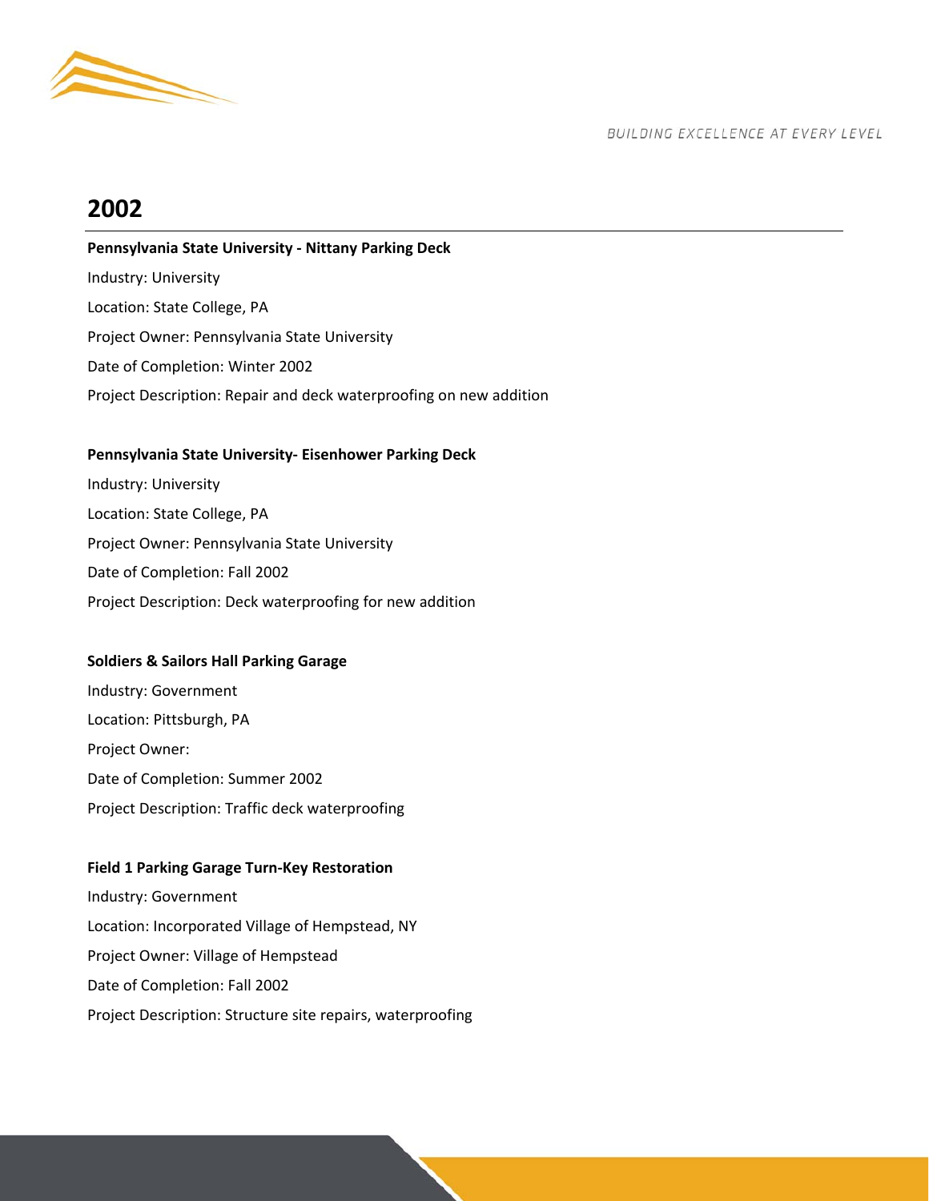## 2002

**Pennsylvania State University - Nittany Parking Deck**

Industry: University

Location: State College, PA

Project Owner: Pennsylvania State University

Date of Completion: Winter 2002

Project Description: Repair and deck waterproofing on new addition

**Pennsylvania State University- Eisenhower Parking Deck**

Industry: University

Location: State College, PA

Project Owner: Pennsylvania State University

Date of Completion: Fall 2002

Project Description: Deck waterproofing for new addition

**Soldiers & Sailors Hall Parking Garage**

Industry: Government

Location: Pittsburgh, PA

Project Owner:

Date of Completion: Summer 2002

Project Description: Traffic deck waterproofing

**Field 1 Parking Garage Turn-Key Restoration**

Industry: Government

Location: Incorporated Village of Hempstead, NY

Project Owner: Village of Hempstead

Date of Completion: Fall 2002

Project Description: Structure site repairs, waterproofing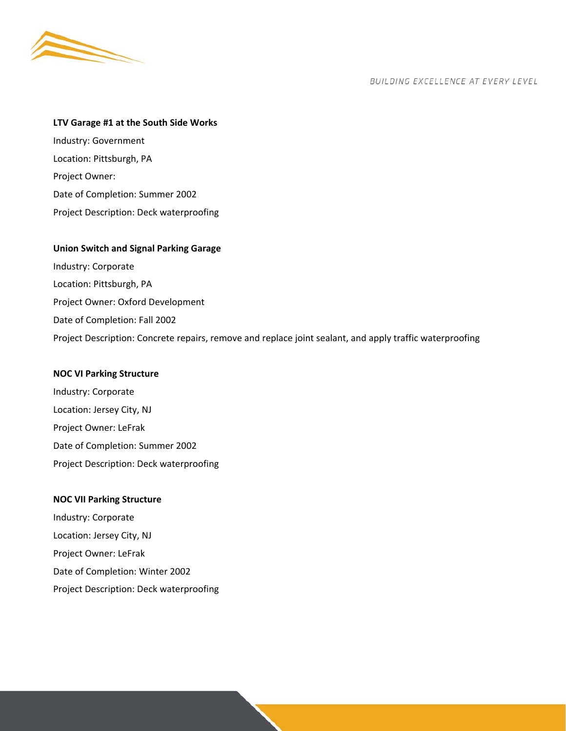**LTV Garage #1 at the South Side Works**

Industry: Government

Location: Pittsburgh, PA

Project Owner:

Date of Completion: Summer 2002

Project Description: Deck waterproofing

**Union Switch and Signal Parking Garage**

Industry: Corporate

Location: Pittsburgh, PA

Project Owner: Oxford Development

Date of Completion: Fall 2002

Project Description: Concrete repairs, remove and replace joint sealant, and apply traffic waterproofing

**NOC VI Parking Structure**

Industry: Corporate

Location: Jersey City, NJ

Project Owner: LeFrak

Date of Completion: Summer 2002

Project Description: Deck waterproofing

**NOC VII Parking Structure**

Industry: Corporate

Location: Jersey City, NJ

Project Owner: LeFrak

Date of Completion: Winter 2002

Project Description: Deck waterproofing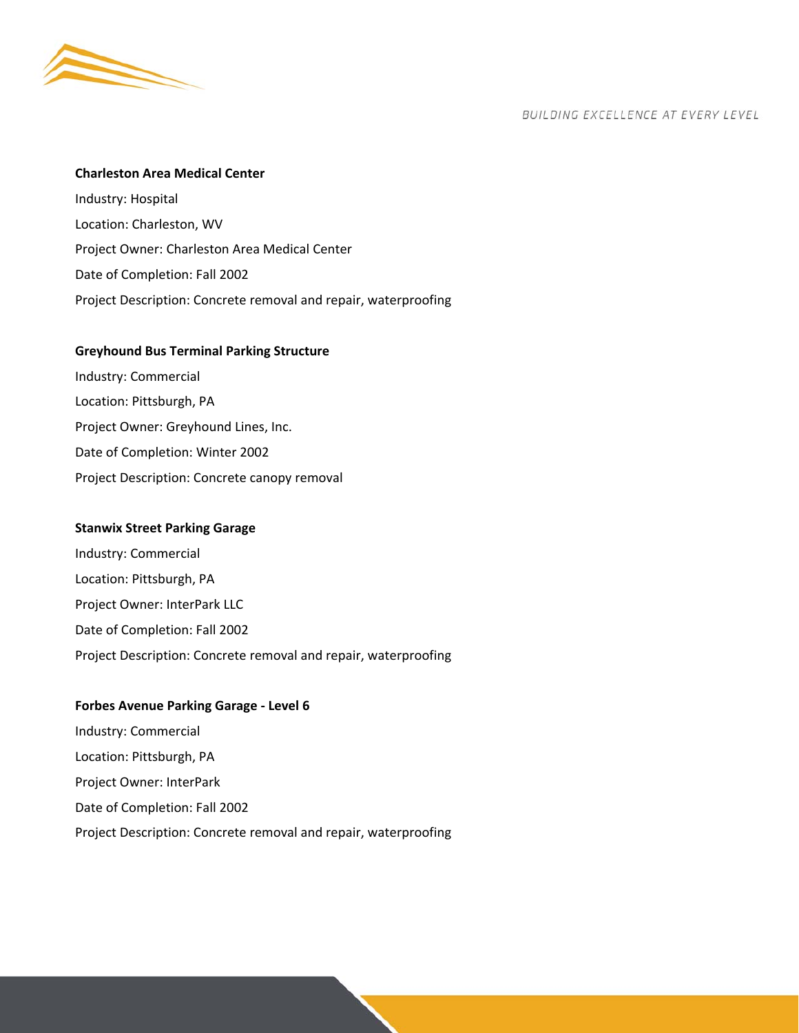**Charleston Area Medical Center**

Industry: Hospital

Location: Charleston, WV

Project Owner: Charleston Area Medical Center

Date of Completion: Fall 2002

Project Description: Concrete removal and repair, waterproofing

**Greyhound Bus Terminal Parking Structure**

Industry: Commercial

Location: Pittsburgh, PA

Project Owner: Greyhound Lines, Inc.

Date of Completion: Winter 2002

Project Description: Concrete canopy removal

**Stanwix Street Parking Garage**

Industry: Commercial

Location: Pittsburgh, PA

Project Owner: InterPark LLC

Date of Completion: Fall 2002

Project Description: Concrete removal and repair, waterproofing

**Forbes Avenue Parking Garage - Level 6**

Industry: Commercial

Location: Pittsburgh, PA

Project Owner: InterPark

Date of Completion: Fall 2002

Project Description: Concrete removal and repair, waterproofing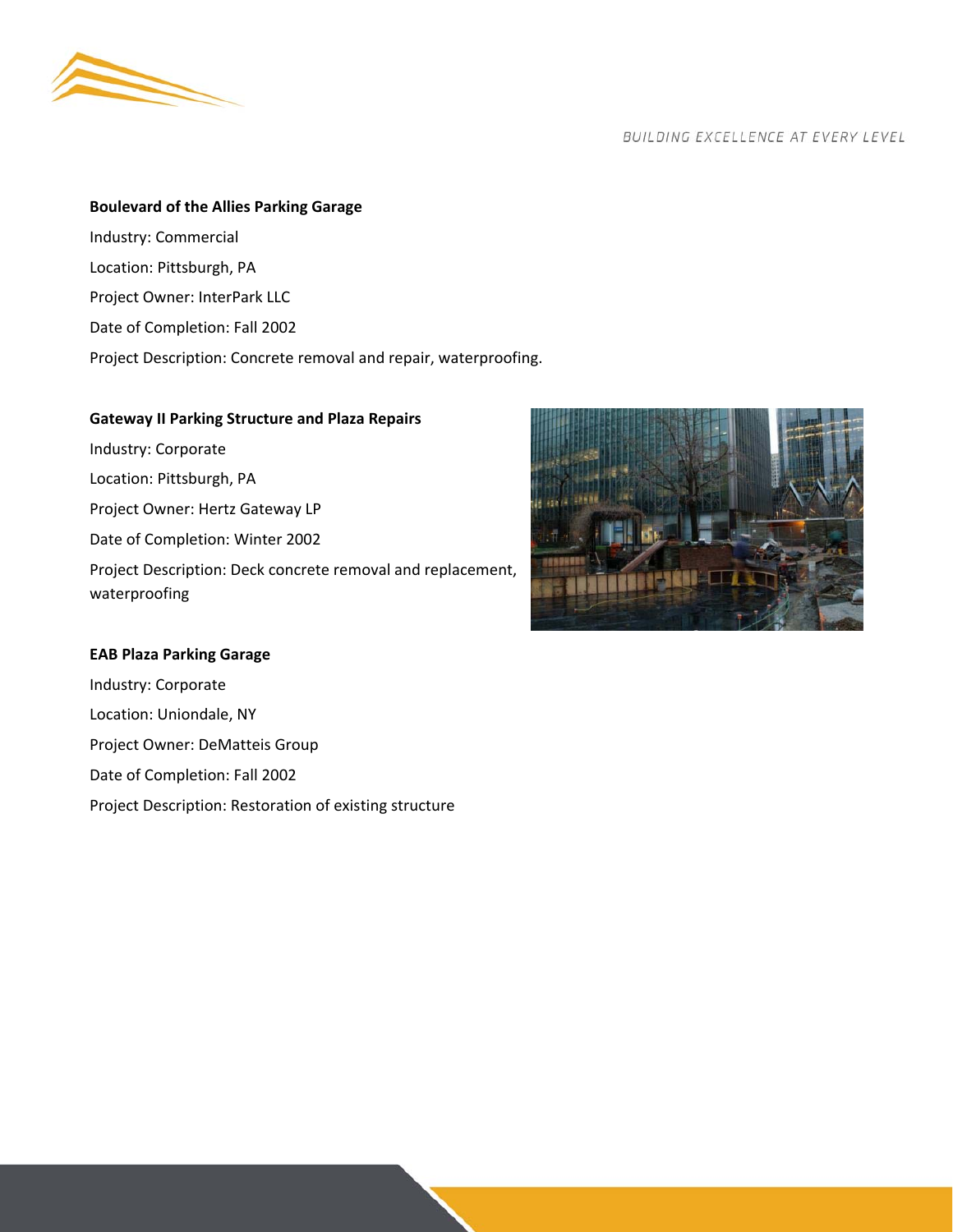**Boulevard of the Allies Parking Garage**

Industry: Commercial

Location: Pittsburgh, PA

Project Owner: InterPark LLC

Date of Completion: Fall 2002

Project Description: Concrete removal and repair, waterproofing.

**Gateway II Parking Structure and Plaza Repairs**

Industry: Corporate

Location: Pittsburgh, PA

Project Owner: Hertz Gateway LP

Date of Completion: Winter 2002

Project Description: Deck concrete removal and replacement, waterproofing

**EAB Plaza Parking Garage**

Industry: Corporate

Location: Uniondale, NY

Project Owner: DeMatteis Group

Date of Completion: Fall 2002

Project Description: Restoration of existing structure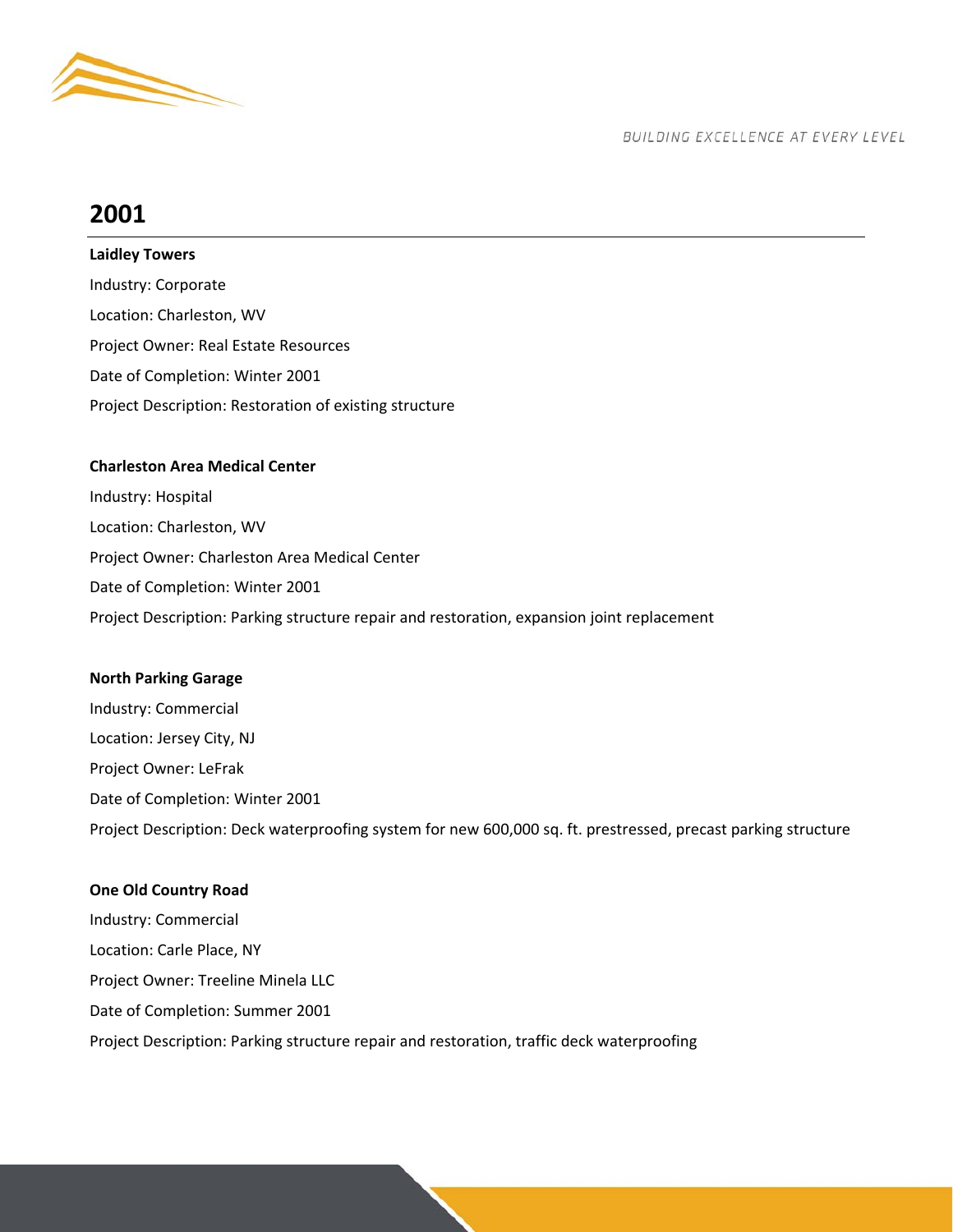## 2001

**Laidley Towers**

Industry: Corporate

Location: Charleston, WV

Project Owner: Real Estate Resources

Date of Completion: Winter 2001

Project Description: Restoration of existing structure

**Charleston Area Medical Center**

Industry: Hospital

Location: Charleston, WV

Project Owner: Charleston Area Medical Center

Date of Completion: Winter 2001

Project Description: Parking structure repair and restoration, expansion joint replacement

**North Parking Garage**

Industry: Commercial

Location: Jersey City, NJ

Project Owner: LeFrak

Date of Completion: Winter 2001

Project Description: Deck waterproofing system for new 600,000 sq. ft. prestressed, precast parking structure

**One Old Country Road**

Industry: Commercial

Location: Carle Place, NY

Project Owner: Treeline Minela LLC

Date of Completion: Summer 2001

Project Description: Parking structure repair and restoration, traffic deck waterproofing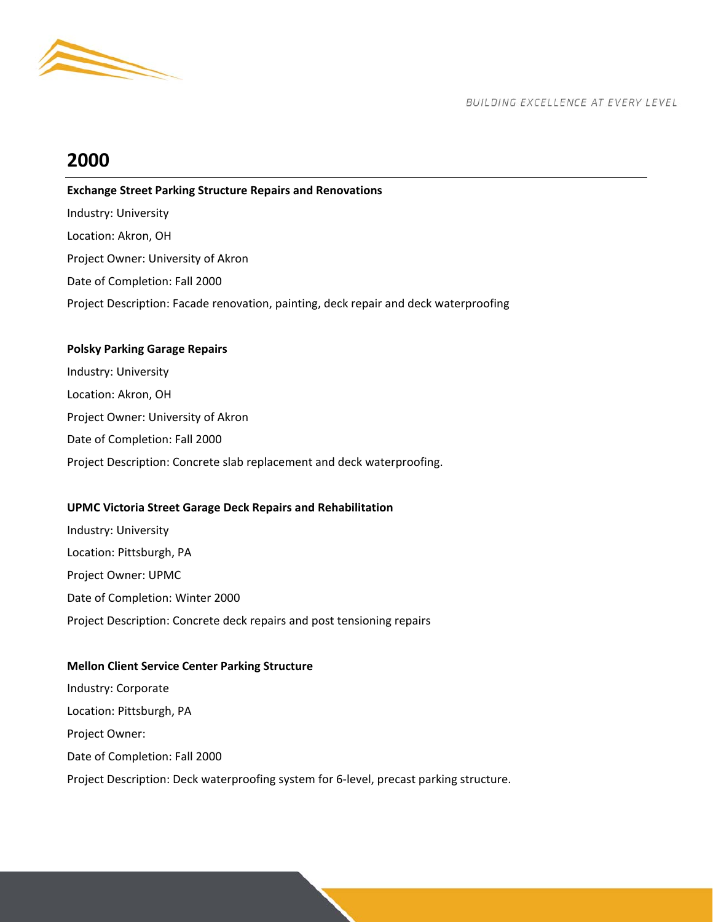## 2000

**Exchange Street Parking Structure Repairs and Renovations**

Industry: University

Location: Akron, OH

Project Owner: University of Akron

Date of Completion: Fall 2000

Project Description: Facade renovation, painting, deck repair and deck waterproofing

**Polsky Parking Garage Repairs**

Industry: University

Location: Akron, OH

Project Owner: University of Akron

Date of Completion: Fall 2000

Project Description: Concrete slab replacement and deck waterproofing.

**UPMC Victoria Street Garage Deck Repairs and Rehabilitation**

Industry: University

Location: Pittsburgh, PA

Project Owner: UPMC

Date of Completion: Winter 2000

Project Description: Concrete deck repairs and post tensioning repairs

**Mellon Client Service Center Parking Structure**

Industry: Corporate

Location: Pittsburgh, PA

Project Owner:

Date of Completion: Fall 2000

Project Description: Deck waterproofing system for 6-level, precast parking structure.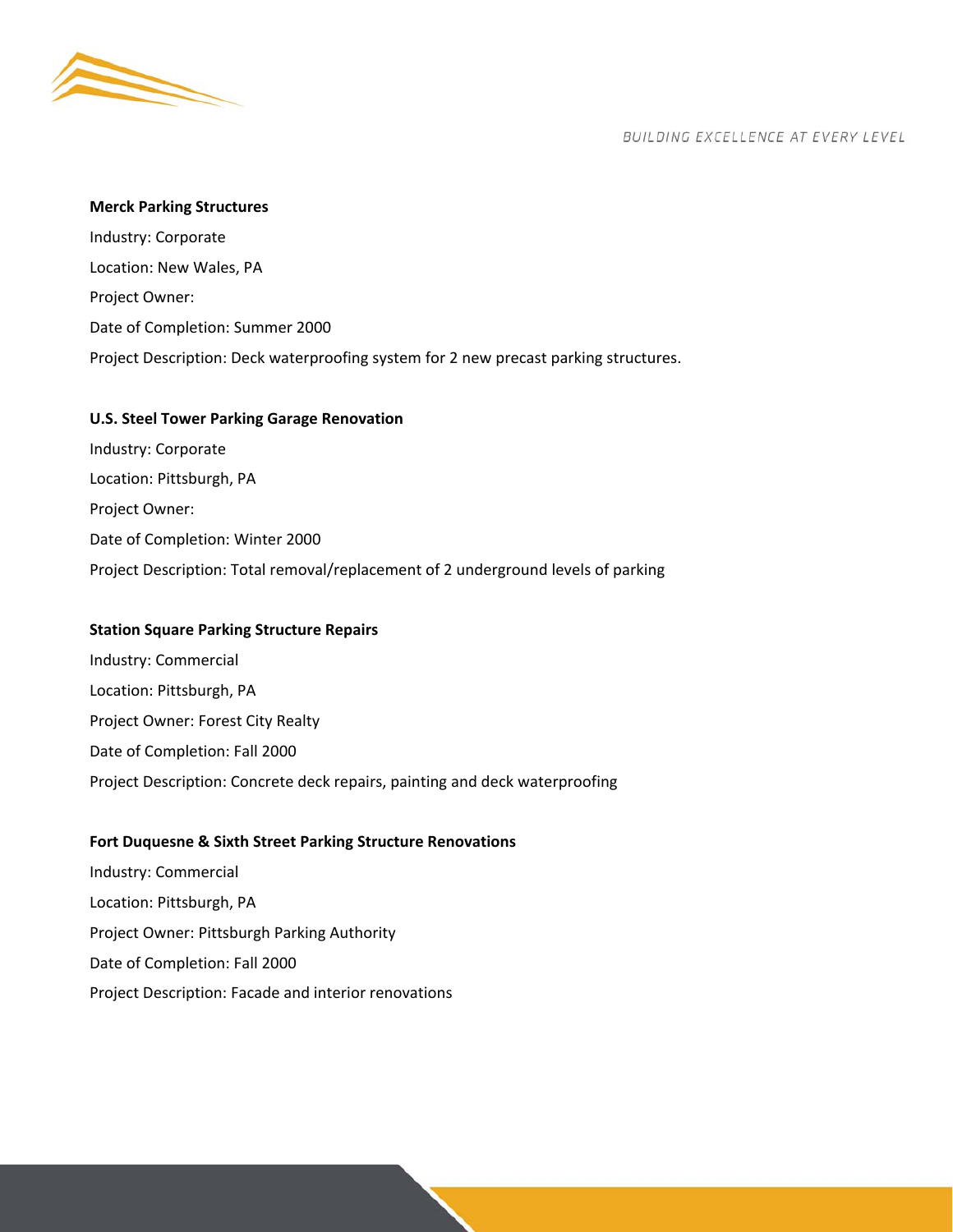**Merck Parking Structures**

Industry: Corporate

Location: New Wales, PA

Project Owner:

Date of Completion: Summer 2000

Project Description: Deck waterproofing system for 2 new precast parking structures.

**U.S. Steel Tower Parking Garage Renovation**

Industry: Corporate

Location: Pittsburgh, PA

Project Owner:

Date of Completion: Winter 2000

Project Description: Total removal/replacement of 2 underground levels of parking

**Station Square Parking Structure Repairs**

Industry: Commercial

Location: Pittsburgh, PA

Project Owner: Forest City Realty

Date of Completion: Fall 2000

Project Description: Concrete deck repairs, painting and deck waterproofing

**Fort Duquesne & Sixth Street Parking Structure Renovations**

Industry: Commercial

Location: Pittsburgh, PA

Project Owner: Pittsburgh Parking Authority

Date of Completion: Fall 2000

Project Description: Facade and interior renovations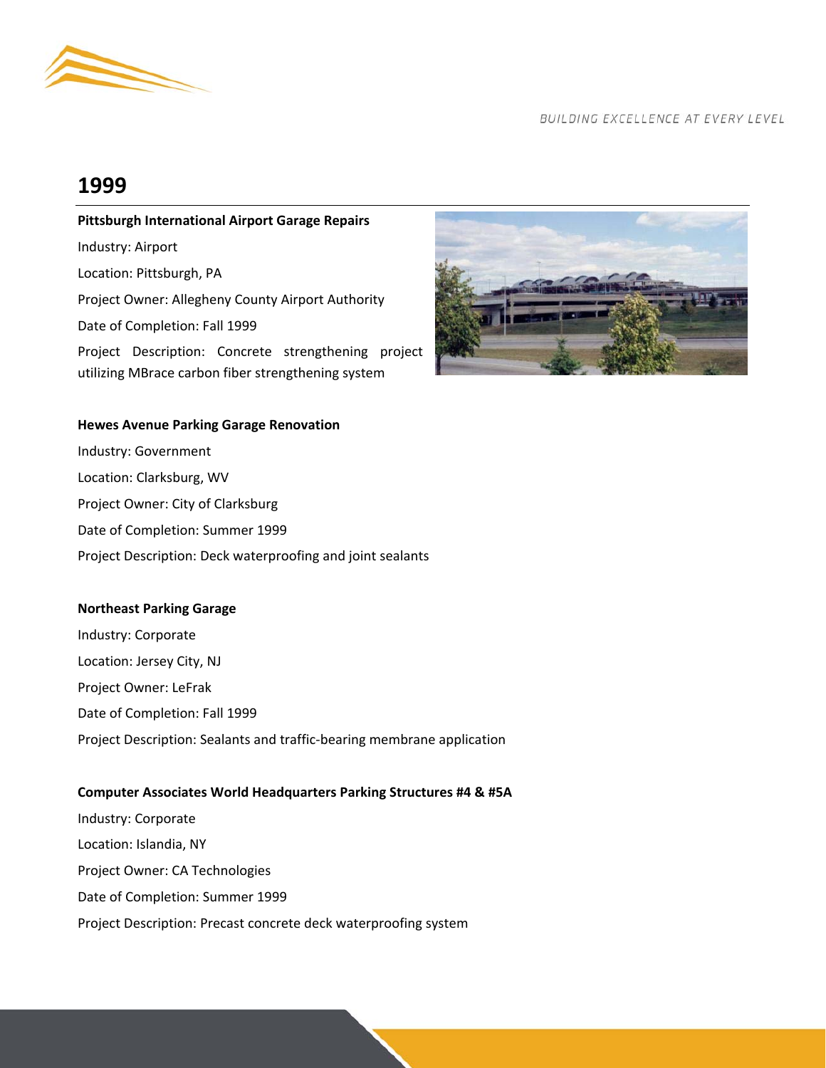# 1999

**Pittsburgh International Airport Garage Repairs**

Industry: Airport

Location: Pittsburgh, PA

Project Owner: Allegheny County Airport Authority

Date of Completion: Fall 1999

Project Description: Concrete strengthening project utilizing MBrace carbon fiber strengthening system

**Hewes Avenue Parking Garage Renovation**

Industry: Government

Location: Clarksburg, WV

Project Owner: City of Clarksburg

Date of Completion: Summer 1999

Project Description: Deck waterproofing and joint sealants

**Northeast Parking Garage**

Industry: Corporate

Location: Jersey City, NJ

Project Owner: LeFrak

Date of Completion: Fall 1999

Project Description: Sealants and traffic-bearing membrane application

**Computer Associates World Headquarters Parking Structures #4 & #5A**

Industry: Corporate

Location: Islandia, NY

Project Owner: CA Technologies

Date of Completion: Summer 1999

Project Description: Precast concrete deck waterproofing system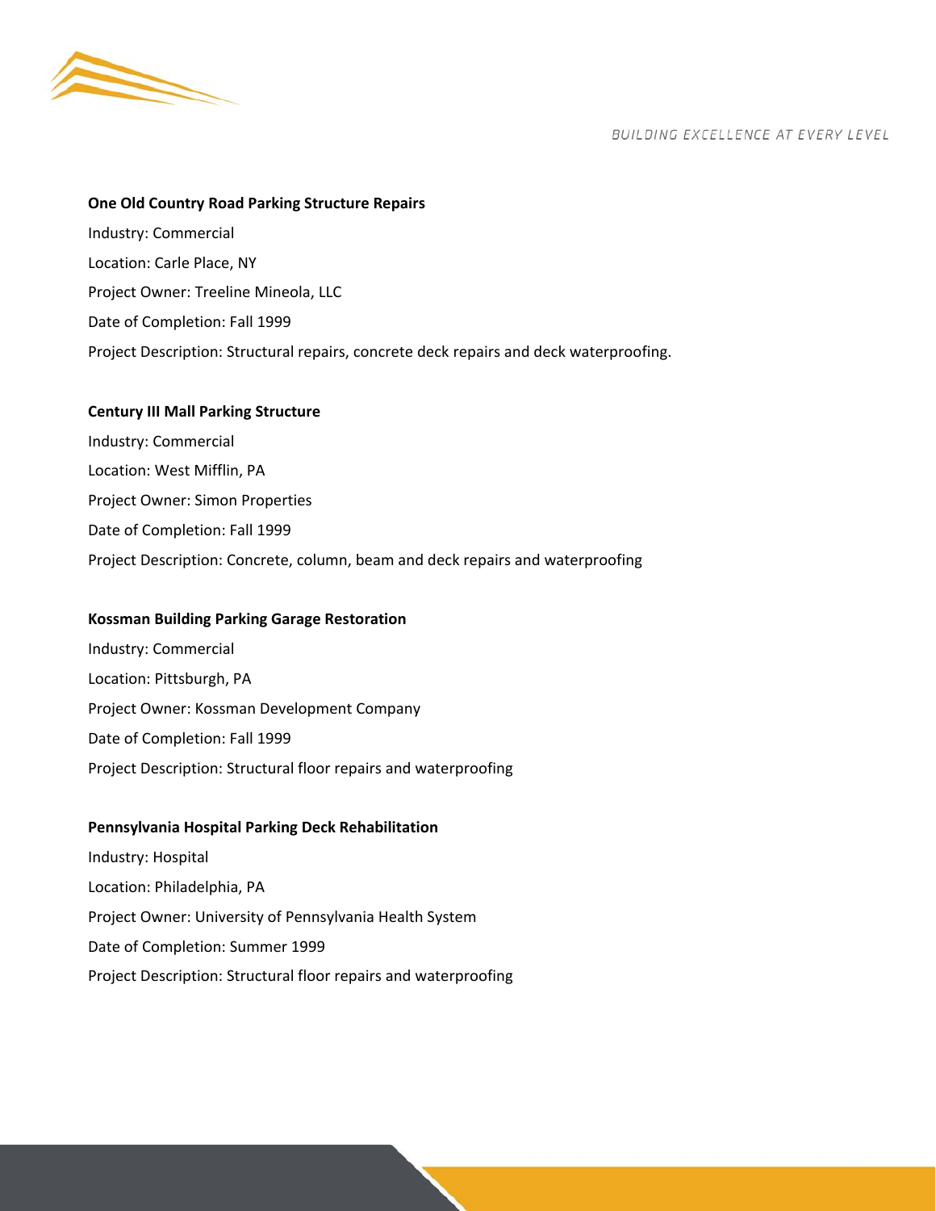**One Old Country Road Parking Structure Repairs**

Industry: Commercial

Location: Carle Place, NY

Project Owner: Treeline Mineola, LLC

Date of Completion: Fall 1999

Project Description: Structural repairs, concrete deck repairs and deck waterproofing.

**Century III Mall Parking Structure**

Industry: Commercial

Location: West Mifflin, PA

Project Owner: Simon Properties

Date of Completion: Fall 1999

Project Description: Concrete, column, beam and deck repairs and waterproofing

**Kossman Building Parking Garage Restoration**

Industry: Commercial

Location: Pittsburgh, PA

Project Owner: Kossman Development Company

Date of Completion: Fall 1999

Project Description: Structural floor repairs and waterproofing

**Pennsylvania Hospital Parking Deck Rehabilitation**

Industry: Hospital

Location: Philadelphia, PA

Project Owner: University of Pennsylvania Health System

Date of Completion: Summer 1999

Project Description: Structural floor repairs and waterproofing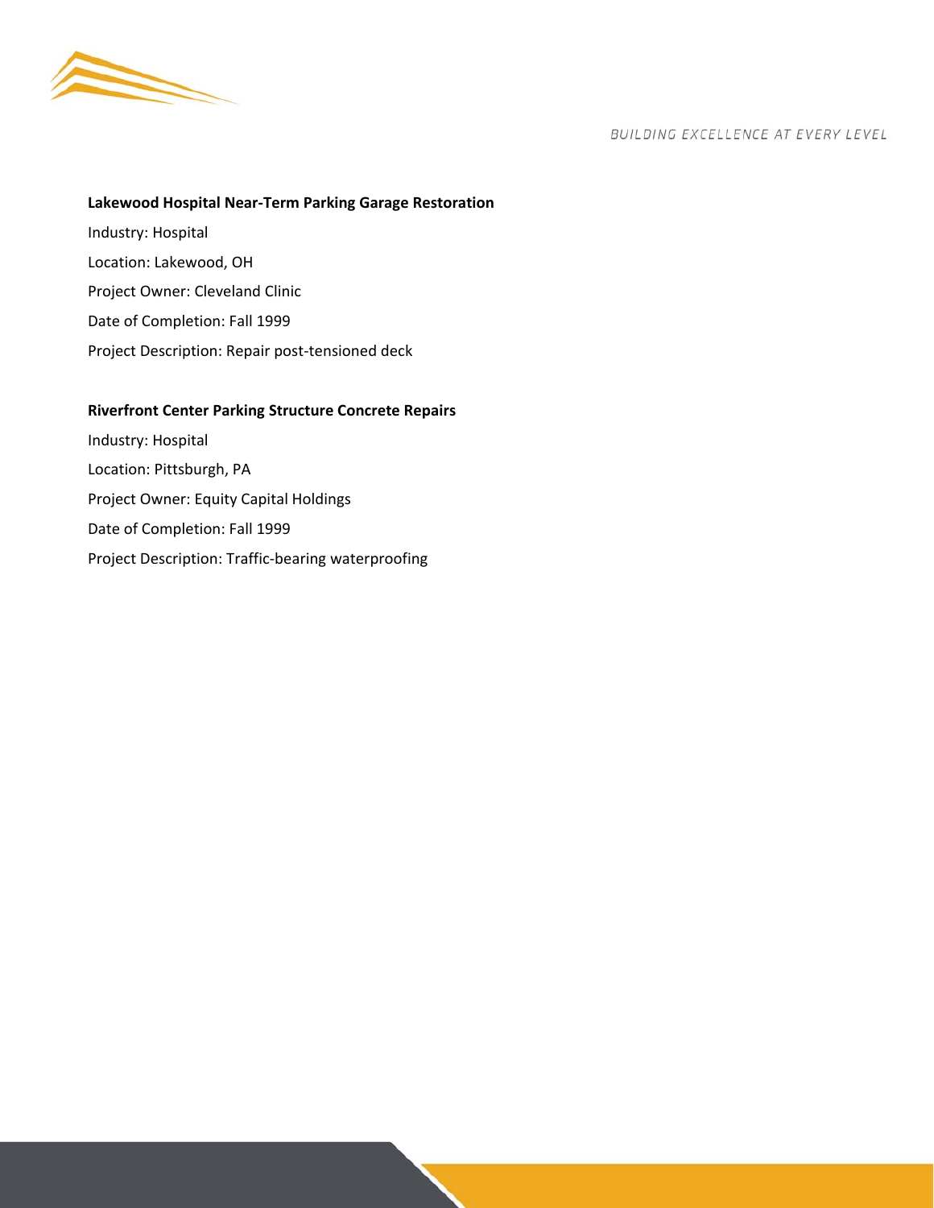**Lakewood Hospital Near-Term Parking Garage Restoration**

Industry: Hospital

Location: Lakewood, OH

Project Owner: Cleveland Clinic

Date of Completion: Fall 1999

Project Description: Repair post-tensioned deck

**Riverfront Center Parking Structure Concrete Repairs**

Industry: Hospital

Location: Pittsburgh, PA

Project Owner: Equity Capital Holdings

Date of Completion: Fall 1999

Project Description: Traffic-bearing waterproofing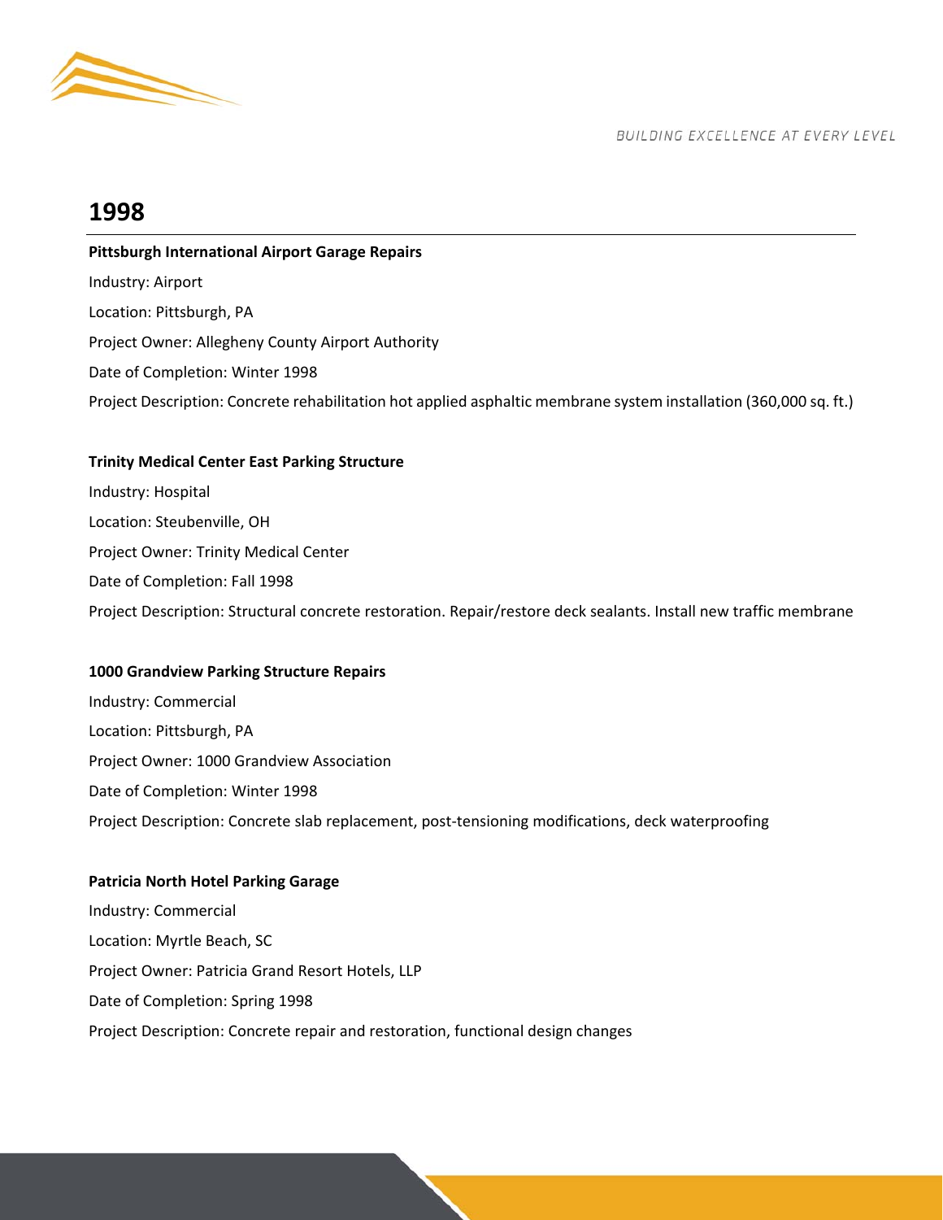## 1998

**Pittsburgh International Airport Garage Repairs**

Industry: Airport

Location: Pittsburgh, PA

Project Owner: Allegheny County Airport Authority

Date of Completion: Winter 1998

Project Description: Concrete rehabilitation hot applied asphaltic membrane system installation (360,000 sq. ft.)

**Trinity Medical Center East Parking Structure**

Industry: Hospital

Location: Steubenville, OH

Project Owner: Trinity Medical Center

Date of Completion: Fall 1998

Project Description: Structural concrete restoration. Repair/restore deck sealants. Install new traffic membrane

**1000 Grandview Parking Structure Repairs**

Industry: Commercial

Location: Pittsburgh, PA

Project Owner: 1000 Grandview Association

Date of Completion: Winter 1998

Project Description: Concrete slab replacement, post-tensioning modifications, deck waterproofing

**Patricia North Hotel Parking Garage**

Industry: Commercial

Location: Myrtle Beach, SC

Project Owner: Patricia Grand Resort Hotels, LLP

Date of Completion: Spring 1998

Project Description: Concrete repair and restoration, functional design changes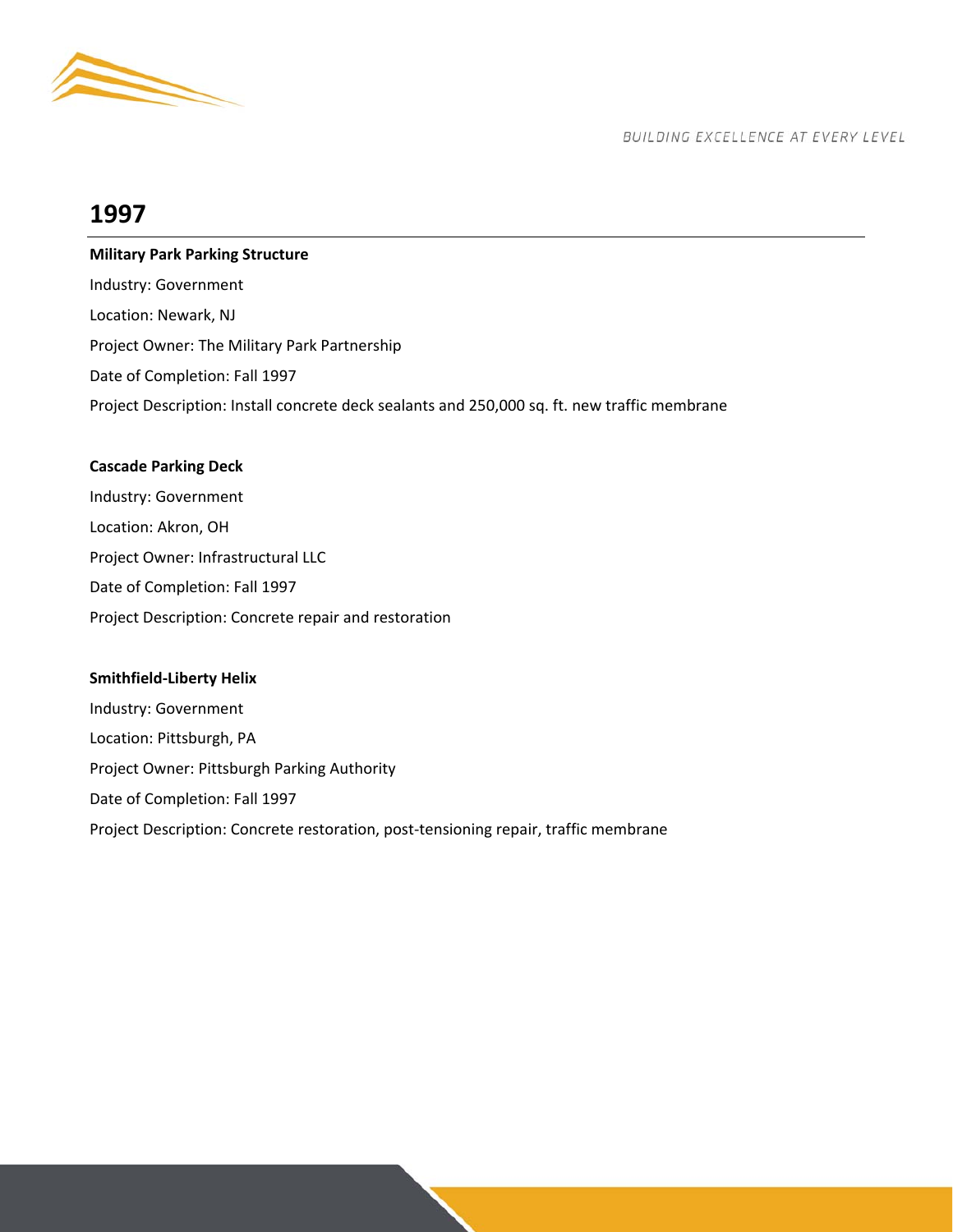## 1997

**Military Park Parking Structure**

Industry: Government

Location: Newark, NJ

Project Owner: The Military Park Partnership

Date of Completion: Fall 1997

Project Description: Install concrete deck sealants and 250,000 sq. ft. new traffic membrane

**Cascade Parking Deck**

Industry: Government

Location: Akron, OH

Project Owner: Infrastructural LLC

Date of Completion: Fall 1997

Project Description: Concrete repair and restoration

**Smithfield-Liberty Helix**

Industry: Government

Location: Pittsburgh, PA

Project Owner: Pittsburgh Parking Authority

Date of Completion: Fall 1997

Project Description: Concrete restoration, post-tensioning repair, traffic membrane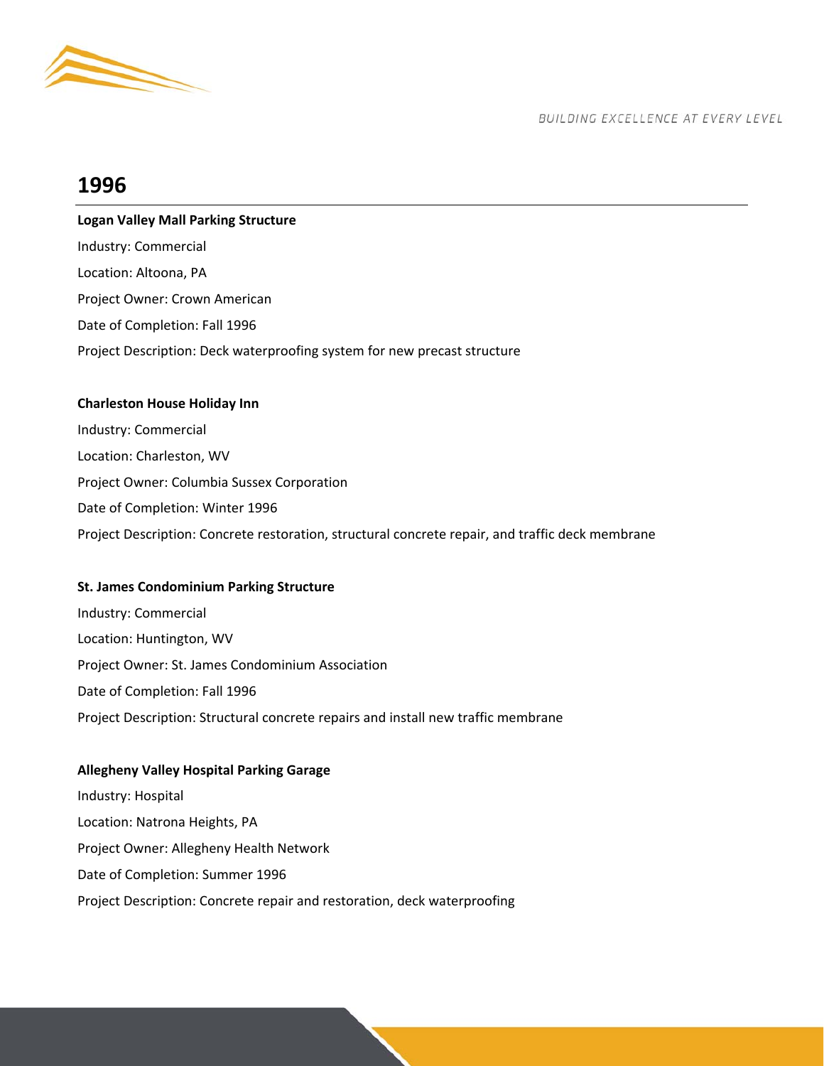# 1996

**Logan Valley Mall Parking Structure**

Industry: Commercial

Location: Altoona, PA

Project Owner: Crown American

Date of Completion: Fall 1996

Project Description: Deck waterproofing system for new precast structure

**Charleston House Holiday Inn**

Industry: Commercial

Location: Charleston, WV

Project Owner: Columbia Sussex Corporation

Date of Completion: Winter 1996

Project Description: Concrete restoration, structural concrete repair, and traffic deck membrane

**St. James Condominium Parking Structure**

Industry: Commercial

Location: Huntington, WV

Project Owner: St. James Condominium Association

Date of Completion: Fall 1996

Project Description: Structural concrete repairs and install new traffic membrane

**Allegheny Valley Hospital Parking Garage**

Industry: Hospital

Location: Natrona Heights, PA

Project Owner: Allegheny Health Network

Date of Completion: Summer 1996

Project Description: Concrete repair and restoration, deck waterproofing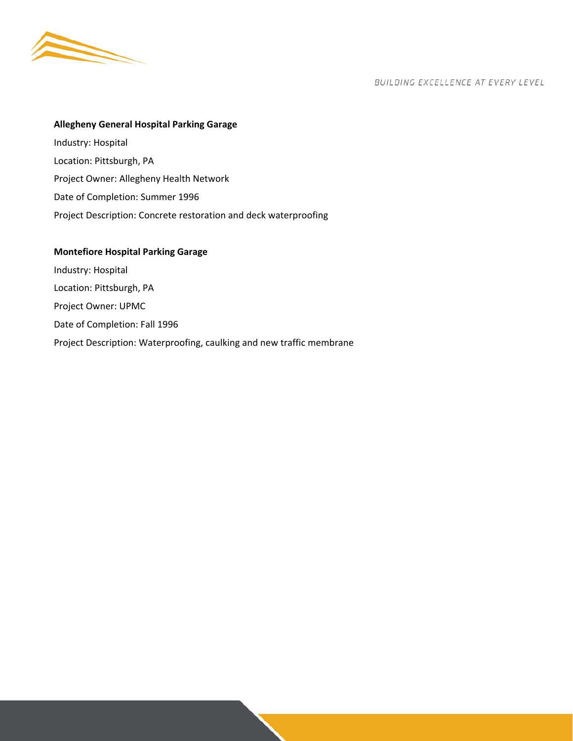**Allegheny General Hospital Parking Garage**

Industry: Hospital

Location: Pittsburgh, PA

Project Owner: Allegheny Health Network

Date of Completion: Summer 1996

Project Description: Concrete restoration and deck waterproofing

**Montefiore Hospital Parking Garage**

Industry: Hospital

Location: Pittsburgh, PA

Project Owner: UPMC

Date of Completion: Fall 1996

Project Description: Waterproofing, caulking and new traffic membrane